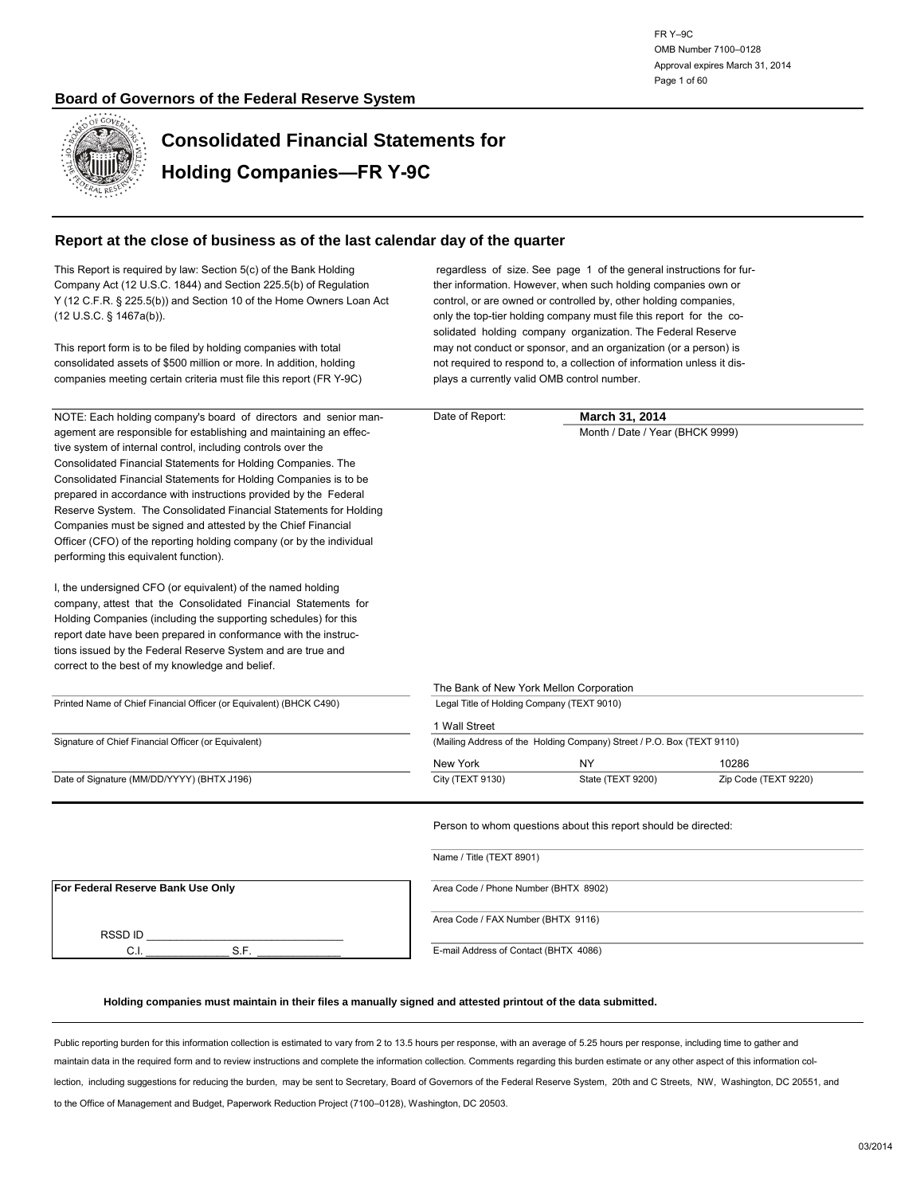FR Y–9C
OMB Number 7100–0128
Approval expires March 31, 2014

**Board of Governors of the Federal Reserve System**

# Consolidated Financial Statements for Holding Companies—FR Y-9C

## Report at the close of business as of the last calendar day of the quarter

This Report is required by law: Section 5(c) of the Bank Holding Company Act (12 U.S.C. 1844) and Section 225.5(b) of Regulation Y (12 C.F.R. § 225.5(b)) and Section 10 of the Home Owners Loan Act (12 U.S.C. § 1467a(b)).

This report form is to be filed by holding companies with total consolidated assets of $500 million or more. In addition, holding companies meeting certain criteria must file this report (FR Y-9C) regardless of size. See page 1 of the general instructions for further information. However, when such holding companies own or control, or are owned or controlled by, other holding companies, only the top-tier holding company must file this report for the consolidated holding company organization. The Federal Reserve may not conduct or sponsor, and an organization (or a person) is not required to respond to, a collection of information unless it displays a currently valid OMB control number.

NOTE: Each holding company's board of directors and senior management are responsible for establishing and maintaining an effective system of internal control, including controls over the Consolidated Financial Statements for Holding Companies. The Consolidated Financial Statements for Holding Companies is to be prepared in accordance with instructions provided by the Federal Reserve System. The Consolidated Financial Statements for Holding Companies must be signed and attested by the Chief Financial Officer (CFO) of the reporting holding company (or by the individual performing this equivalent function).

I, the undersigned CFO (or equivalent) of the named holding company, attest that the Consolidated Financial Statements for Holding Companies (including the supporting schedules) for this report date have been prepared in conformance with the instructions issued by the Federal Reserve System and are true and correct to the best of my knowledge and belief.

Date of Report: **March 31, 2014**
Month / Date / Year (BHCK 9999)

Printed Name of Chief Financial Officer (or Equivalent) (BHCK C490)

Signature of Chief Financial Officer (or Equivalent)

Date of Signature (MM/DD/YYYY) (BHTX J196)

The Bank of New York Mellon Corporation
Legal Title of Holding Company (TEXT 9010)

1 Wall Street
(Mailing Address of the Holding Company) Street / P.O. Box (TEXT 9110)

| New York | NY | 10286 |
|---|---|---|
| City (TEXT 9130) | State (TEXT 9200) | Zip Code (TEXT 9220) |

Person to whom questions about this report should be directed:

Name / Title (TEXT 8901)

Area Code / Phone Number (BHTX 8902)

Area Code / FAX Number (BHTX 9116)

E-mail Address of Contact (BHTX 4086)

**For Federal Reserve Bank Use Only**

RSSD ID ____________________
C.I. ____________ S.F. ____________

**Holding companies must maintain in their files a manually signed and attested printout of the data submitted.**

Public reporting burden for this information collection is estimated to vary from 2 to 13.5 hours per response, with an average of 5.25 hours per response, including time to gather and maintain data in the required form and to review instructions and complete the information collection. Comments regarding this burden estimate or any other aspect of this information collection, including suggestions for reducing the burden, may be sent to Secretary, Board of Governors of the Federal Reserve System, 20th and C Streets, NW, Washington, DC 20551, and to the Office of Management and Budget, Paperwork Reduction Project (7100–0128), Washington, DC 20503.

03/2014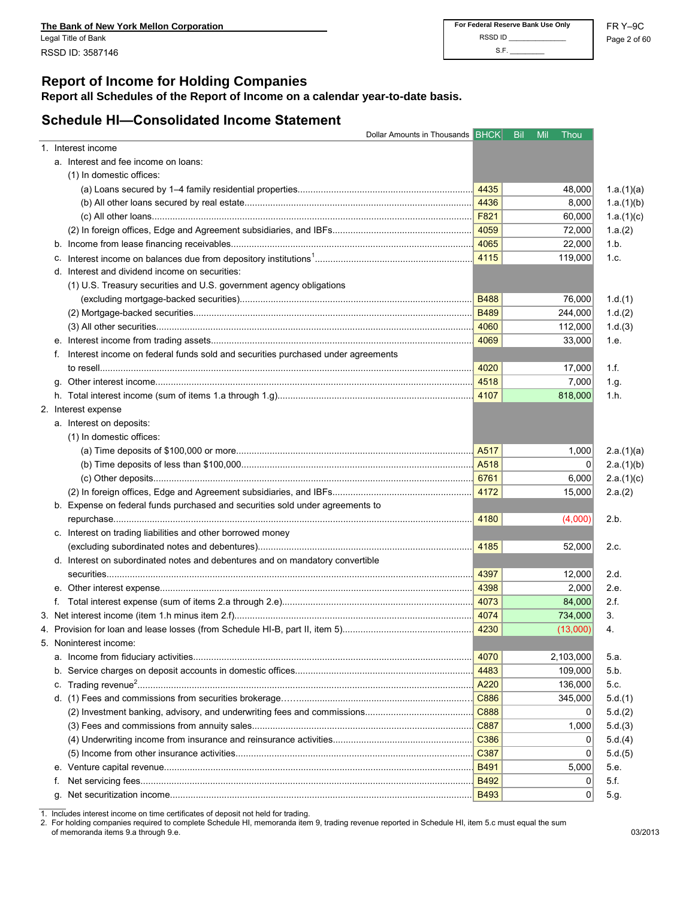The Bank of New York Mellon Corporation
Legal Title of Bank
RSSD ID: 3587146

| For Federal Reserve Bank Use Only |
|---|
| RSSD ID _______________ |
| S.F. _________ |

FR Y–9C

# Report of Income for Holding Companies

**Report all Schedules of the Report of Income on a calendar year-to-date basis.**

## Schedule HI—Consolidated Income Statement

| Dollar Amounts in Thousands | BHCK | Bil Mil Thou | |
|---|---|---|---|
| 1. Interest income | | | |
| a. Interest and fee income on loans: | | | |
| (1) In domestic offices: | | | |
| (a) Loans secured by 1–4 family residential properties | 4435 | 48,000 | 1.a.(1)(a) |
| (b) All other loans secured by real estate | 4436 | 8,000 | 1.a.(1)(b) |
| (c) All other loans | F821 | 60,000 | 1.a.(1)(c) |
| (2) In foreign offices, Edge and Agreement subsidiaries, and IBFs | 4059 | 72,000 | 1.a.(2) |
| b. Income from lease financing receivables | 4065 | 22,000 | 1.b. |
| c. Interest income on balances due from depository institutions[1] | 4115 | 119,000 | 1.c. |
| d. Interest and dividend income on securities: | | | |
| (1) U.S. Treasury securities and U.S. government agency obligations (excluding mortgage-backed securities) | B488 | 76,000 | 1.d.(1) |
| (2) Mortgage-backed securities | B489 | 244,000 | 1.d.(2) |
| (3) All other securities | 4060 | 112,000 | 1.d.(3) |
| e. Interest income from trading assets | 4069 | 33,000 | 1.e. |
| f. Interest income on federal funds sold and securities purchased under agreements to resell | 4020 | 17,000 | 1.f. |
| g. Other interest income | 4518 | 7,000 | 1.g. |
| h. Total interest income (sum of items 1.a through 1.g) | 4107 | 818,000 | 1.h. |
| 2. Interest expense | | | |
| a. Interest on deposits: | | | |
| (1) In domestic offices: | | | |
| (a) Time deposits of $100,000 or more | A517 | 1,000 | 2.a.(1)(a) |
| (b) Time deposits of less than $100,000 | A518 | 0 | 2.a.(1)(b) |
| (c) Other deposits | 6761 | 6,000 | 2.a.(1)(c) |
| (2) In foreign offices, Edge and Agreement subsidiaries, and IBFs | 4172 | 15,000 | 2.a.(2) |
| b. Expense on federal funds purchased and securities sold under agreements to repurchase | 4180 | (4,000) | 2.b. |
| c. Interest on trading liabilities and other borrowed money (excluding subordinated notes and debentures) | 4185 | 52,000 | 2.c. |
| d. Interest on subordinated notes and debentures and on mandatory convertible securities | 4397 | 12,000 | 2.d. |
| e. Other interest expense | 4398 | 2,000 | 2.e. |
| f. Total interest expense (sum of items 2.a through 2.e) | 4073 | 84,000 | 2.f. |
| 3. Net interest income (item 1.h minus item 2.f) | 4074 | 734,000 | 3. |
| 4. Provision for loan and lease losses (from Schedule HI-B, part II, item 5) | 4230 | (13,000) | 4. |
| 5. Noninterest income: | | | |
| a. Income from fiduciary activities | 4070 | 2,103,000 | 5.a. |
| b. Service charges on deposit accounts in domestic offices | 4483 | 109,000 | 5.b. |
| c. Trading revenue[2] | A220 | 136,000 | 5.c. |
| d. (1) Fees and commissions from securities brokerage | C886 | 345,000 | 5.d.(1) |
| (2) Investment banking, advisory, and underwriting fees and commissions | C888 | 0 | 5.d.(2) |
| (3) Fees and commissions from annuity sales | C887 | 1,000 | 5.d.(3) |
| (4) Underwriting income from insurance and reinsurance activities | C386 | 0 | 5.d.(4) |
| (5) Income from other insurance activities | C387 | 0 | 5.d.(5) |
| e. Venture capital revenue | B491 | 5,000 | 5.e. |
| f. Net servicing fees | B492 | 0 | 5.f. |
| g. Net securitization income | B493 | 0 | 5.g. |

1. Includes interest income on time certificates of deposit not held for trading.
2. For holding companies required to complete Schedule HI, memoranda item 9, trading revenue reported in Schedule HI, item 5.c must equal the sum of memoranda items 9.a through 9.e.

03/2013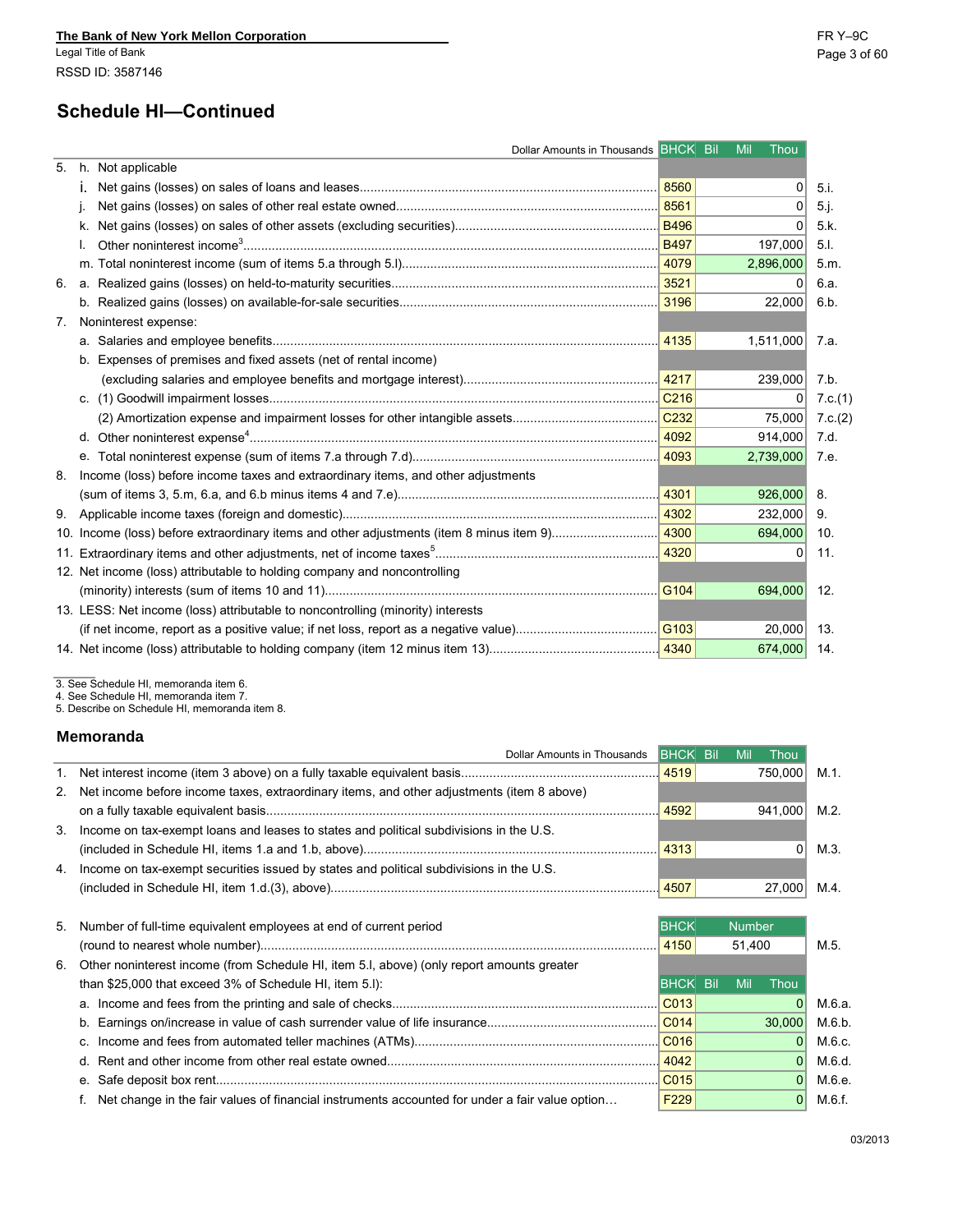The Bank of New York Mellon Corporation
Legal Title of Bank
RSSD ID: 3587146

FR Y–9C

## Schedule HI—Continued

| | Dollar Amounts in Thousands | BHCK | Bil Mil Thou | |
|---|---|---|---|---|
| 5. | h. Not applicable | | | |
| | i. Net gains (losses) on sales of loans and leases | 8560 | 0 | 5.i. |
| | j. Net gains (losses) on sales of other real estate owned | 8561 | 0 | 5.j. |
| | k. Net gains (losses) on sales of other assets (excluding securities) | B496 | 0 | 5.k. |
| | l. Other noninterest income[3] | B497 | 197,000 | 5.l. |
| | m. Total noninterest income (sum of items 5.a through 5.l) | 4079 | 2,896,000 | 5.m. |
| 6. | a. Realized gains (losses) on held-to-maturity securities | 3521 | 0 | 6.a. |
| | b. Realized gains (losses) on available-for-sale securities | 3196 | 22,000 | 6.b. |
| 7. | Noninterest expense: | | | |
| | a. Salaries and employee benefits | 4135 | 1,511,000 | 7.a. |
| | b. Expenses of premises and fixed assets (net of rental income) (excluding salaries and employee benefits and mortgage interest) | 4217 | 239,000 | 7.b. |
| | c. (1) Goodwill impairment losses | C216 | 0 | 7.c.(1) |
| | (2) Amortization expense and impairment losses for other intangible assets | C232 | 75,000 | 7.c.(2) |
| | d. Other noninterest expense[4] | 4092 | 914,000 | 7.d. |
| | e. Total noninterest expense (sum of items 7.a through 7.d) | 4093 | 2,739,000 | 7.e. |
| 8. | Income (loss) before income taxes and extraordinary items, and other adjustments (sum of items 3, 5.m, 6.a, and 6.b minus items 4 and 7.e) | 4301 | 926,000 | 8. |
| 9. | Applicable income taxes (foreign and domestic) | 4302 | 232,000 | 9. |
| 10. | Income (loss) before extraordinary items and other adjustments (item 8 minus item 9) | 4300 | 694,000 | 10. |
| 11. | Extraordinary items and other adjustments, net of income taxes[5] | 4320 | 0 | 11. |
| 12. | Net income (loss) attributable to holding company and noncontrolling (minority) interests (sum of items 10 and 11) | G104 | 694,000 | 12. |
| 13. | LESS: Net income (loss) attributable to noncontrolling (minority) interests (if net income, report as a positive value; if net loss, report as a negative value) | G103 | 20,000 | 13. |
| 14. | Net income (loss) attributable to holding company (item 12 minus item 13) | 4340 | 674,000 | 14. |

3. See Schedule HI, memoranda item 6.
4. See Schedule HI, memoranda item 7.
5. Describe on Schedule HI, memoranda item 8.

### Memoranda

| | Dollar Amounts in Thousands | BHCK | Bil Mil Thou | |
|---|---|---|---|---|
| 1. | Net interest income (item 3 above) on a fully taxable equivalent basis | 4519 | 750,000 | M.1. |
| 2. | Net income before income taxes, extraordinary items, and other adjustments (item 8 above) on a fully taxable equivalent basis | 4592 | 941,000 | M.2. |
| 3. | Income on tax-exempt loans and leases to states and political subdivisions in the U.S. (included in Schedule HI, items 1.a and 1.b, above) | 4313 | 0 | M.3. |
| 4. | Income on tax-exempt securities issued by states and political subdivisions in the U.S. (included in Schedule HI, item 1.d.(3), above) | 4507 | 27,000 | M.4. |

| | | BHCK | Number | |
|---|---|---|---|---|
| 5. | Number of full-time equivalent employees at end of current period (round to nearest whole number) | 4150 | 51,400 | M.5. |

| | | BHCK | Bil Mil Thou | |
|---|---|---|---|---|
| 6. | Other noninterest income (from Schedule HI, item 5.l, above) (only report amounts greater than $25,000 that exceed 3% of Schedule HI, item 5.l): | | | |
| | a. Income and fees from the printing and sale of checks | C013 | 0 | M.6.a. |
| | b. Earnings on/increase in value of cash surrender value of life insurance | C014 | 30,000 | M.6.b. |
| | c. Income and fees from automated teller machines (ATMs) | C016 | 0 | M.6.c. |
| | d. Rent and other income from other real estate owned | 4042 | 0 | M.6.d. |
| | e. Safe deposit box rent | C015 | 0 | M.6.e. |
| | f. Net change in the fair values of financial instruments accounted for under a fair value option | F229 | 0 | M.6.f. |

03/2013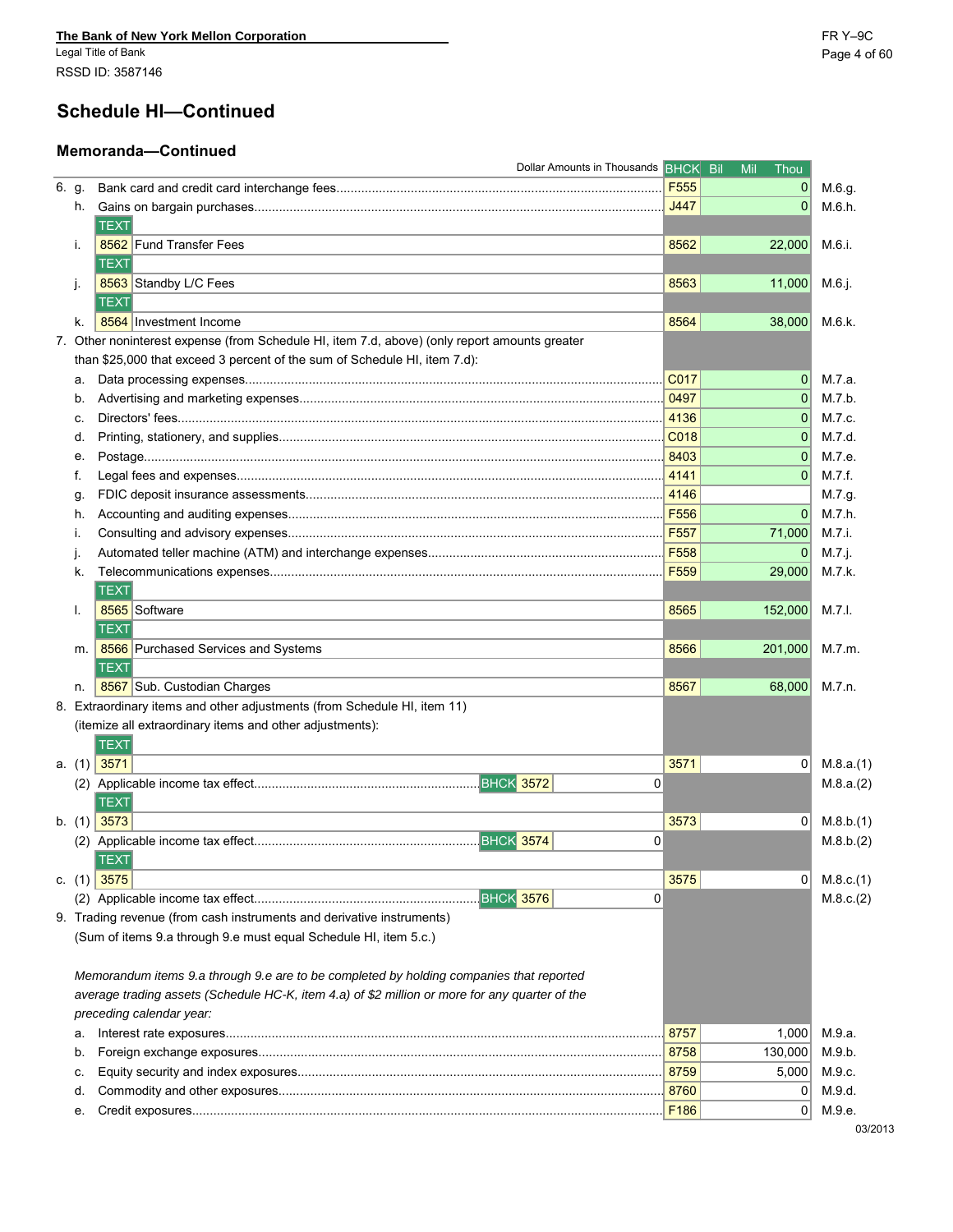The Bank of New York Mellon Corporation
Legal Title of Bank
RSSD ID: 3587146

## Schedule HI—Continued

### Memoranda—Continued

| | Dollar Amounts in Thousands | BHCK | Bil Mil Thou | |
|---|---|---|---|---|
| 6. g. | Bank card and credit card interchange fees | F555 | 0 | M.6.g. |
| h. | Gains on bargain purchases | J447 | 0 | M.6.h. |
| i. | TEXT 8562 Fund Transfer Fees | 8562 | 22,000 | M.6.i. |
| j. | TEXT 8563 Standby L/C Fees | 8563 | 11,000 | M.6.j. |
| k. | TEXT 8564 Investment Income | 8564 | 38,000 | M.6.k. |
| 7. | Other noninterest expense (from Schedule HI, item 7.d, above) (only report amounts greater than $25,000 that exceed 3 percent of the sum of Schedule HI, item 7.d): | | | |
| a. | Data processing expenses | C017 | 0 | M.7.a. |
| b. | Advertising and marketing expenses | 0497 | 0 | M.7.b. |
| c. | Directors' fees | 4136 | 0 | M.7.c. |
| d. | Printing, stationery, and supplies | C018 | 0 | M.7.d. |
| e. | Postage | 8403 | 0 | M.7.e. |
| f. | Legal fees and expenses | 4141 | 0 | M.7.f. |
| g. | FDIC deposit insurance assessments | 4146 | | M.7.g. |
| h. | Accounting and auditing expenses | F556 | 0 | M.7.h. |
| i. | Consulting and advisory expenses | F557 | 71,000 | M.7.i. |
| j. | Automated teller machine (ATM) and interchange expenses | F558 | 0 | M.7.j. |
| k. | Telecommunications expenses | F559 | 29,000 | M.7.k. |
| l. | TEXT 8565 Software | 8565 | 152,000 | M.7.l. |
| m. | TEXT 8566 Purchased Services and Systems | 8566 | 201,000 | M.7.m. |
| n. | TEXT 8567 Sub. Custodian Charges | 8567 | 68,000 | M.7.n. |
| 8. | Extraordinary items and other adjustments (from Schedule HI, item 11) (itemize all extraordinary items and other adjustments): | | | |
| a. (1) | TEXT 3571 | 3571 | 0 | M.8.a.(1) |
| (2) | Applicable income tax effect — BHCK 3572: 0 | | | M.8.a.(2) |
| b. (1) | TEXT 3573 | 3573 | 0 | M.8.b.(1) |
| (2) | Applicable income tax effect — BHCK 3574: 0 | | | M.8.b.(2) |
| c. (1) | TEXT 3575 | 3575 | 0 | M.8.c.(1) |
| (2) | Applicable income tax effect — BHCK 3576: 0 | | | M.8.c.(2) |
| 9. | Trading revenue (from cash instruments and derivative instruments) (Sum of items 9.a through 9.e must equal Schedule HI, item 5.c.) *Memorandum items 9.a through 9.e are to be completed by holding companies that reported average trading assets (Schedule HC-K, item 4.a) of $2 million or more for any quarter of the preceding calendar year:* | | | |
| a. | Interest rate exposures | 8757 | 1,000 | M.9.a. |
| b. | Foreign exchange exposures | 8758 | 130,000 | M.9.b. |
| c. | Equity security and index exposures | 8759 | 5,000 | M.9.c. |
| d. | Commodity and other exposures | 8760 | 0 | M.9.d. |
| e. | Credit exposures | F186 | 0 | M.9.e. |

03/2013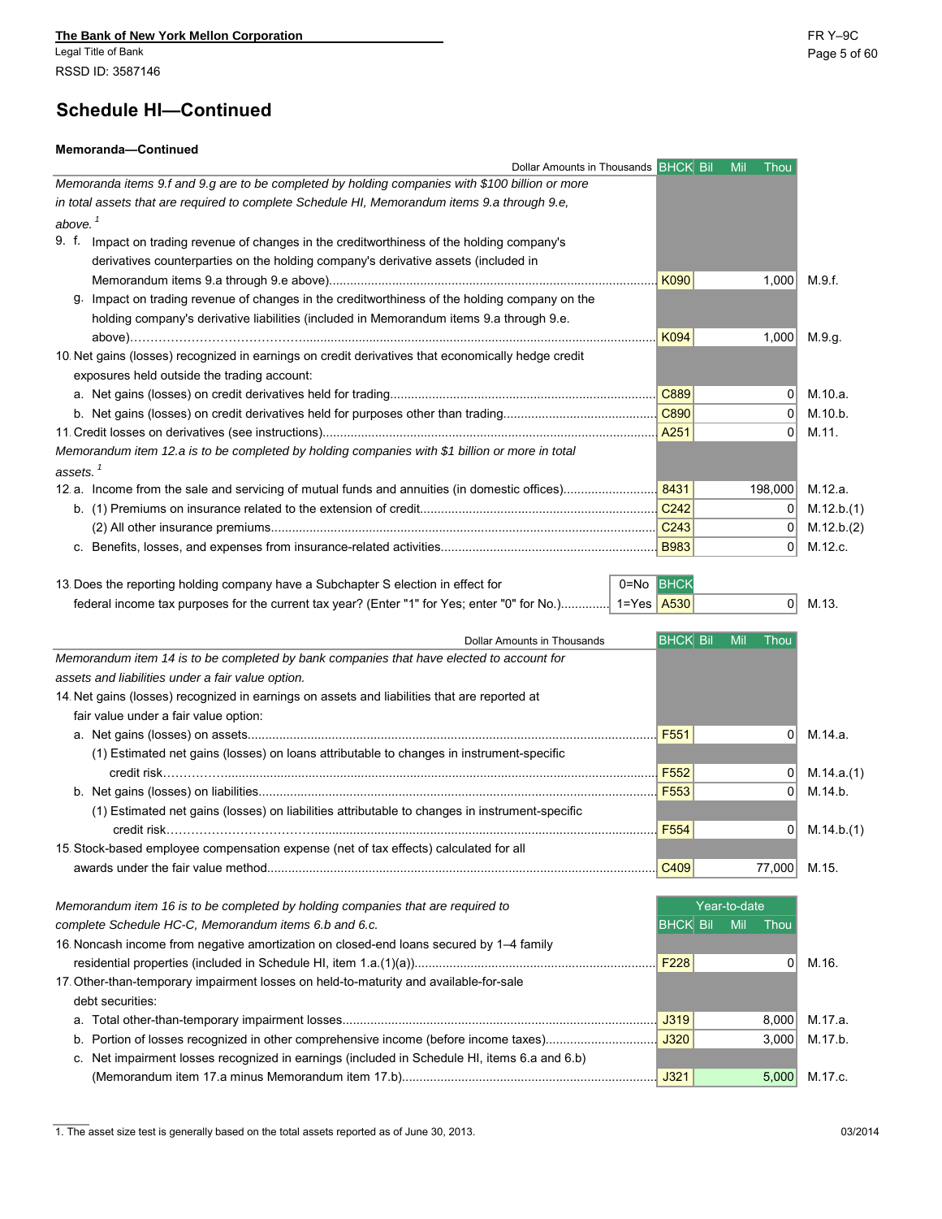The Bank of New York Mellon Corporation
Legal Title of Bank
RSSD ID: 3587146

## Schedule HI—Continued

**Memoranda—Continued**

| Dollar Amounts in Thousands | BHCK | Bil Mil Thou | |
|---|---|---|---|
| *Memoranda items 9.f and 9.g are to be completed by holding companies with $100 billion or more in total assets that are required to complete Schedule HI, Memorandum items 9.a through 9.e, above.* [1] | | | |
| 9. f. Impact on trading revenue of changes in the creditworthiness of the holding company's derivatives counterparties on the holding company's derivative assets (included in Memorandum items 9.a through 9.e above) | K090 | 1,000 | M.9.f. |
| g. Impact on trading revenue of changes in the creditworthiness of the holding company on the holding company's derivative liabilities (included in Memorandum items 9.a through 9.e. above) | K094 | 1,000 | M.9.g. |
| 10. Net gains (losses) recognized in earnings on credit derivatives that economically hedge credit exposures held outside the trading account: | | | |
| a. Net gains (losses) on credit derivatives held for trading | C889 | 0 | M.10.a. |
| b. Net gains (losses) on credit derivatives held for purposes other than trading | C890 | 0 | M.10.b. |
| 11. Credit losses on derivatives (see instructions) | A251 | 0 | M.11. |
| *Memorandum item 12.a is to be completed by holding companies with $1 billion or more in total assets.* [1] | | | |
| 12. a. Income from the sale and servicing of mutual funds and annuities (in domestic offices) | 8431 | 198,000 | M.12.a. |
| b. (1) Premiums on insurance related to the extension of credit | C242 | 0 | M.12.b.(1) |
| (2) All other insurance premiums | C243 | 0 | M.12.b.(2) |
| c. Benefits, losses, and expenses from insurance-related activities | B983 | 0 | M.12.c. |

| | 0=No 1=Yes | BHCK | | |
|---|---|---|---|---|
| 13. Does the reporting holding company have a Subchapter S election in effect for federal income tax purposes for the current tax year? (Enter "1" for Yes; enter "0" for No.) | | A530 | 0 | M.13. |

| Dollar Amounts in Thousands | BHCK | Bil Mil Thou | |
|---|---|---|---|
| *Memorandum item 14 is to be completed by bank companies that have elected to account for assets and liabilities under a fair value option.* | | | |
| 14. Net gains (losses) recognized in earnings on assets and liabilities that are reported at fair value under a fair value option: | | | |
| a. Net gains (losses) on assets | F551 | 0 | M.14.a. |
| (1) Estimated net gains (losses) on loans attributable to changes in instrument-specific credit risk | F552 | 0 | M.14.a.(1) |
| b. Net gains (losses) on liabilities | F553 | 0 | M.14.b. |
| (1) Estimated net gains (losses) on liabilities attributable to changes in instrument-specific credit risk | F554 | 0 | M.14.b.(1) |
| 15. Stock-based employee compensation expense (net of tax effects) calculated for all awards under the fair value method | C409 | 77,000 | M.15. |

| | Year-to-date | | |
|---|---|---|---|
| *Memorandum item 16 is to be completed by holding companies that are required to complete Schedule HC-C, Memorandum items 6.b and 6.c.* | BHCK | Bil Mil Thou | |
| 16. Noncash income from negative amortization on closed-end loans secured by 1–4 family residential properties (included in Schedule HI, item 1.a.(1)(a)) | F228 | 0 | M.16. |
| 17. Other-than-temporary impairment losses on held-to-maturity and available-for-sale debt securities: | | | |
| a. Total other-than-temporary impairment losses | J319 | 8,000 | M.17.a. |
| b. Portion of losses recognized in other comprehensive income (before income taxes) | J320 | 3,000 | M.17.b. |
| c. Net impairment losses recognized in earnings (included in Schedule HI, items 6.a and 6.b) (Memorandum item 17.a minus Memorandum item 17.b) | J321 | 5,000 | M.17.c. |

1. The asset size test is generally based on the total assets reported as of June 30, 2013.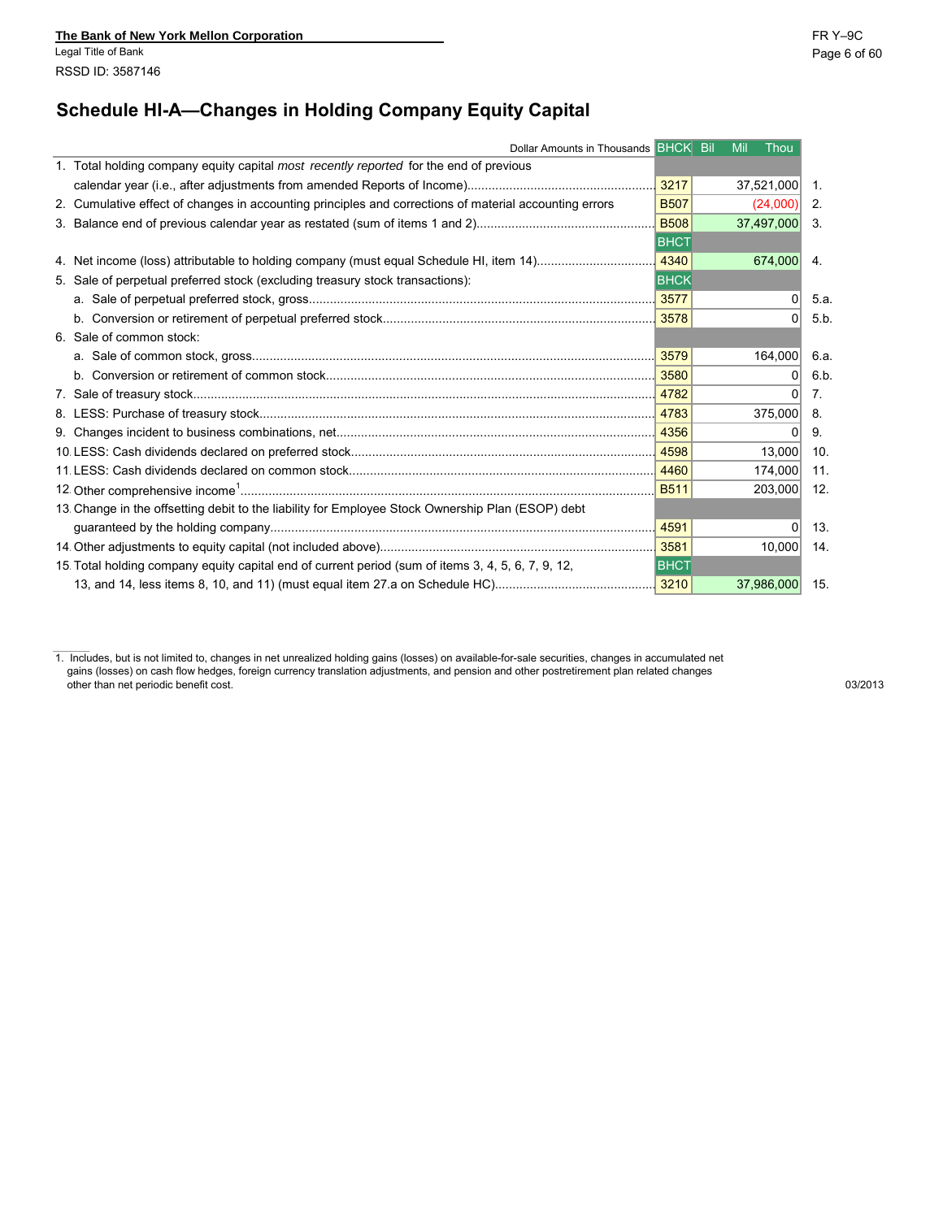The Bank of New York Mellon Corporation
Legal Title of Bank
RSSD ID: 3587146

# Schedule HI-A—Changes in Holding Company Equity Capital

| Dollar Amounts in Thousands | BHCK | Bil Mil Thou | |
|---|---|---|---|
| 1. Total holding company equity capital *most recently reported* for the end of previous calendar year (i.e., after adjustments from amended Reports of Income) | 3217 | 37,521,000 | 1. |
| 2. Cumulative effect of changes in accounting principles and corrections of material accounting errors | B507 | (24,000) | 2. |
| 3. Balance end of previous calendar year as restated (sum of items 1 and 2) | B508 | 37,497,000 | 3. |
| | BHCT | | |
| 4. Net income (loss) attributable to holding company (must equal Schedule HI, item 14) | 4340 | 674,000 | 4. |
| 5. Sale of perpetual preferred stock (excluding treasury stock transactions): | BHCK | | |
| a. Sale of perpetual preferred stock, gross | 3577 | 0 | 5.a. |
| b. Conversion or retirement of perpetual preferred stock | 3578 | 0 | 5.b. |
| 6. Sale of common stock: | | | |
| a. Sale of common stock, gross | 3579 | 164,000 | 6.a. |
| b. Conversion or retirement of common stock | 3580 | 0 | 6.b. |
| 7. Sale of treasury stock | 4782 | 0 | 7. |
| 8. LESS: Purchase of treasury stock | 4783 | 375,000 | 8. |
| 9. Changes incident to business combinations, net | 4356 | 0 | 9. |
| 10. LESS: Cash dividends declared on preferred stock | 4598 | 13,000 | 10. |
| 11. LESS: Cash dividends declared on common stock | 4460 | 174,000 | 11. |
| 12. Other comprehensive income[1] | B511 | 203,000 | 12. |
| 13. Change in the offsetting debit to the liability for Employee Stock Ownership Plan (ESOP) debt guaranteed by the holding company | 4591 | 0 | 13. |
| 14. Other adjustments to equity capital (not included above) | 3581 | 10,000 | 14. |
| 15. Total holding company equity capital end of current period (sum of items 3, 4, 5, 6, 7, 9, 12, 13, and 14, less items 8, 10, and 11) (must equal item 27.a on Schedule HC) | BHCT 3210 | 37,986,000 | 15. |

1. Includes, but is not limited to, changes in net unrealized holding gains (losses) on available-for-sale securities, changes in accumulated net gains (losses) on cash flow hedges, foreign currency translation adjustments, and pension and other postretirement plan related changes other than net periodic benefit cost.

03/2013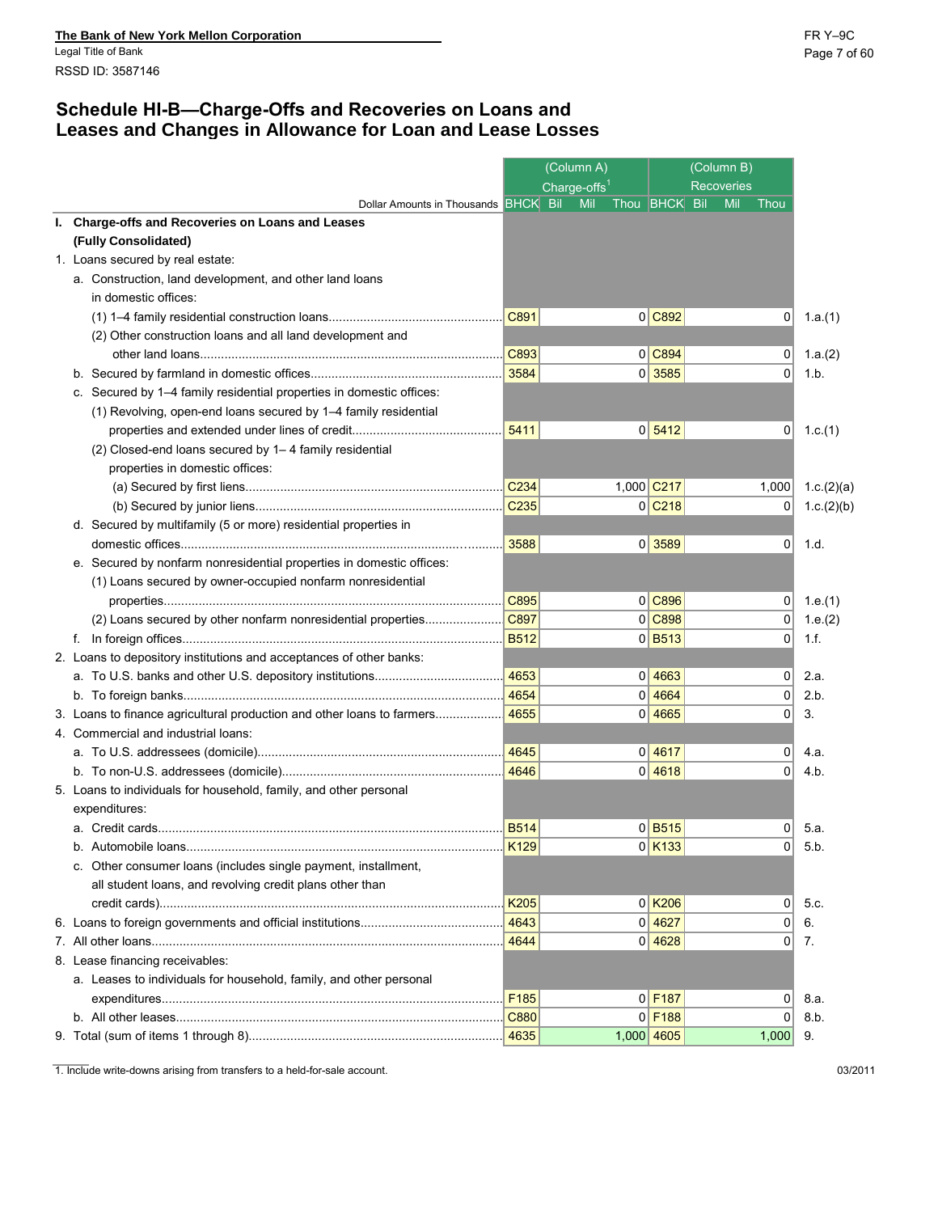The Bank of New York Mellon Corporation
Legal Title of Bank
RSSD ID: 3587146

# Schedule HI-B—Charge-Offs and Recoveries on Loans and Leases and Changes in Allowance for Loan and Lease Losses

| Dollar Amounts in Thousands | BHCK | (Column A) Charge-offs[1] Bil Mil Thou | BHCK | (Column B) Recoveries Bil Mil Thou | |
|---|---|---|---|---|---|
| **I. Charge-offs and Recoveries on Loans and Leases (Fully Consolidated)** | | | | | |
| 1. Loans secured by real estate: | | | | | |
| a. Construction, land development, and other land loans in domestic offices: | | | | | |
| (1) 1–4 family residential construction loans | C891 | 0 | C892 | 0 | 1.a.(1) |
| (2) Other construction loans and all land development and other land loans | C893 | 0 | C894 | 0 | 1.a.(2) |
| b. Secured by farmland in domestic offices | 3584 | 0 | 3585 | 0 | 1.b. |
| c. Secured by 1–4 family residential properties in domestic offices: | | | | | |
| (1) Revolving, open-end loans secured by 1–4 family residential properties and extended under lines of credit | 5411 | 0 | 5412 | 0 | 1.c.(1) |
| (2) Closed-end loans secured by 1– 4 family residential properties in domestic offices: | | | | | |
| (a) Secured by first liens | C234 | 1,000 | C217 | 1,000 | 1.c.(2)(a) |
| (b) Secured by junior liens | C235 | 0 | C218 | 0 | 1.c.(2)(b) |
| d. Secured by multifamily (5 or more) residential properties in domestic offices | 3588 | 0 | 3589 | 0 | 1.d. |
| e. Secured by nonfarm nonresidential properties in domestic offices: | | | | | |
| (1) Loans secured by owner-occupied nonfarm nonresidential properties | C895 | 0 | C896 | 0 | 1.e.(1) |
| (2) Loans secured by other nonfarm nonresidential properties | C897 | 0 | C898 | 0 | 1.e.(2) |
| f. In foreign offices | B512 | 0 | B513 | 0 | 1.f. |
| 2. Loans to depository institutions and acceptances of other banks: | | | | | |
| a. To U.S. banks and other U.S. depository institutions | 4653 | 0 | 4663 | 0 | 2.a. |
| b. To foreign banks | 4654 | 0 | 4664 | 0 | 2.b. |
| 3. Loans to finance agricultural production and other loans to farmers | 4655 | 0 | 4665 | 0 | 3. |
| 4. Commercial and industrial loans: | | | | | |
| a. To U.S. addressees (domicile) | 4645 | 0 | 4617 | 0 | 4.a. |
| b. To non-U.S. addressees (domicile) | 4646 | 0 | 4618 | 0 | 4.b. |
| 5. Loans to individuals for household, family, and other personal expenditures: | | | | | |
| a. Credit cards | B514 | 0 | B515 | 0 | 5.a. |
| b. Automobile loans | K129 | 0 | K133 | 0 | 5.b. |
| c. Other consumer loans (includes single payment, installment, all student loans, and revolving credit plans other than credit cards) | K205 | 0 | K206 | 0 | 5.c. |
| 6. Loans to foreign governments and official institutions | 4643 | 0 | 4627 | 0 | 6. |
| 7. All other loans | 4644 | 0 | 4628 | 0 | 7. |
| 8. Lease financing receivables: | | | | | |
| a. Leases to individuals for household, family, and other personal expenditures | F185 | 0 | F187 | 0 | 8.a. |
| b. All other leases | C880 | 0 | F188 | 0 | 8.b. |
| 9. Total (sum of items 1 through 8) | 4635 | 1,000 | 4605 | 1,000 | 9. |

1. Include write-downs arising from transfers to a held-for-sale account.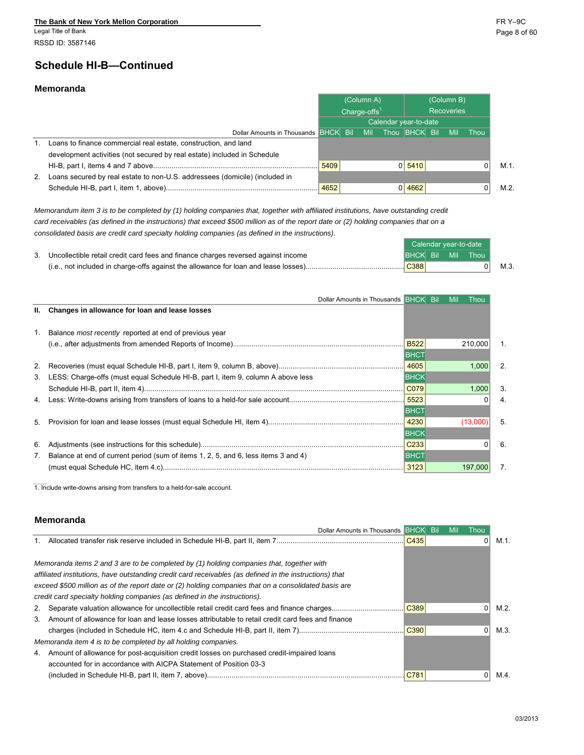The Bank of New York Mellon Corporation
Legal Title of Bank
RSSD ID: 3587146

## Schedule HI-B—Continued

### Memoranda

| Dollar Amounts in Thousands | (Column A) Charge-offs[1] Calendar year-to-date BHCK | Bil Mil Thou | (Column B) Recoveries Calendar year-to-date BHCK | Bil Mil Thou | |
|---|---|---|---|---|---|
| 1. Loans to finance commercial real estate, construction, and land development activities (not secured by real estate) included in Schedule HI-B, part I, items 4 and 7 above | 5409 | 0 | 5410 | 0 | M.1. |
| 2. Loans secured by real estate to non-U.S. addressees (domicile) (included in Schedule HI-B, part I, item 1, above) | 4652 | 0 | 4662 | 0 | M.2. |

*Memorandum item 3 is to be completed by (1) holding companies that, together with affiliated institutions, have outstanding credit card receivables (as defined in the instructions) that exceed $500 million as of the report date or (2) holding companies that on a consolidated basis are credit card specialty holding companies (as defined in the instructions).*

| | Calendar year-to-date BHCK | Bil Mil Thou | |
|---|---|---|---|
| 3. Uncollectible retail credit card fees and finance charges reversed against income (i.e., not included in charge-offs against the allowance for loan and lease losses) | C388 | 0 | M.3. |

| Dollar Amounts in Thousands | BHCK | Bil Mil Thou | |
|---|---|---|---|
| **II. Changes in allowance for loan and lease losses** | | | |
| 1. Balance *most recently* reported at end of previous year (i.e., after adjustments from amended Reports of Income) | B522 | 210,000 | 1. |
| 2. Recoveries (must equal Schedule HI-B, part I, item 9, column B, above) | BHCT 4605 | 1,000 | 2. |
| 3. LESS: Charge-offs (must equal Schedule HI-B, part I, item 9, column A above less Schedule HI-B, part II, item 4) | BHCK C079 | 1,000 | 3. |
| 4. Less: Write-downs arising from transfers of loans to a held-for sale account | 5523 | 0 | 4. |
| 5. Provision for loan and lease losses (must equal Schedule HI, item 4) | BHCT 4230 | (13,000) | 5. |
| 6. Adjustments (see instructions for this schedule) | BHCK C233 | 0 | 6. |
| 7. Balance at end of current period (sum of items 1, 2, 5, and 6, less items 3 and 4) (must equal Schedule HC, item 4.c) | BHCT 3123 | 197,000 | 7. |

1. Include write-downs arising from transfers to a held-for-sale account.

### Memoranda

| Dollar Amounts in Thousands | BHCK | Bil Mil Thou | |
|---|---|---|---|
| 1. Allocated transfer risk reserve included in Schedule HI-B, part II, item 7 | C435 | 0 | M.1. |
| *Memoranda items 2 and 3 are to be completed by (1) holding companies that, together with affiliated institutions, have outstanding credit card receivables (as defined in the instructions) that exceed $500 million as of the report date or (2) holding companies that on a consolidated basis are credit card specialty holding companies (as defined in the instructions).* | | | |
| 2. Separate valuation allowance for uncollectible retail credit card fees and finance charges | C389 | 0 | M.2. |
| 3. Amount of allowance for loan and lease losses attributable to retail credit card fees and finance charges (included in Schedule HC, item 4.c and Schedule HI-B, part II, item 7) | C390 | 0 | M.3. |
| *Memoranda item 4 is to be completed by all holding companies.* | | | |
| 4. Amount of allowance for post-acquisition credit losses on purchased credit-impaired loans accounted for in accordance with AICPA Statement of Position 03-3 (included in Schedule HI-B, part II, item 7, above) | C781 | 0 | M.4. |

03/2013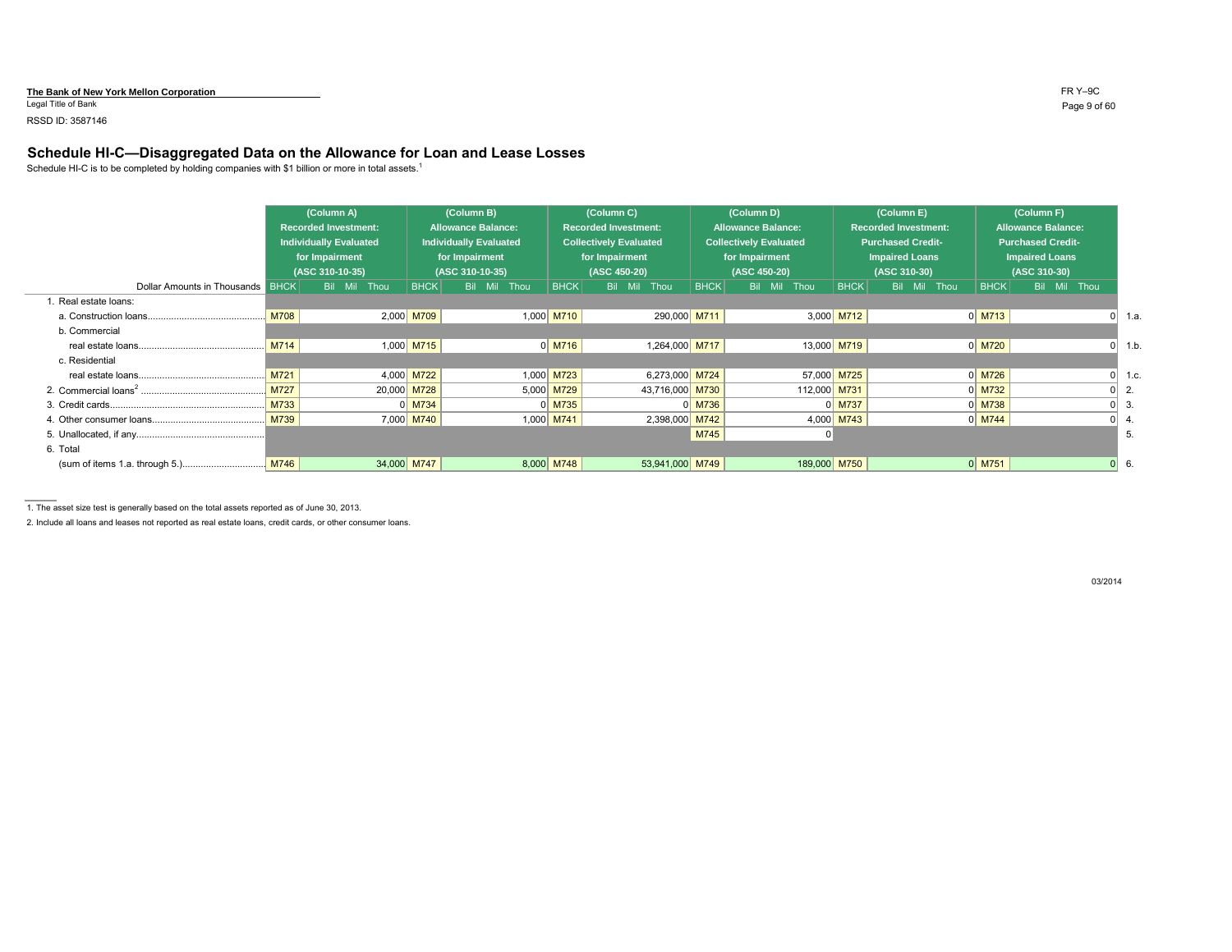The Bank of New York Mellon Corporation
Legal Title of Bank

RSSD ID: 3587146

## Schedule HI-C—Disaggregated Data on the Allowance for Loan and Lease Losses

Schedule HI-C is to be completed by holding companies with $1 billion or more in total assets.[1]

| Dollar Amounts in Thousands | (Column A) Recorded Investment: Individually Evaluated for Impairment (ASC 310-10-35) | | (Column B) Allowance Balance: Individually Evaluated for Impairment (ASC 310-10-35) | | (Column C) Recorded Investment: Collectively Evaluated for Impairment (ASC 450-20) | | (Column D) Allowance Balance: Collectively Evaluated for Impairment (ASC 450-20) | | (Column E) Recorded Investment: Purchased Credit-Impaired Loans (ASC 310-30) | | (Column F) Allowance Balance: Purchased Credit-Impaired Loans (ASC 310-30) | | |
|---|---|---|---|---|---|---|---|---|---|---|---|---|---|
| | BHCK | Bil Mil Thou | BHCK | Bil Mil Thou | BHCK | Bil Mil Thou | BHCK | Bil Mil Thou | BHCK | Bil Mil Thou | BHCK | Bil Mil Thou | |
| 1. Real estate loans: | | | | | | | | | | | | | |
| a. Construction loans | M708 | 2,000 | M709 | 1,000 | M710 | 290,000 | M711 | 3,000 | M712 | 0 | M713 | 0 | 1.a. |
| b. Commercial real estate loans | M714 | 1,000 | M715 | 0 | M716 | 1,264,000 | M717 | 13,000 | M719 | 0 | M720 | 0 | 1.b. |
| c. Residential real estate loans | M721 | 4,000 | M722 | 1,000 | M723 | 6,273,000 | M724 | 57,000 | M725 | 0 | M726 | 0 | 1.c. |
| 2. Commercial loans[2] | M727 | 20,000 | M728 | 5,000 | M729 | 43,716,000 | M730 | 112,000 | M731 | 0 | M732 | 0 | 2. |
| 3. Credit cards | M733 | 0 | M734 | 0 | M735 | 0 | M736 | 0 | M737 | 0 | M738 | 0 | 3. |
| 4. Other consumer loans | M739 | 7,000 | M740 | 1,000 | M741 | 2,398,000 | M742 | 4,000 | M743 | 0 | M744 | 0 | 4. |
| 5. Unallocated, if any | | | | | | | M745 | 0 | | | | | 5. |
| 6. Total (sum of items 1.a. through 5.) | M746 | 34,000 | M747 | 8,000 | M748 | 53,941,000 | M749 | 189,000 | M750 | 0 | M751 | 0 | 6. |

1. The asset size test is generally based on the total assets reported as of June 30, 2013.

2. Include all loans and leases not reported as real estate loans, credit cards, or other consumer loans.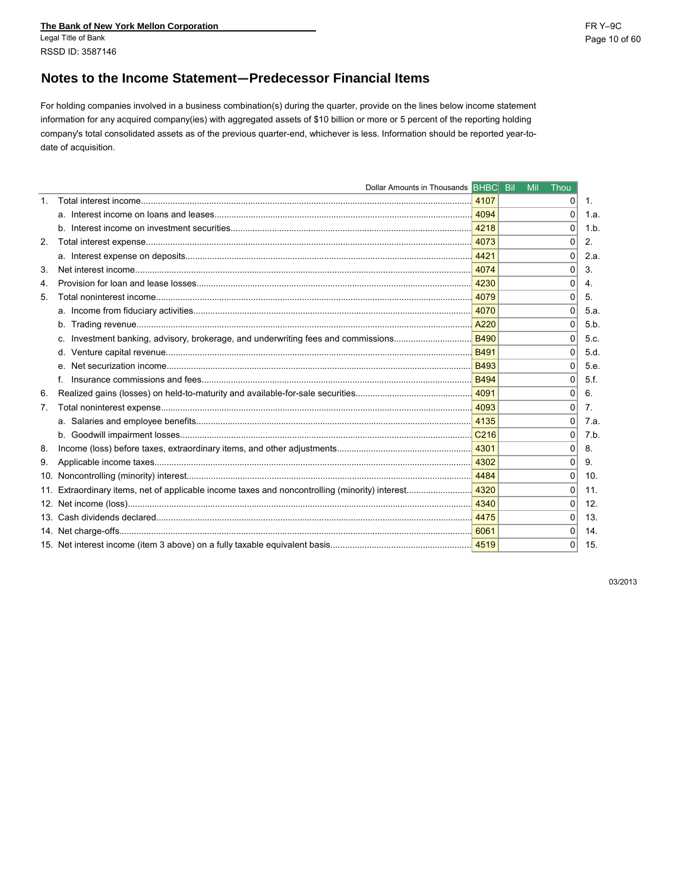The Bank of New York Mellon Corporation
Legal Title of Bank
RSSD ID: 3587146

FR Y–9C

## Notes to the Income Statement—Predecessor Financial Items

For holding companies involved in a business combination(s) during the quarter, provide on the lines below income statement information for any acquired company(ies) with aggregated assets of $10 billion or more or 5 percent of the reporting holding company's total consolidated assets as of the previous quarter-end, whichever is less. Information should be reported year-to-date of acquisition.

| Dollar Amounts in Thousands | BHBC | Bil Mil Thou | |
|---|---|---|---|
| 1. Total interest income | 4107 | 0 | 1. |
| a. Interest income on loans and leases | 4094 | 0 | 1.a. |
| b. Interest income on investment securities | 4218 | 0 | 1.b. |
| 2. Total interest expense | 4073 | 0 | 2. |
| a. Interest expense on deposits | 4421 | 0 | 2.a. |
| 3. Net interest income | 4074 | 0 | 3. |
| 4. Provision for loan and lease losses | 4230 | 0 | 4. |
| 5. Total noninterest income | 4079 | 0 | 5. |
| a. Income from fiduciary activities | 4070 | 0 | 5.a. |
| b. Trading revenue | A220 | 0 | 5.b. |
| c. Investment banking, advisory, brokerage, and underwriting fees and commissions | B490 | 0 | 5.c. |
| d. Venture capital revenue | B491 | 0 | 5.d. |
| e. Net securization income | B493 | 0 | 5.e. |
| f. Insurance commissions and fees | B494 | 0 | 5.f. |
| 6. Realized gains (losses) on held-to-maturity and available-for-sale securities | 4091 | 0 | 6. |
| 7. Total noninterest expense | 4093 | 0 | 7. |
| a. Salaries and employee benefits | 4135 | 0 | 7.a. |
| b. Goodwill impairment losses | C216 | 0 | 7.b. |
| 8. Income (loss) before taxes, extraordinary items, and other adjustments | 4301 | 0 | 8. |
| 9. Applicable income taxes | 4302 | 0 | 9. |
| 10. Noncontrolling (minority) interest | 4484 | 0 | 10. |
| 11. Extraordinary items, net of applicable income taxes and noncontrolling (minority) interest | 4320 | 0 | 11. |
| 12. Net income (loss) | 4340 | 0 | 12. |
| 13. Cash dividends declared | 4475 | 0 | 13. |
| 14. Net charge-offs | 6061 | 0 | 14. |
| 15. Net interest income (item 3 above) on a fully taxable equivalent basis | 4519 | 0 | 15. |

03/2013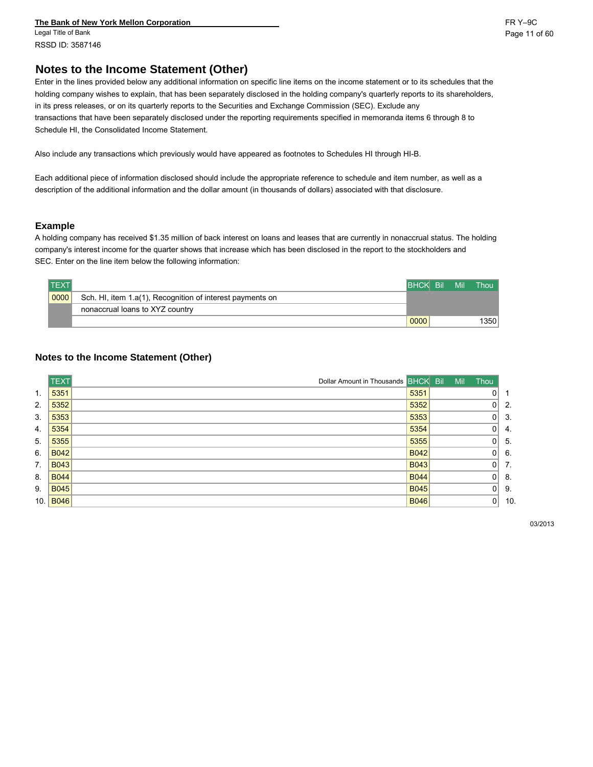**The Bank of New York Mellon Corporation**
Legal Title of Bank
RSSD ID: 3587146

FR Y–9C

# Notes to the Income Statement (Other)

Enter in the lines provided below any additional information on specific line items on the income statement or to its schedules that the holding company wishes to explain, that has been separately disclosed in the holding company's quarterly reports to its shareholders, in its press releases, or on its quarterly reports to the Securities and Exchange Commission (SEC). Exclude any transactions that have been separately disclosed under the reporting requirements specified in memoranda items 6 through 8 to Schedule HI, the Consolidated Income Statement.

Also include any transactions which previously would have appeared as footnotes to Schedules HI through HI-B.

Each additional piece of information disclosed should include the appropriate reference to schedule and item number, as well as a description of the additional information and the dollar amount (in thousands of dollars) associated with that disclosure.

## Example

A holding company has received $1.35 million of back interest on loans and leases that are currently in nonaccrual status. The holding company's interest income for the quarter shows that increase which has been disclosed in the report to the stockholders and SEC. Enter on the line item below the following information:

| TEXT | | BHCK | Bil Mil Thou |
|---|---|---|---|
| 0000 | Sch. HI, item 1.a(1), Recognition of interest payments on nonaccrual loans to XYZ country | | |
| | | 0000 | 1350 |

## Notes to the Income Statement (Other)

| | TEXT | Dollar Amount in Thousands | BHCK | Bil Mil Thou | |
|---|---|---|---|---|---|
| 1. | 5351 | | 5351 | 0 | 1 |
| 2. | 5352 | | 5352 | 0 | 2. |
| 3. | 5353 | | 5353 | 0 | 3. |
| 4. | 5354 | | 5354 | 0 | 4. |
| 5. | 5355 | | 5355 | 0 | 5. |
| 6. | B042 | | B042 | 0 | 6. |
| 7. | B043 | | B043 | 0 | 7. |
| 8. | B044 | | B044 | 0 | 8. |
| 9. | B045 | | B045 | 0 | 9. |
| 10. | B046 | | B046 | 0 | 10. |

03/2013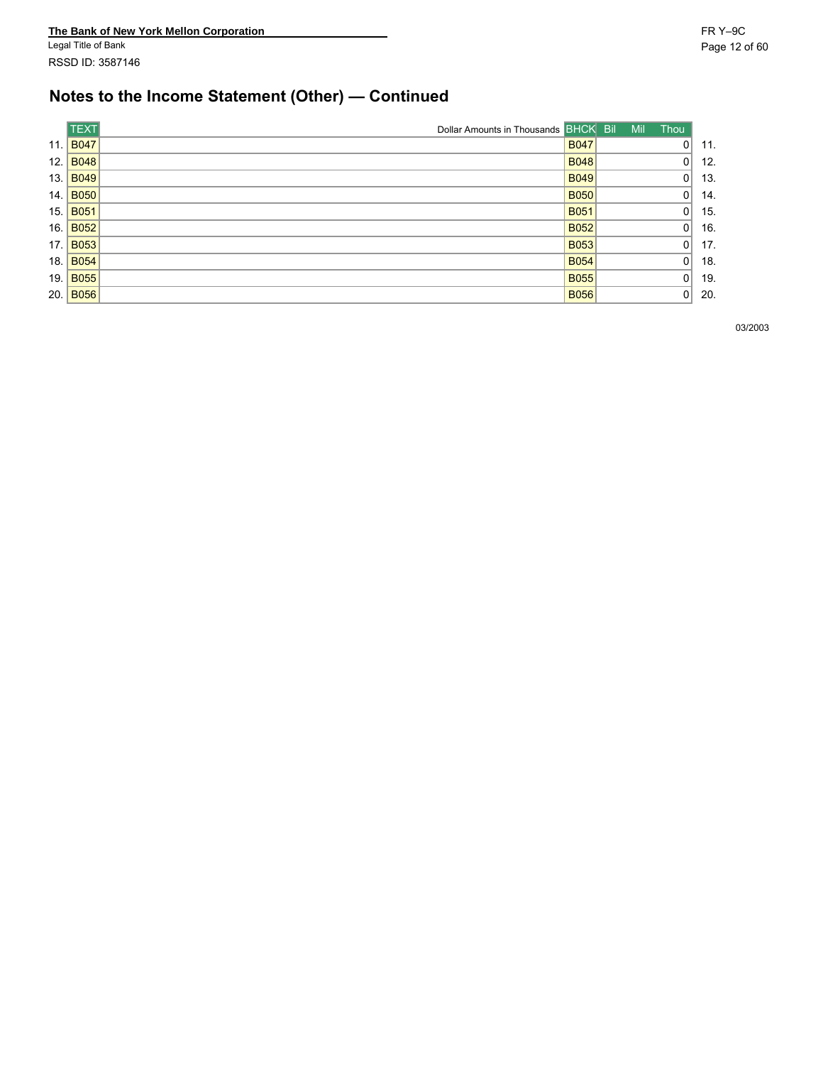The Bank of New York Mellon Corporation
Legal Title of Bank
RSSD ID: 3587146

# Notes to the Income Statement (Other) — Continued

| | TEXT | Dollar Amounts in Thousands | BHCK | Bil Mil Thou | |
|---|---|---|---|---|---|
| 11. | B047 | | B047 | 0 | 11. |
| 12. | B048 | | B048 | 0 | 12. |
| 13. | B049 | | B049 | 0 | 13. |
| 14. | B050 | | B050 | 0 | 14. |
| 15. | B051 | | B051 | 0 | 15. |
| 16. | B052 | | B052 | 0 | 16. |
| 17. | B053 | | B053 | 0 | 17. |
| 18. | B054 | | B054 | 0 | 18. |
| 19. | B055 | | B055 | 0 | 19. |
| 20. | B056 | | B056 | 0 | 20. |

03/2003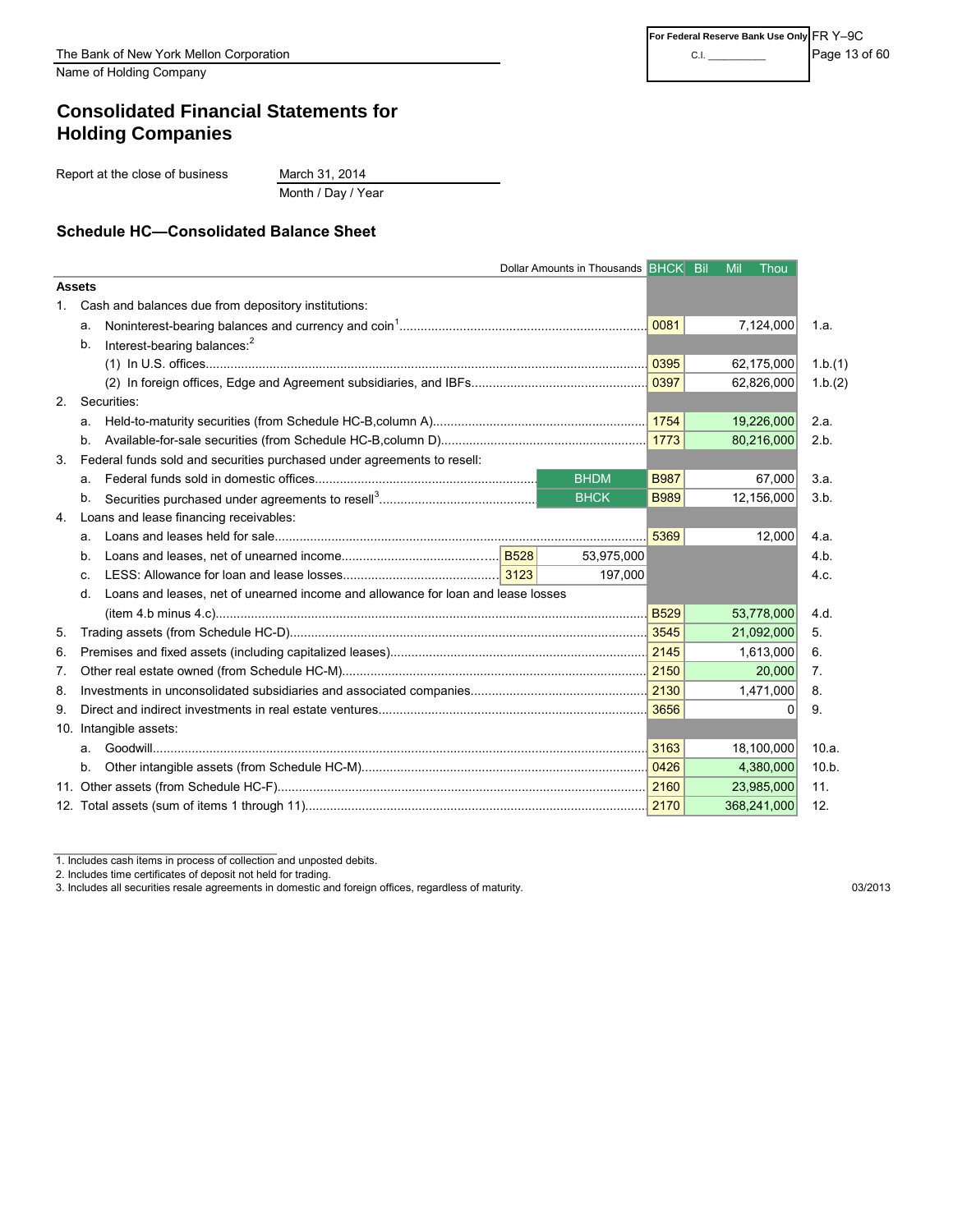The Bank of New York Mellon Corporation
Name of Holding Company

For Federal Reserve Bank Use Only
C.I. __________

FR Y–9C

# Consolidated Financial Statements for Holding Companies

Report at the close of business: March 31, 2014 (Month / Day / Year)

## Schedule HC—Consolidated Balance Sheet

| Dollar Amounts in Thousands | | | BHCK | Bil Mil Thou | |
|---|---|---|---|---|---|
| **Assets** | | | | | |
| 1. Cash and balances due from depository institutions: | | | | | |
| a. Noninterest-bearing balances and currency and coin[1] | | | 0081 | 7,124,000 | 1.a. |
| b. Interest-bearing balances:[2] | | | | | |
| (1) In U.S. offices | | | 0395 | 62,175,000 | 1.b.(1) |
| (2) In foreign offices, Edge and Agreement subsidiaries, and IBFs | | | 0397 | 62,826,000 | 1.b.(2) |
| 2. Securities: | | | | | |
| a. Held-to-maturity securities (from Schedule HC-B, column A) | | | 1754 | 19,226,000 | 2.a. |
| b. Available-for-sale securities (from Schedule HC-B, column D) | | | 1773 | 80,216,000 | 2.b. |
| 3. Federal funds sold and securities purchased under agreements to resell: | | | | | |
| a. Federal funds sold in domestic offices | | BHDM | B987 | 67,000 | 3.a. |
| b. Securities purchased under agreements to resell[3] | | BHCK | B989 | 12,156,000 | 3.b. |
| 4. Loans and lease financing receivables: | | | | | |
| a. Loans and leases held for sale | | | 5369 | 12,000 | 4.a. |
| b. Loans and leases, net of unearned income | B528 | 53,975,000 | | | 4.b. |
| c. LESS: Allowance for loan and lease losses | 3123 | 197,000 | | | 4.c. |
| d. Loans and leases, net of unearned income and allowance for loan and lease losses (item 4.b minus 4.c) | | | B529 | 53,778,000 | 4.d. |
| 5. Trading assets (from Schedule HC-D) | | | 3545 | 21,092,000 | 5. |
| 6. Premises and fixed assets (including capitalized leases) | | | 2145 | 1,613,000 | 6. |
| 7. Other real estate owned (from Schedule HC-M) | | | 2150 | 20,000 | 7. |
| 8. Investments in unconsolidated subsidiaries and associated companies | | | 2130 | 1,471,000 | 8. |
| 9. Direct and indirect investments in real estate ventures | | | 3656 | 0 | 9. |
| 10. Intangible assets: | | | | | |
| a. Goodwill | | | 3163 | 18,100,000 | 10.a. |
| b. Other intangible assets (from Schedule HC-M) | | | 0426 | 4,380,000 | 10.b. |
| 11. Other assets (from Schedule HC-F) | | | 2160 | 23,985,000 | 11. |
| 12. Total assets (sum of items 1 through 11) | | | 2170 | 368,241,000 | 12. |

1. Includes cash items in process of collection and unposted debits.
2. Includes time certificates of deposit not held for trading.
3. Includes all securities resale agreements in domestic and foreign offices, regardless of maturity.

03/2013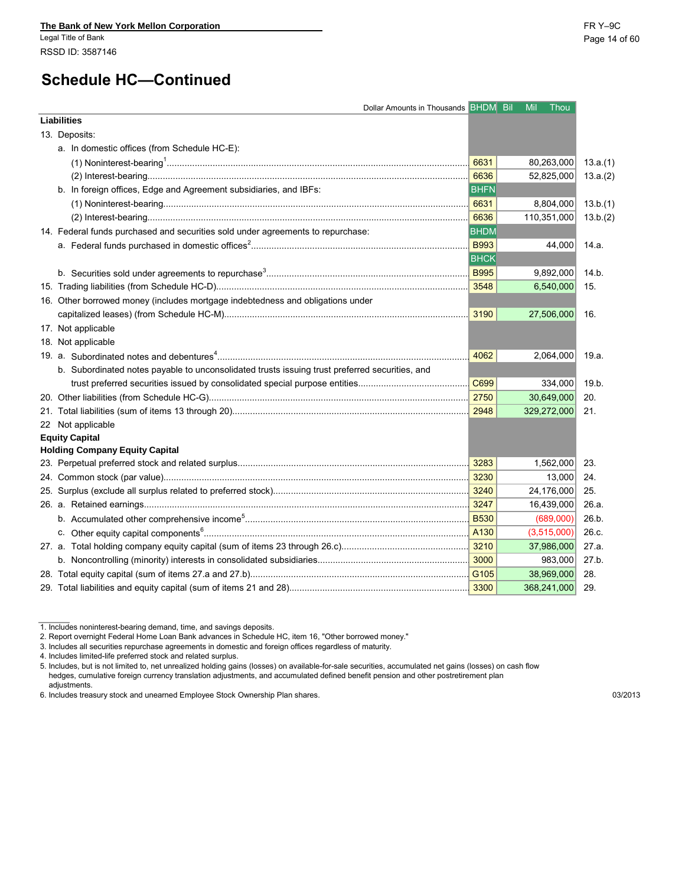The Bank of New York Mellon Corporation
Legal Title of Bank
RSSD ID: 3587146

FR Y–9C

## Schedule HC—Continued

| Dollar Amounts in Thousands | BHDM | Bil Mil Thou | |
|---|---|---|---|
| **Liabilities** | | | |
| 13. Deposits: | | | |
| a. In domestic offices (from Schedule HC-E): | | | |
| (1) Noninterest-bearing[1] | 6631 | 80,263,000 | 13.a.(1) |
| (2) Interest-bearing | 6636 | 52,825,000 | 13.a.(2) |
| b. In foreign offices, Edge and Agreement subsidiaries, and IBFs: | BHFN | | |
| (1) Noninterest-bearing | 6631 | 8,804,000 | 13.b.(1) |
| (2) Interest-bearing | 6636 | 110,351,000 | 13.b.(2) |
| 14. Federal funds purchased and securities sold under agreements to repurchase: | BHDM | | |
| a. Federal funds purchased in domestic offices[2] | B993 | 44,000 | 14.a. |
| | BHCK | | |
| b. Securities sold under agreements to repurchase[3] | B995 | 9,892,000 | 14.b. |
| 15. Trading liabilities (from Schedule HC-D) | 3548 | 6,540,000 | 15. |
| 16. Other borrowed money (includes mortgage indebtedness and obligations under capitalized leases) (from Schedule HC-M) | 3190 | 27,506,000 | 16. |
| 17. Not applicable | | | |
| 18. Not applicable | | | |
| 19. a. Subordinated notes and debentures[4] | 4062 | 2,064,000 | 19.a. |
| b. Subordinated notes payable to unconsolidated trusts issuing trust preferred securities, and trust preferred securities issued by consolidated special purpose entities | C699 | 334,000 | 19.b. |
| 20. Other liabilities (from Schedule HC-G) | 2750 | 30,649,000 | 20. |
| 21. Total liabilities (sum of items 13 through 20) | 2948 | 329,272,000 | 21. |
| 22 Not applicable | | | |
| **Equity Capital** | | | |
| **Holding Company Equity Capital** | | | |
| 23. Perpetual preferred stock and related surplus | 3283 | 1,562,000 | 23. |
| 24. Common stock (par value) | 3230 | 13,000 | 24. |
| 25. Surplus (exclude all surplus related to preferred stock) | 3240 | 24,176,000 | 25. |
| 26. a. Retained earnings | 3247 | 16,439,000 | 26.a. |
| b. Accumulated other comprehensive income[5] | B530 | (689,000) | 26.b. |
| c. Other equity capital components[6] | A130 | (3,515,000) | 26.c. |
| 27. a. Total holding company equity capital (sum of items 23 through 26.c) | 3210 | 37,986,000 | 27.a. |
| b. Noncontrolling (minority) interests in consolidated subsidiaries | 3000 | 983,000 | 27.b. |
| 28. Total equity capital (sum of items 27.a and 27.b) | G105 | 38,969,000 | 28. |
| 29. Total liabilities and equity capital (sum of items 21 and 28) | 3300 | 368,241,000 | 29. |

1. Includes noninterest-bearing demand, time, and savings deposits.
2. Report overnight Federal Home Loan Bank advances in Schedule HC, item 16, "Other borrowed money."
3. Includes all securities repurchase agreements in domestic and foreign offices regardless of maturity.
4. Includes limited-life preferred stock and related surplus.
5. Includes, but is not limited to, net unrealized holding gains (losses) on available-for-sale securities, accumulated net gains (losses) on cash flow hedges, cumulative foreign currency translation adjustments, and accumulated defined benefit pension and other postretirement plan adjustments.
6. Includes treasury stock and unearned Employee Stock Ownership Plan shares.

03/2013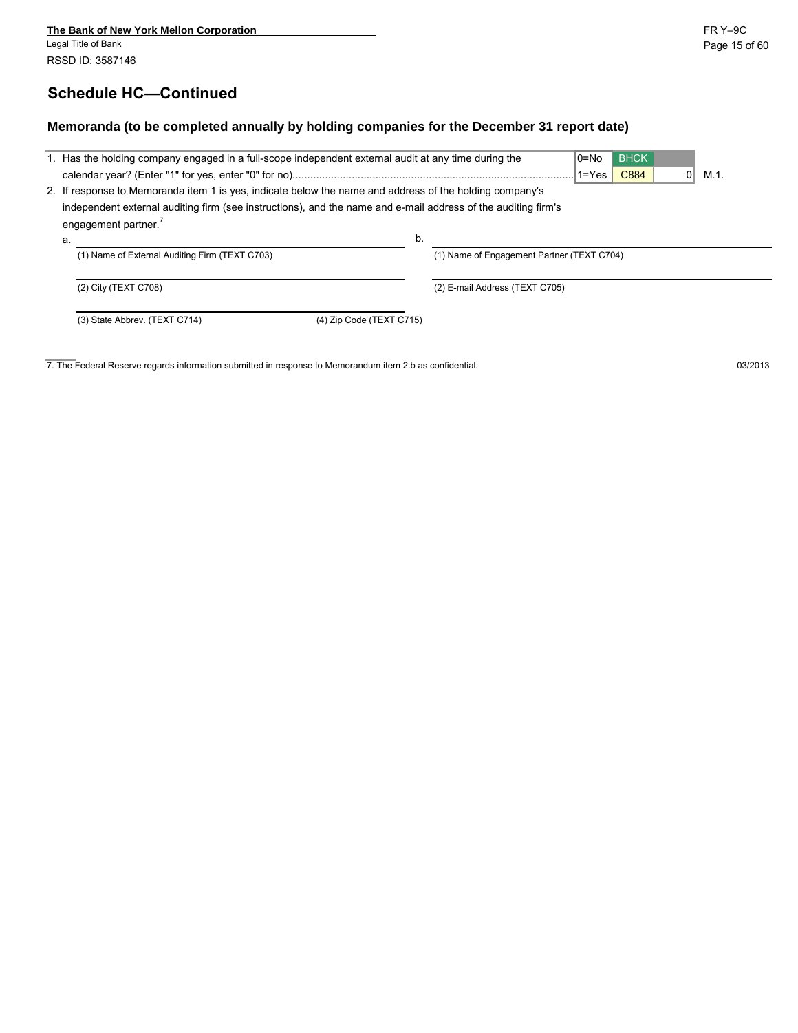The Bank of New York Mellon Corporation
Legal Title of Bank
RSSD ID: 3587146

## Schedule HC—Continued

### Memoranda (to be completed annually by holding companies for the December 31 report date)

| | | BHCK | | |
|---|---|---|---|---|
| 1. Has the holding company engaged in a full-scope independent external audit at any time during the calendar year? (Enter "1" for yes, enter "0" for no) | 0=No 1=Yes | C884 | 0 | M.1. |

2. If response to Memoranda item 1 is yes, indicate below the name and address of the holding company's independent external auditing firm (see instructions), and the name and e-mail address of the auditing firm's engagement partner.[7]

a.

(1) Name of External Auditing Firm (TEXT C703)

(2) City (TEXT C708)

(3) State Abbrev. (TEXT C714)

(4) Zip Code (TEXT C715)

b.

(1) Name of Engagement Partner (TEXT C704)

(2) E-mail Address (TEXT C705)

7. The Federal Reserve regards information submitted in response to Memorandum item 2.b as confidential.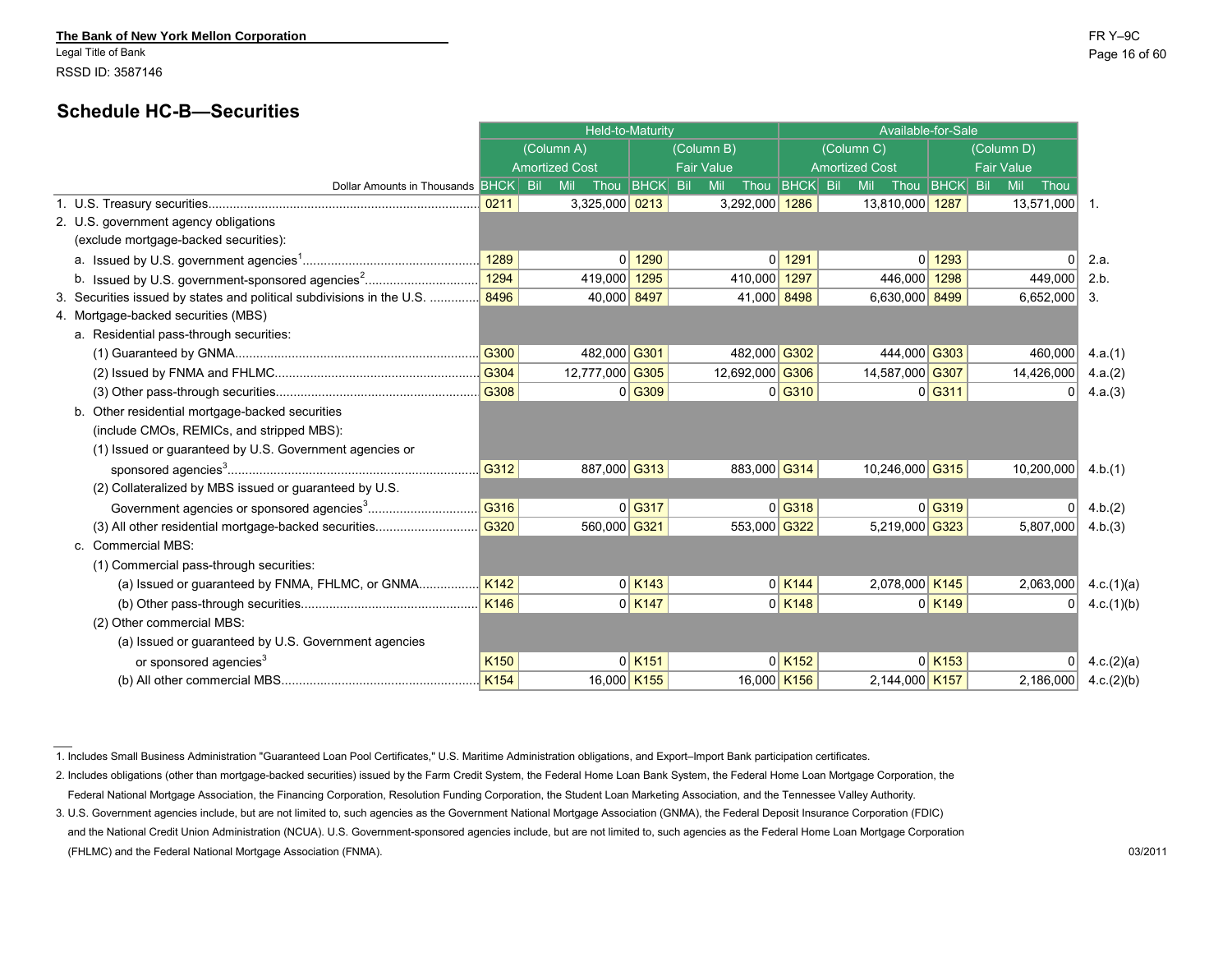The Bank of New York Mellon Corporation
Legal Title of Bank
RSSD ID: 3587146

## Schedule HC-B—Securities

| Dollar Amounts in Thousands | Held-to-Maturity | | | | Available-for-Sale | | | | |
|---|---|---|---|---|---|---|---|---|---|
| | (Column A) Amortized Cost | | (Column B) Fair Value | | (Column C) Amortized Cost | | (Column D) Fair Value | | |
| | BHCK | Bil Mil Thou | BHCK | Bil Mil Thou | BHCK | Bil Mil Thou | BHCK | Bil Mil Thou | |
| 1. U.S. Treasury securities | 0211 | 3,325,000 | 0213 | 3,292,000 | 1286 | 13,810,000 | 1287 | 13,571,000 | 1. |
| 2. U.S. government agency obligations (exclude mortgage-backed securities): | | | | | | | | | |
| a. Issued by U.S. government agencies[1] | 1289 | 0 | 1290 | 0 | 1291 | 0 | 1293 | 0 | 2.a. |
| b. Issued by U.S. government-sponsored agencies[2] | 1294 | 419,000 | 1295 | 410,000 | 1297 | 446,000 | 1298 | 449,000 | 2.b. |
| 3. Securities issued by states and political subdivisions in the U.S. | 8496 | 40,000 | 8497 | 41,000 | 8498 | 6,630,000 | 8499 | 6,652,000 | 3. |
| 4. Mortgage-backed securities (MBS) | | | | | | | | | |
| a. Residential pass-through securities: | | | | | | | | | |
| (1) Guaranteed by GNMA | G300 | 482,000 | G301 | 482,000 | G302 | 444,000 | G303 | 460,000 | 4.a.(1) |
| (2) Issued by FNMA and FHLMC | G304 | 12,777,000 | G305 | 12,692,000 | G306 | 14,587,000 | G307 | 14,426,000 | 4.a.(2) |
| (3) Other pass-through securities | G308 | 0 | G309 | 0 | G310 | 0 | G311 | 0 | 4.a.(3) |
| b. Other residential mortgage-backed securities (include CMOs, REMICs, and stripped MBS): | | | | | | | | | |
| (1) Issued or guaranteed by U.S. Government agencies or sponsored agencies[3] | G312 | 887,000 | G313 | 883,000 | G314 | 10,246,000 | G315 | 10,200,000 | 4.b.(1) |
| (2) Collateralized by MBS issued or guaranteed by U.S. Government agencies or sponsored agencies[3] | G316 | 0 | G317 | 0 | G318 | 0 | G319 | 0 | 4.b.(2) |
| (3) All other residential mortgage-backed securities | G320 | 560,000 | G321 | 553,000 | G322 | 5,219,000 | G323 | 5,807,000 | 4.b.(3) |
| c. Commercial MBS: | | | | | | | | | |
| (1) Commercial pass-through securities: | | | | | | | | | |
| (a) Issued or guaranteed by FNMA, FHLMC, or GNMA | K142 | 0 | K143 | 0 | K144 | 2,078,000 | K145 | 2,063,000 | 4.c.(1)(a) |
| (b) Other pass-through securities | K146 | 0 | K147 | 0 | K148 | 0 | K149 | 0 | 4.c.(1)(b) |
| (2) Other commercial MBS: | | | | | | | | | |
| (a) Issued or guaranteed by U.S. Government agencies or sponsored agencies[3] | K150 | 0 | K151 | 0 | K152 | 0 | K153 | 0 | 4.c.(2)(a) |
| (b) All other commercial MBS | K154 | 16,000 | K155 | 16,000 | K156 | 2,144,000 | K157 | 2,186,000 | 4.c.(2)(b) |

1. Includes Small Business Administration "Guaranteed Loan Pool Certificates," U.S. Maritime Administration obligations, and Export–Import Bank participation certificates.
2. Includes obligations (other than mortgage-backed securities) issued by the Farm Credit System, the Federal Home Loan Bank System, the Federal Home Loan Mortgage Corporation, the Federal National Mortgage Association, the Financing Corporation, Resolution Funding Corporation, the Student Loan Marketing Association, and the Tennessee Valley Authority.
3. U.S. Government agencies include, but are not limited to, such agencies as the Government National Mortgage Association (GNMA), the Federal Deposit Insurance Corporation (FDIC) and the National Credit Union Administration (NCUA). U.S. Government-sponsored agencies include, but are not limited to, such agencies as the Federal Home Loan Mortgage Corporation (FHLMC) and the Federal National Mortgage Association (FNMA).

03/2011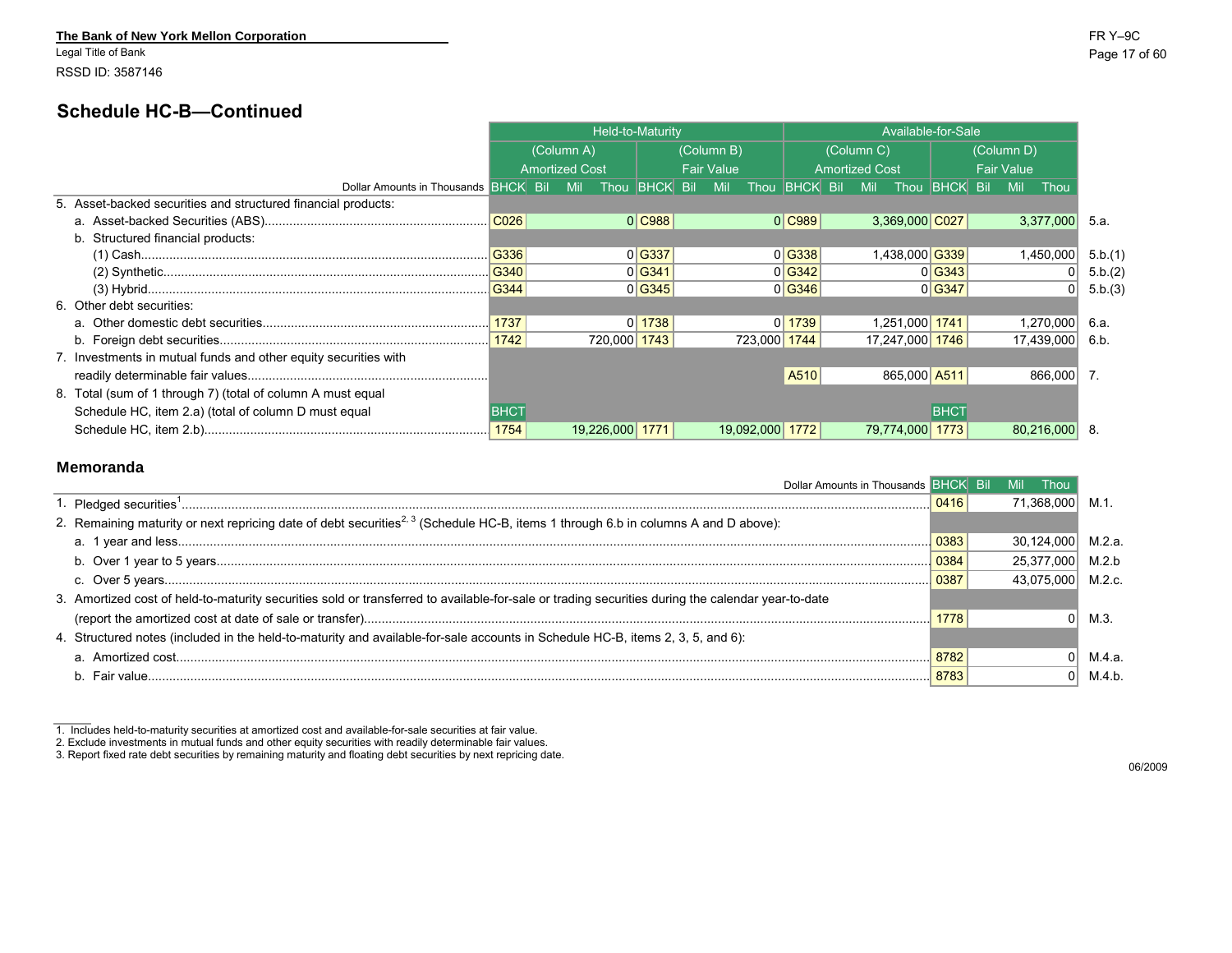The Bank of New York Mellon Corporation
Legal Title of Bank

RSSD ID: 3587146

## Schedule HC-B—Continued

| Dollar Amounts in Thousands | Held-to-Maturity | | | | Available-for-Sale | | | | |
|---|---|---|---|---|---|---|---|---|---|
| | (Column A) Amortized Cost | | (Column B) Fair Value | | (Column C) Amortized Cost | | (Column D) Fair Value | | |
| | BHCK | Bil Mil Thou | BHCK | Bil Mil Thou | BHCK | Bil Mil Thou | BHCK | Bil Mil Thou | |
| 5. Asset-backed securities and structured financial products: | | | | | | | | | |
| a. Asset-backed Securities (ABS) | C026 | 0 | C988 | 0 | C989 | 3,369,000 | C027 | 3,377,000 | 5.a. |
| b. Structured financial products: | | | | | | | | | |
| (1) Cash | G336 | 0 | G337 | 0 | G338 | 1,438,000 | G339 | 1,450,000 | 5.b.(1) |
| (2) Synthetic | G340 | 0 | G341 | 0 | G342 | 0 | G343 | 0 | 5.b.(2) |
| (3) Hybrid | G344 | 0 | G345 | 0 | G346 | 0 | G347 | 0 | 5.b.(3) |
| 6. Other debt securities: | | | | | | | | | |
| a. Other domestic debt securities | 1737 | 0 | 1738 | 0 | 1739 | 1,251,000 | 1741 | 1,270,000 | 6.a. |
| b. Foreign debt securities | 1742 | 720,000 | 1743 | 723,000 | 1744 | 17,247,000 | 1746 | 17,439,000 | 6.b. |
| 7. Investments in mutual funds and other equity securities with readily determinable fair values | | | | | A510 | 865,000 | A511 | 866,000 | 7. |
| 8. Total (sum of 1 through 7) (total of column A must equal Schedule HC, item 2.a) (total of column D must equal Schedule HC, item 2.b) | BHCT 1754 | 19,226,000 | 1771 | 19,092,000 | 1772 | 79,774,000 | BHCT 1773 | 80,216,000 | 8. |

## Memoranda

| Dollar Amounts in Thousands | BHCK | Bil Mil Thou | |
|---|---|---|---|
| 1. Pledged securities[1] | 0416 | 71,368,000 | M.1. |
| 2. Remaining maturity or next repricing date of debt securities[2, 3] (Schedule HC-B, items 1 through 6.b in columns A and D above): | | | |
| a. 1 year and less | 0383 | 30,124,000 | M.2.a. |
| b. Over 1 year to 5 years | 0384 | 25,377,000 | M.2.b |
| c. Over 5 years | 0387 | 43,075,000 | M.2.c. |
| 3. Amortized cost of held-to-maturity securities sold or transferred to available-for-sale or trading securities during the calendar year-to-date (report the amortized cost at date of sale or transfer) | 1778 | 0 | M.3. |
| 4. Structured notes (included in the held-to-maturity and available-for-sale accounts in Schedule HC-B, items 2, 3, 5, and 6): | | | |
| a. Amortized cost | 8782 | 0 | M.4.a. |
| b. Fair value | 8783 | 0 | M.4.b. |

1. Includes held-to-maturity securities at amortized cost and available-for-sale securities at fair value.
2. Exclude investments in mutual funds and other equity securities with readily determinable fair values.
3. Report fixed rate debt securities by remaining maturity and floating debt securities by next repricing date.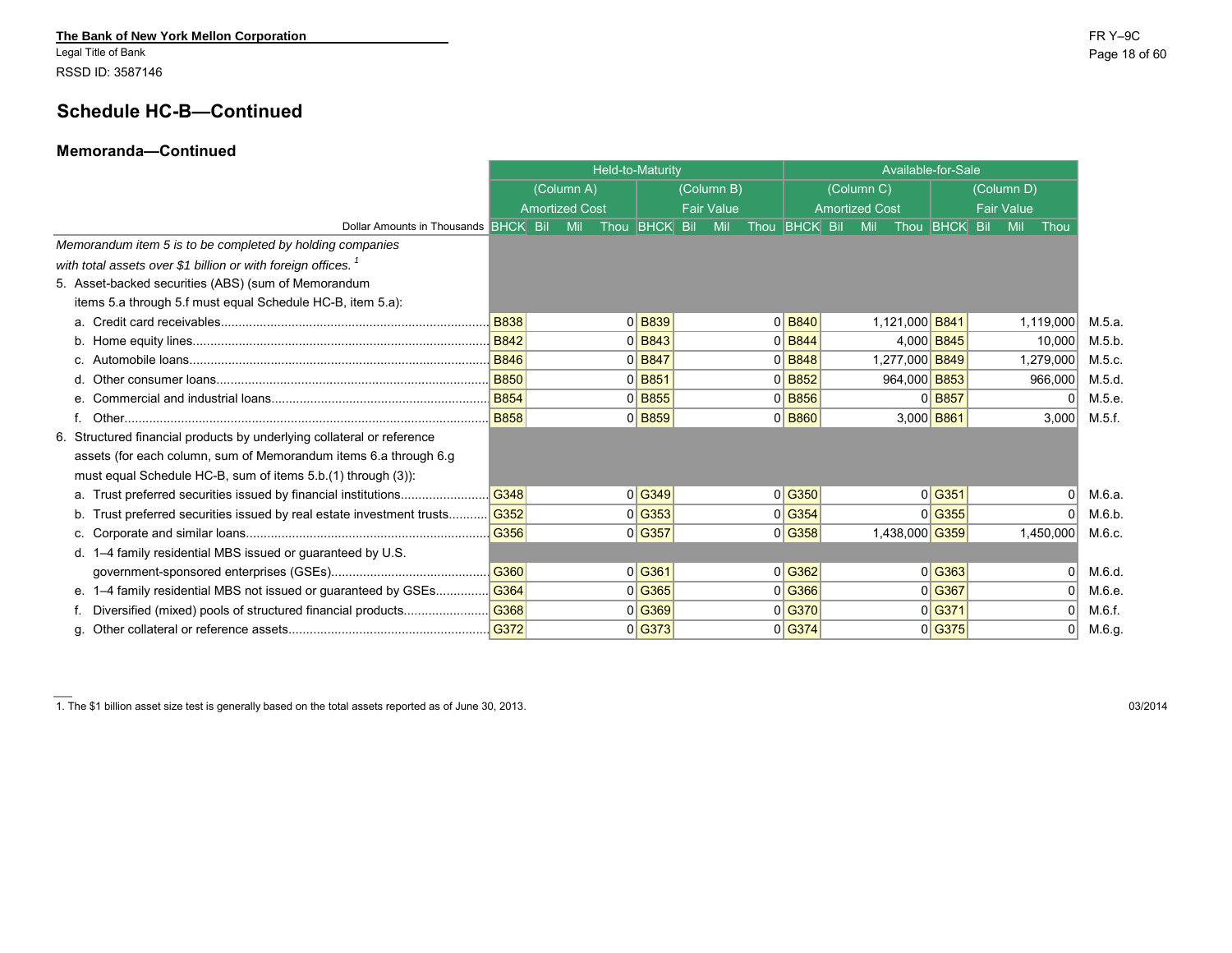The Bank of New York Mellon Corporation
Legal Title of Bank
RSSD ID: 3587146

## Schedule HC-B—Continued

### Memoranda—Continued

| Dollar Amounts in Thousands | Held-to-Maturity | | | | Available-for-Sale | | | | |
|---|---|---|---|---|---|---|---|---|---|
| | (Column A) Amortized Cost | | (Column B) Fair Value | | (Column C) Amortized Cost | | (Column D) Fair Value | | |
| | BHCK | Bil Mil Thou | BHCK | Bil Mil Thou | BHCK | Bil Mil Thou | BHCK | Bil Mil Thou | |
| *Memorandum item 5 is to be completed by holding companies with total assets over $1 billion or with foreign offices.* [1] | | | | | | | | | |
| 5. Asset-backed securities (ABS) (sum of Memorandum items 5.a through 5.f must equal Schedule HC-B, item 5.a): | | | | | | | | | |
| a. Credit card receivables | B838 | 0 | B839 | 0 | B840 | 1,121,000 | B841 | 1,119,000 | M.5.a. |
| b. Home equity lines | B842 | 0 | B843 | 0 | B844 | 4,000 | B845 | 10,000 | M.5.b. |
| c. Automobile loans | B846 | 0 | B847 | 0 | B848 | 1,277,000 | B849 | 1,279,000 | M.5.c. |
| d. Other consumer loans | B850 | 0 | B851 | 0 | B852 | 964,000 | B853 | 966,000 | M.5.d. |
| e. Commercial and industrial loans | B854 | 0 | B855 | 0 | B856 | 0 | B857 | 0 | M.5.e. |
| f. Other | B858 | 0 | B859 | 0 | B860 | 3,000 | B861 | 3,000 | M.5.f. |
| 6. Structured financial products by underlying collateral or reference assets (for each column, sum of Memorandum items 6.a through 6.g must equal Schedule HC-B, sum of items 5.b.(1) through (3)): | | | | | | | | | |
| a. Trust preferred securities issued by financial institutions | G348 | 0 | G349 | 0 | G350 | 0 | G351 | 0 | M.6.a. |
| b. Trust preferred securities issued by real estate investment trusts | G352 | 0 | G353 | 0 | G354 | 0 | G355 | 0 | M.6.b. |
| c. Corporate and similar loans | G356 | 0 | G357 | 0 | G358 | 1,438,000 | G359 | 1,450,000 | M.6.c. |
| d. 1–4 family residential MBS issued or guaranteed by U.S. government-sponsored enterprises (GSEs) | G360 | 0 | G361 | 0 | G362 | 0 | G363 | 0 | M.6.d. |
| e. 1–4 family residential MBS not issued or guaranteed by GSEs | G364 | 0 | G365 | 0 | G366 | 0 | G367 | 0 | M.6.e. |
| f. Diversified (mixed) pools of structured financial products | G368 | 0 | G369 | 0 | G370 | 0 | G371 | 0 | M.6.f. |
| g. Other collateral or reference assets | G372 | 0 | G373 | 0 | G374 | 0 | G375 | 0 | M.6.g. |

1. The $1 billion asset size test is generally based on the total assets reported as of June 30, 2013.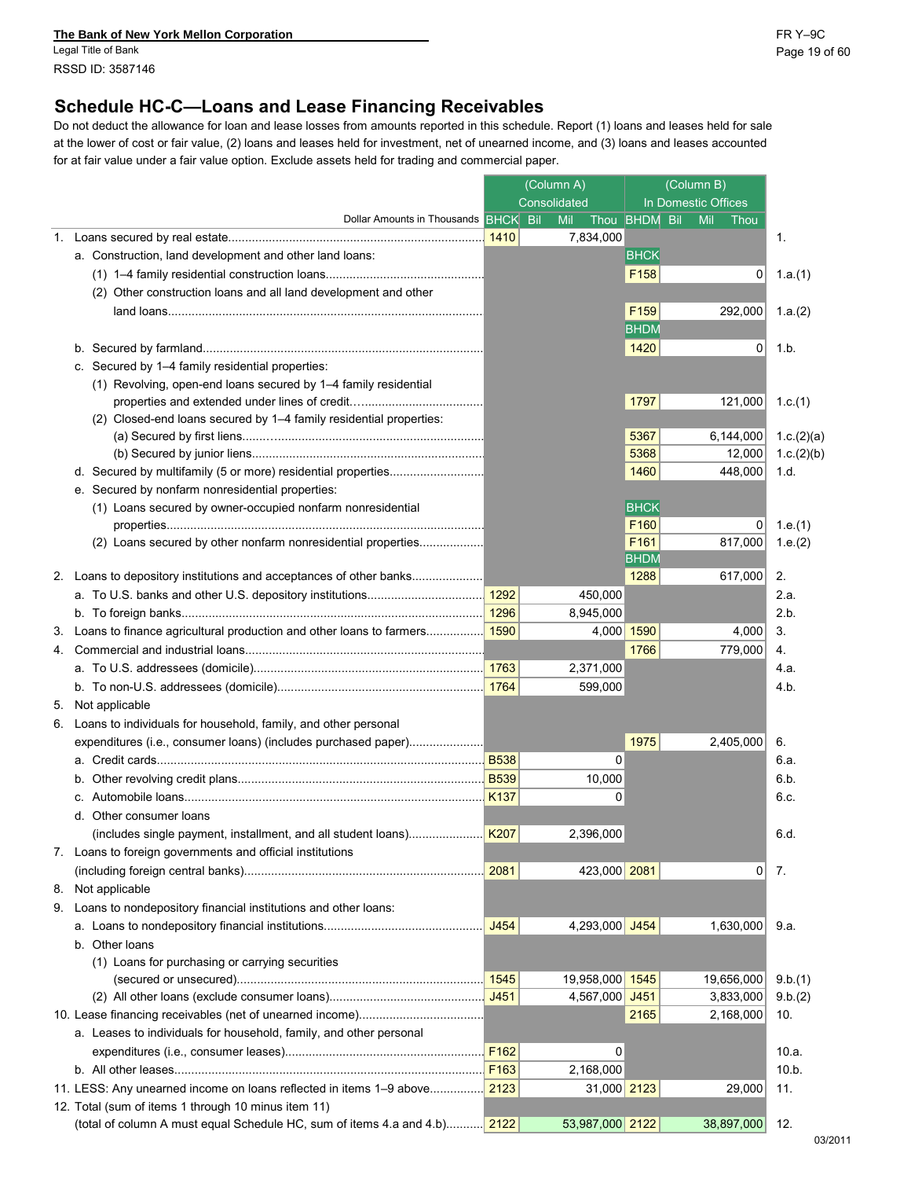**The Bank of New York Mellon Corporation**
Legal Title of Bank
RSSD ID: 3587146

FR Y–9C

## Schedule HC-C—Loans and Lease Financing Receivables

Do not deduct the allowance for loan and lease losses from amounts reported in this schedule. Report (1) loans and leases held for sale at the lower of cost or fair value, (2) loans and leases held for investment, net of unearned income, and (3) loans and leases accounted for at fair value under a fair value option. Exclude assets held for trading and commercial paper.

| Dollar Amounts in Thousands | (Column A) Consolidated BHCK | Bil Mil Thou | (Column B) In Domestic Offices BHDM | Bil Mil Thou | |
|---|---|---|---|---|---|
| 1. Loans secured by real estate | 1410 | 7,834,000 | | | 1. |
| a. Construction, land development and other land loans: | | | BHCK | | |
| (1) 1–4 family residential construction loans | | | F158 | 0 | 1.a.(1) |
| (2) Other construction loans and all land development and other land loans | | | F159 | 292,000 | 1.a.(2) |
| | | | BHDM | | |
| b. Secured by farmland | | | 1420 | 0 | 1.b. |
| c. Secured by 1–4 family residential properties: | | | | | |
| (1) Revolving, open-end loans secured by 1–4 family residential properties and extended under lines of credit | | | 1797 | 121,000 | 1.c.(1) |
| (2) Closed-end loans secured by 1–4 family residential properties: | | | | | |
| (a) Secured by first liens | | | 5367 | 6,144,000 | 1.c.(2)(a) |
| (b) Secured by junior liens | | | 5368 | 12,000 | 1.c.(2)(b) |
| d. Secured by multifamily (5 or more) residential properties | | | 1460 | 448,000 | 1.d. |
| e. Secured by nonfarm nonresidential properties: | | | | | |
| (1) Loans secured by owner-occupied nonfarm nonresidential properties | | | BHCK F160 | 0 | 1.e.(1) |
| (2) Loans secured by other nonfarm nonresidential properties | | | F161 | 817,000 | 1.e.(2) |
| | | | BHDM | | |
| 2. Loans to depository institutions and acceptances of other banks | | | 1288 | 617,000 | 2. |
| a. To U.S. banks and other U.S. depository institutions | 1292 | 450,000 | | | 2.a. |
| b. To foreign banks | 1296 | 8,945,000 | | | 2.b. |
| 3. Loans to finance agricultural production and other loans to farmers | 1590 | 4,000 | 1590 | 4,000 | 3. |
| 4. Commercial and industrial loans | | | 1766 | 779,000 | 4. |
| a. To U.S. addressees (domicile) | 1763 | 2,371,000 | | | 4.a. |
| b. To non-U.S. addressees (domicile) | 1764 | 599,000 | | | 4.b. |
| 5. Not applicable | | | | | |
| 6. Loans to individuals for household, family, and other personal expenditures (i.e., consumer loans) (includes purchased paper) | | | 1975 | 2,405,000 | 6. |
| a. Credit cards | B538 | 0 | | | 6.a. |
| b. Other revolving credit plans | B539 | 10,000 | | | 6.b. |
| c. Automobile loans | K137 | 0 | | | 6.c. |
| d. Other consumer loans (includes single payment, installment, and all student loans) | K207 | 2,396,000 | | | 6.d. |
| 7. Loans to foreign governments and official institutions (including foreign central banks) | 2081 | 423,000 | 2081 | 0 | 7. |
| 8. Not applicable | | | | | |
| 9. Loans to nondepository financial institutions and other loans: | | | | | |
| a. Loans to nondepository financial institutions | J454 | 4,293,000 | J454 | 1,630,000 | 9.a. |
| b. Other loans | | | | | |
| (1) Loans for purchasing or carrying securities (secured or unsecured) | 1545 | 19,958,000 | 1545 | 19,656,000 | 9.b.(1) |
| (2) All other loans (exclude consumer loans) | J451 | 4,567,000 | J451 | 3,833,000 | 9.b.(2) |
| 10. Lease financing receivables (net of unearned income) | | | 2165 | 2,168,000 | 10. |
| a. Leases to individuals for household, family, and other personal expenditures (i.e., consumer leases) | F162 | 0 | | | 10.a. |
| b. All other leases | F163 | 2,168,000 | | | 10.b. |
| 11. LESS: Any unearned income on loans reflected in items 1–9 above | 2123 | 31,000 | 2123 | 29,000 | 11. |
| 12. Total (sum of items 1 through 10 minus item 11) (total of column A must equal Schedule HC, sum of items 4.a and 4.b) | 2122 | 53,987,000 | 2122 | 38,897,000 | 12. |

03/2011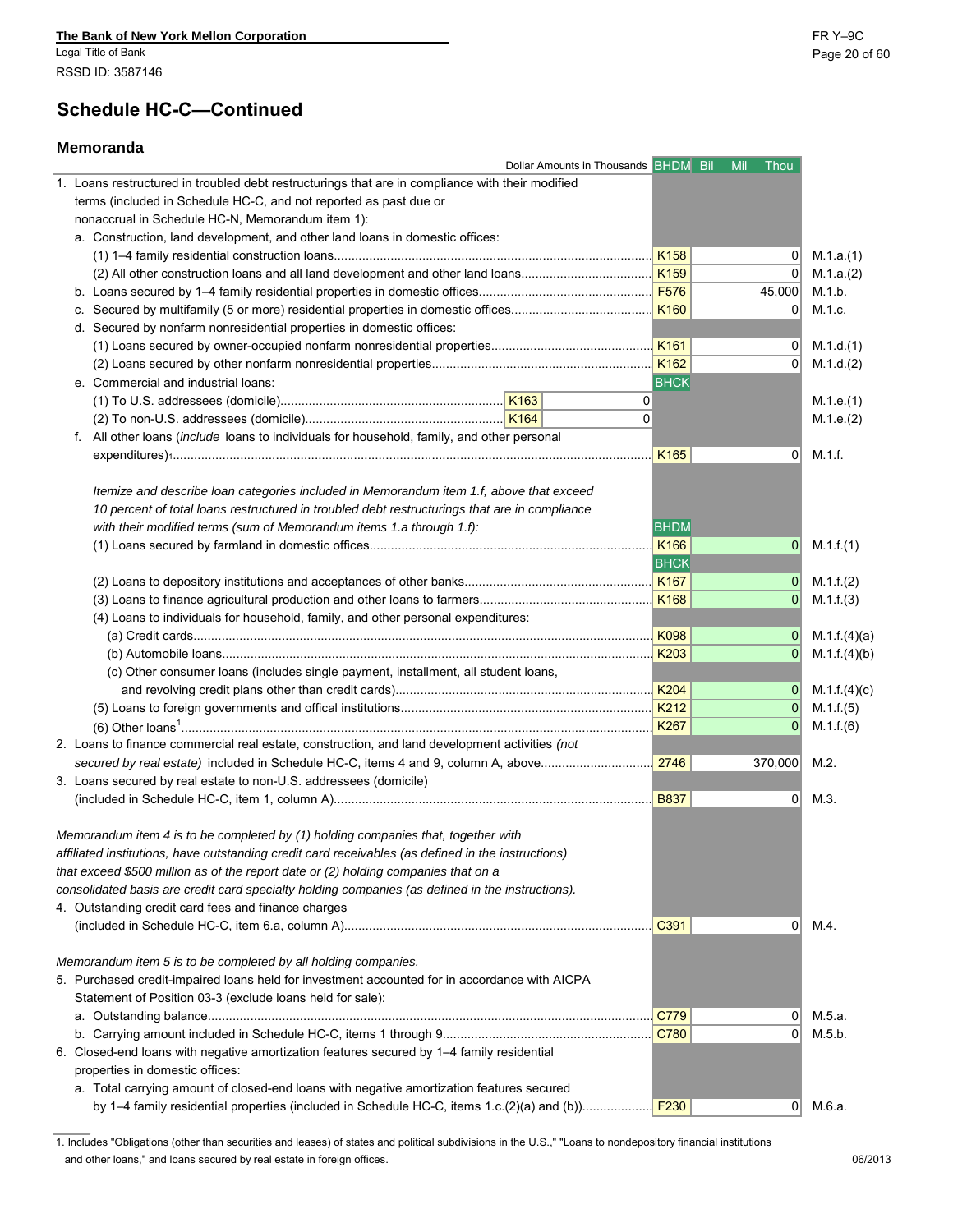The Bank of New York Mellon Corporation
Legal Title of Bank
RSSD ID: 3587146

## Schedule HC-C—Continued

### Memoranda

| Dollar Amounts in Thousands | | | BHDM | Bil Mil Thou | |
|---|---|---|---|---|---|
| 1. Loans restructured in troubled debt restructurings that are in compliance with their modified terms (included in Schedule HC-C, and not reported as past due or nonaccrual in Schedule HC-N, Memorandum item 1): | | | | | |
| a. Construction, land development, and other land loans in domestic offices: | | | | | |
| (1) 1–4 family residential construction loans | | | K158 | 0 | M.1.a.(1) |
| (2) All other construction loans and all land development and other land loans | | | K159 | 0 | M.1.a.(2) |
| b. Loans secured by 1–4 family residential properties in domestic offices | | | F576 | 45,000 | M.1.b. |
| c. Secured by multifamily (5 or more) residential properties in domestic offices | | | K160 | 0 | M.1.c. |
| d. Secured by nonfarm nonresidential properties in domestic offices: | | | | | |
| (1) Loans secured by owner-occupied nonfarm nonresidential properties | | | K161 | 0 | M.1.d.(1) |
| (2) Loans secured by other nonfarm nonresidential properties | | | K162 | 0 | M.1.d.(2) |
| e. Commercial and industrial loans: | | | BHCK | | |
| (1) To U.S. addressees (domicile) | K163 | 0 | | | M.1.e.(1) |
| (2) To non-U.S. addressees (domicile) | K164 | 0 | | | M.1.e.(2) |
| f. All other loans (*include* loans to individuals for household, family, and other personal expenditures)[1] | | | K165 | 0 | M.1.f. |
| *Itemize and describe loan categories included in Memorandum item 1.f, above that exceed 10 percent of total loans restructured in troubled debt restructurings that are in compliance with their modified terms (sum of Memorandum items 1.a through 1.f):* | | | BHDM | | |
| (1) Loans secured by farmland in domestic offices | | | K166 | 0 | M.1.f.(1) |
| | | | BHCK | | |
| (2) Loans to depository institutions and acceptances of other banks | | | K167 | 0 | M.1.f.(2) |
| (3) Loans to finance agricultural production and other loans to farmers | | | K168 | 0 | M.1.f.(3) |
| (4) Loans to individuals for household, family, and other personal expenditures: | | | | | |
| (a) Credit cards | | | K098 | 0 | M.1.f.(4)(a) |
| (b) Automobile loans | | | K203 | 0 | M.1.f.(4)(b) |
| (c) Other consumer loans (includes single payment, installment, all student loans, and revolving credit plans other than credit cards) | | | K204 | 0 | M.1.f.(4)(c) |
| (5) Loans to foreign governments and offical institutions | | | K212 | 0 | M.1.f.(5) |
| (6) Other loans[1] | | | K267 | 0 | M.1.f.(6) |
| 2. Loans to finance commercial real estate, construction, and land development activities *(not secured by real estate)* included in Schedule HC-C, items 4 and 9, column A, above | | | 2746 | 370,000 | M.2. |
| 3. Loans secured by real estate to non-U.S. addressees (domicile) (included in Schedule HC-C, item 1, column A) | | | B837 | 0 | M.3. |
| *Memorandum item 4 is to be completed by (1) holding companies that, together with affiliated institutions, have outstanding credit card receivables (as defined in the instructions) that exceed $500 million as of the report date or (2) holding companies that on a consolidated basis are credit card specialty holding companies (as defined in the instructions).* | | | | | |
| 4. Outstanding credit card fees and finance charges (included in Schedule HC-C, item 6.a, column A) | | | C391 | 0 | M.4. |
| *Memorandum item 5 is to be completed by all holding companies.* | | | | | |
| 5. Purchased credit-impaired loans held for investment accounted for in accordance with AICPA Statement of Position 03-3 (exclude loans held for sale): | | | | | |
| a. Outstanding balance | | | C779 | 0 | M.5.a. |
| b. Carrying amount included in Schedule HC-C, items 1 through 9 | | | C780 | 0 | M.5.b. |
| 6. Closed-end loans with negative amortization features secured by 1–4 family residential properties in domestic offices: | | | | | |
| a. Total carrying amount of closed-end loans with negative amortization features secured by 1–4 family residential properties (included in Schedule HC-C, items 1.c.(2)(a) and (b)) | | | F230 | 0 | M.6.a. |

1. Includes "Obligations (other than securities and leases) of states and political subdivisions in the U.S.," "Loans to nondepository financial institutions and other loans," and loans secured by real estate in foreign offices.

06/2013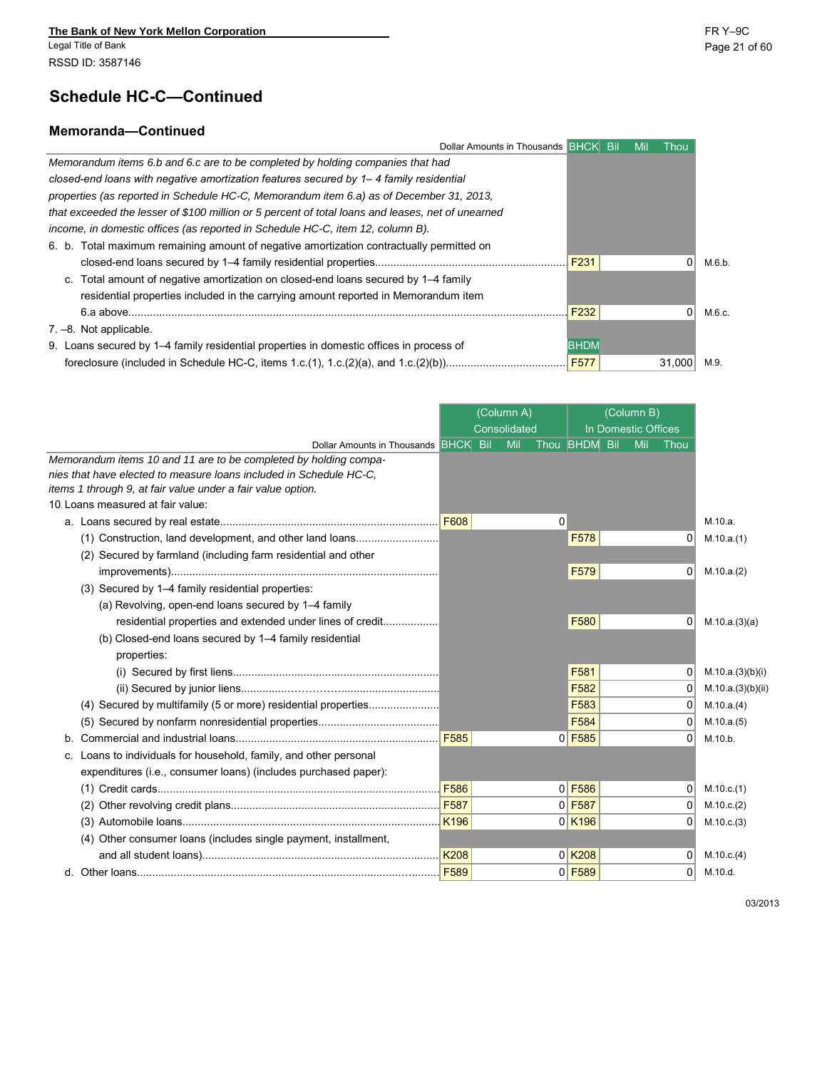The Bank of New York Mellon Corporation
Legal Title of Bank
RSSD ID: 3587146

## Schedule HC-C—Continued

### Memoranda—Continued

| Dollar Amounts in Thousands | BHCK | Bil Mil Thou | |
|---|---|---|---|
| *Memorandum items 6.b and 6.c are to be completed by holding companies that had closed-end loans with negative amortization features secured by 1– 4 family residential properties (as reported in Schedule HC-C, Memorandum item 6.a) as of December 31, 2013, that exceeded the lesser of $100 million or 5 percent of total loans and leases, net of unearned income, in domestic offices (as reported in Schedule HC-C, item 12, column B).* | | | |
| 6. b. Total maximum remaining amount of negative amortization contractually permitted on closed-end loans secured by 1–4 family residential properties | F231 | 0 | M.6.b. |
| c. Total amount of negative amortization on closed-end loans secured by 1–4 family residential properties included in the carrying amount reported in Memorandum item 6.a above | F232 | 0 | M.6.c. |
| 7. –8. Not applicable. | | | |
| 9. Loans secured by 1–4 family residential properties in domestic offices in process of foreclosure (included in Schedule HC-C, items 1.c.(1), 1.c.(2)(a), and 1.c.(2)(b)) | BHDM F577 | 31,000 | M.9. |

| Dollar Amounts in Thousands | (Column A) Consolidated BHCK | Bil Mil Thou | (Column B) In Domestic Offices BHDM | Bil Mil Thou | |
|---|---|---|---|---|---|
| *Memorandum items 10 and 11 are to be completed by holding companies that have elected to measure loans included in Schedule HC-C, items 1 through 9, at fair value under a fair value option.* | | | | | |
| 10. Loans measured at fair value: | | | | | |
| a. Loans secured by real estate | F608 | 0 | | | M.10.a. |
| (1) Construction, land development, and other land loans | | | F578 | 0 | M.10.a.(1) |
| (2) Secured by farmland (including farm residential and other improvements) | | | F579 | 0 | M.10.a.(2) |
| (3) Secured by 1–4 family residential properties: | | | | | |
| (a) Revolving, open-end loans secured by 1–4 family residential properties and extended under lines of credit | | | F580 | 0 | M.10.a.(3)(a) |
| (b) Closed-end loans secured by 1–4 family residential properties: | | | | | |
| (i) Secured by first liens | | | F581 | 0 | M.10.a.(3)(b)(i) |
| (ii) Secured by junior liens | | | F582 | 0 | M.10.a.(3)(b)(ii) |
| (4) Secured by multifamily (5 or more) residential properties | | | F583 | 0 | M.10.a.(4) |
| (5) Secured by nonfarm nonresidential properties | | | F584 | 0 | M.10.a.(5) |
| b. Commercial and industrial loans | F585 | 0 | F585 | 0 | M.10.b. |
| c. Loans to individuals for household, family, and other personal expenditures (i.e., consumer loans) (includes purchased paper): | | | | | |
| (1) Credit cards | F586 | 0 | F586 | 0 | M.10.c.(1) |
| (2) Other revolving credit plans | F587 | 0 | F587 | 0 | M.10.c.(2) |
| (3) Automobile loans | K196 | 0 | K196 | 0 | M.10.c.(3) |
| (4) Other consumer loans (includes single payment, installment, and all student loans) | K208 | 0 | K208 | 0 | M.10.c.(4) |
| d. Other loans | F589 | 0 | F589 | 0 | M.10.d. |

03/2013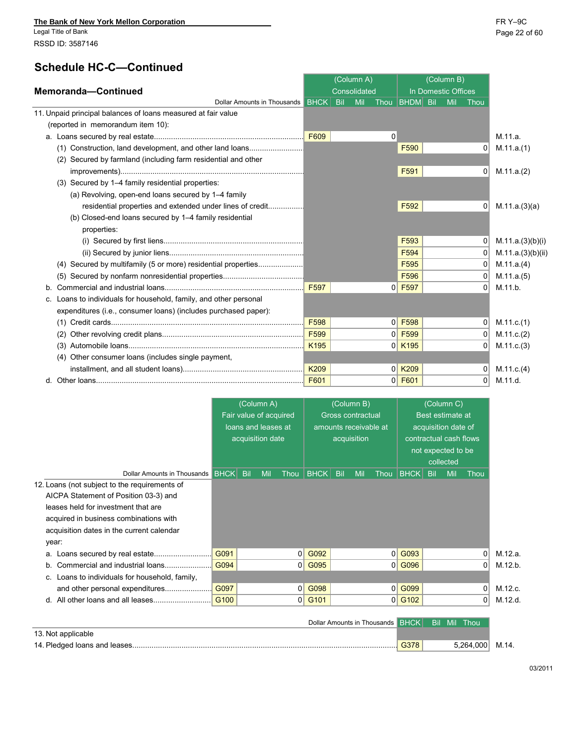The Bank of New York Mellon Corporation
Legal Title of Bank
RSSD ID: 3587146

FR Y–9C

## Schedule HC-C—Continued

### Memoranda—Continued

| Dollar Amounts in Thousands | (Column A) Consolidated BHCK | Bil Mil Thou | (Column B) In Domestic Offices BHDM | Bil Mil Thou | |
|---|---|---|---|---|---|
| 11. Unpaid principal balances of loans measured at fair value (reported in memorandum item 10): | | | | | |
| a. Loans secured by real estate | F609 | 0 | | | M.11.a. |
| (1) Construction, land development, and other land loans | | | F590 | 0 | M.11.a.(1) |
| (2) Secured by farmland (including farm residential and other improvements) | | | F591 | 0 | M.11.a.(2) |
| (3) Secured by 1–4 family residential properties: | | | | | |
| (a) Revolving, open-end loans secured by 1–4 family residential properties and extended under lines of credit | | | F592 | 0 | M.11.a.(3)(a) |
| (b) Closed-end loans secured by 1–4 family residential properties: | | | | | |
| (i) Secured by first liens | | | F593 | 0 | M.11.a.(3)(b)(i) |
| (ii) Secured by junior liens | | | F594 | 0 | M.11.a.(3)(b)(ii) |
| (4) Secured by multifamily (5 or more) residential properties | | | F595 | 0 | M.11.a.(4) |
| (5) Secured by nonfarm nonresidential properties | | | F596 | 0 | M.11.a.(5) |
| b. Commercial and industrial loans | F597 | 0 | F597 | 0 | M.11.b. |
| c. Loans to individuals for household, family, and other personal expenditures (i.e., consumer loans) (includes purchased paper): | | | | | |
| (1) Credit cards | F598 | 0 | F598 | 0 | M.11.c.(1) |
| (2) Other revolving credit plans | F599 | 0 | F599 | 0 | M.11.c.(2) |
| (3) Automobile loans | K195 | 0 | K195 | 0 | M.11.c.(3) |
| (4) Other consumer loans (includes single payment, installment, and all student loans) | K209 | 0 | K209 | 0 | M.11.c.(4) |
| d. Other loans | F601 | 0 | F601 | 0 | M.11.d. |

| Dollar Amounts in Thousands | (Column A) Fair value of acquired loans and leases at acquisition date BHCK | Bil Mil Thou | (Column B) Gross contractual amounts receivable at acquisition BHCK | Bil Mil Thou | (Column C) Best estimate at acquisition date of contractual cash flows not expected to be collected BHCK | Bil Mil Thou | |
|---|---|---|---|---|---|---|---|
| 12. Loans (not subject to the requirements of AICPA Statement of Position 03-3) and leases held for investment that are acquired in business combinations with acquisition dates in the current calendar year: | | | | | | | |
| a. Loans secured by real estate | G091 | 0 | G092 | 0 | G093 | 0 | M.12.a. |
| b. Commercial and industrial loans | G094 | 0 | G095 | 0 | G096 | 0 | M.12.b. |
| c. Loans to individuals for household, family, and other personal expenditures | G097 | 0 | G098 | 0 | G099 | 0 | M.12.c. |
| d. All other loans and all leases | G100 | 0 | G101 | 0 | G102 | 0 | M.12.d. |

| Dollar Amounts in Thousands | BHCK | Bil Mil Thou | |
|---|---|---|---|
| 13. Not applicable | | | |
| 14. Pledged loans and leases | G378 | 5,264,000 | M.14. |

03/2011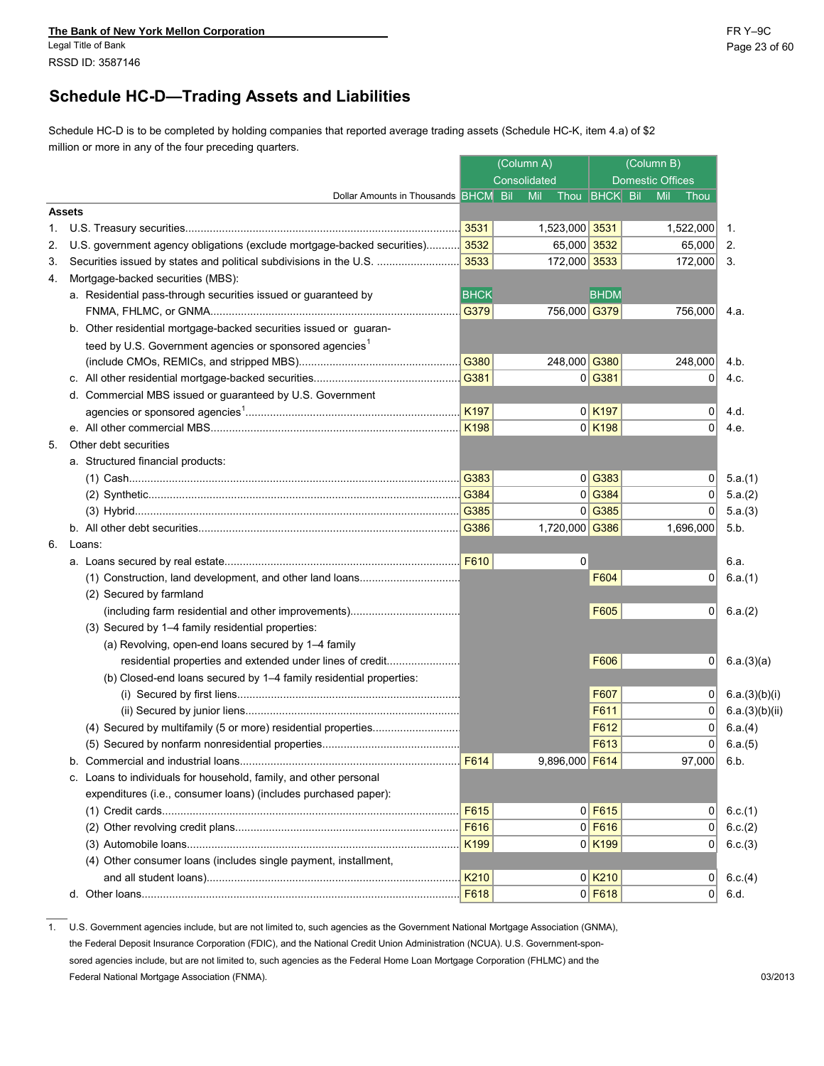**The Bank of New York Mellon Corporation**
Legal Title of Bank
RSSD ID: 3587146

# Schedule HC-D—Trading Assets and Liabilities

Schedule HC-D is to be completed by holding companies that reported average trading assets (Schedule HC-K, item 4.a) of $2 million or more in any of the four preceding quarters.

| Dollar Amounts in Thousands | (Column A) Consolidated | | (Column B) Domestic Offices | | |
|---|---|---|---|---|---|
| | BHCM | Bil Mil Thou | BHCK | Bil Mil Thou | |
| **Assets** | | | | | |
| 1. U.S. Treasury securities | 3531 | 1,523,000 | 3531 | 1,522,000 | 1. |
| 2. U.S. government agency obligations (exclude mortgage-backed securities) | 3532 | 65,000 | 3532 | 65,000 | 2. |
| 3. Securities issued by states and political subdivisions in the U.S. | 3533 | 172,000 | 3533 | 172,000 | 3. |
| 4. Mortgage-backed securities (MBS): | | | | | |
| a. Residential pass-through securities issued or guaranteed by FNMA, FHLMC, or GNMA | BHCK G379 | 756,000 | BHDM G379 | 756,000 | 4.a. |
| b. Other residential mortgage-backed securities issued or guaranteed by U.S. Government agencies or sponsored agencies[1] (include CMOs, REMICs, and stripped MBS) | G380 | 248,000 | G380 | 248,000 | 4.b. |
| c. All other residential mortgage-backed securities | G381 | 0 | G381 | 0 | 4.c. |
| d. Commercial MBS issued or guaranteed by U.S. Government agencies or sponsored agencies[1] | K197 | 0 | K197 | 0 | 4.d. |
| e. All other commercial MBS | K198 | 0 | K198 | 0 | 4.e. |
| 5. Other debt securities | | | | | |
| a. Structured financial products: | | | | | |
| (1) Cash | G383 | 0 | G383 | 0 | 5.a.(1) |
| (2) Synthetic | G384 | 0 | G384 | 0 | 5.a.(2) |
| (3) Hybrid | G385 | 0 | G385 | 0 | 5.a.(3) |
| b. All other debt securities | G386 | 1,720,000 | G386 | 1,696,000 | 5.b. |
| 6. Loans: | | | | | |
| a. Loans secured by real estate | F610 | 0 | | | 6.a. |
| (1) Construction, land development, and other land loans | | | F604 | 0 | 6.a.(1) |
| (2) Secured by farmland (including farm residential and other improvements) | | | F605 | 0 | 6.a.(2) |
| (3) Secured by 1–4 family residential properties: | | | | | |
| (a) Revolving, open-end loans secured by 1–4 family residential properties and extended under lines of credit | | | F606 | 0 | 6.a.(3)(a) |
| (b) Closed-end loans secured by 1–4 family residential properties: | | | | | |
| (i) Secured by first liens | | | F607 | 0 | 6.a.(3)(b)(i) |
| (ii) Secured by junior liens | | | F611 | 0 | 6.a.(3)(b)(ii) |
| (4) Secured by multifamily (5 or more) residential properties | | | F612 | 0 | 6.a.(4) |
| (5) Secured by nonfarm nonresidential properties | | | F613 | 0 | 6.a.(5) |
| b. Commercial and industrial loans | F614 | 9,896,000 | F614 | 97,000 | 6.b. |
| c. Loans to individuals for household, family, and other personal expenditures (i.e., consumer loans) (includes purchased paper): | | | | | |
| (1) Credit cards | F615 | 0 | F615 | 0 | 6.c.(1) |
| (2) Other revolving credit plans | F616 | 0 | F616 | 0 | 6.c.(2) |
| (3) Automobile loans | K199 | 0 | K199 | 0 | 6.c.(3) |
| (4) Other consumer loans (includes single payment, installment, and all student loans) | K210 | 0 | K210 | 0 | 6.c.(4) |
| d. Other loans | F618 | 0 | F618 | 0 | 6.d. |

1. U.S. Government agencies include, but are not limited to, such agencies as the Government National Mortgage Association (GNMA), the Federal Deposit Insurance Corporation (FDIC), and the National Credit Union Administration (NCUA). U.S. Government-sponsored agencies include, but are not limited to, such agencies as the Federal Home Loan Mortgage Corporation (FHLMC) and the Federal National Mortgage Association (FNMA).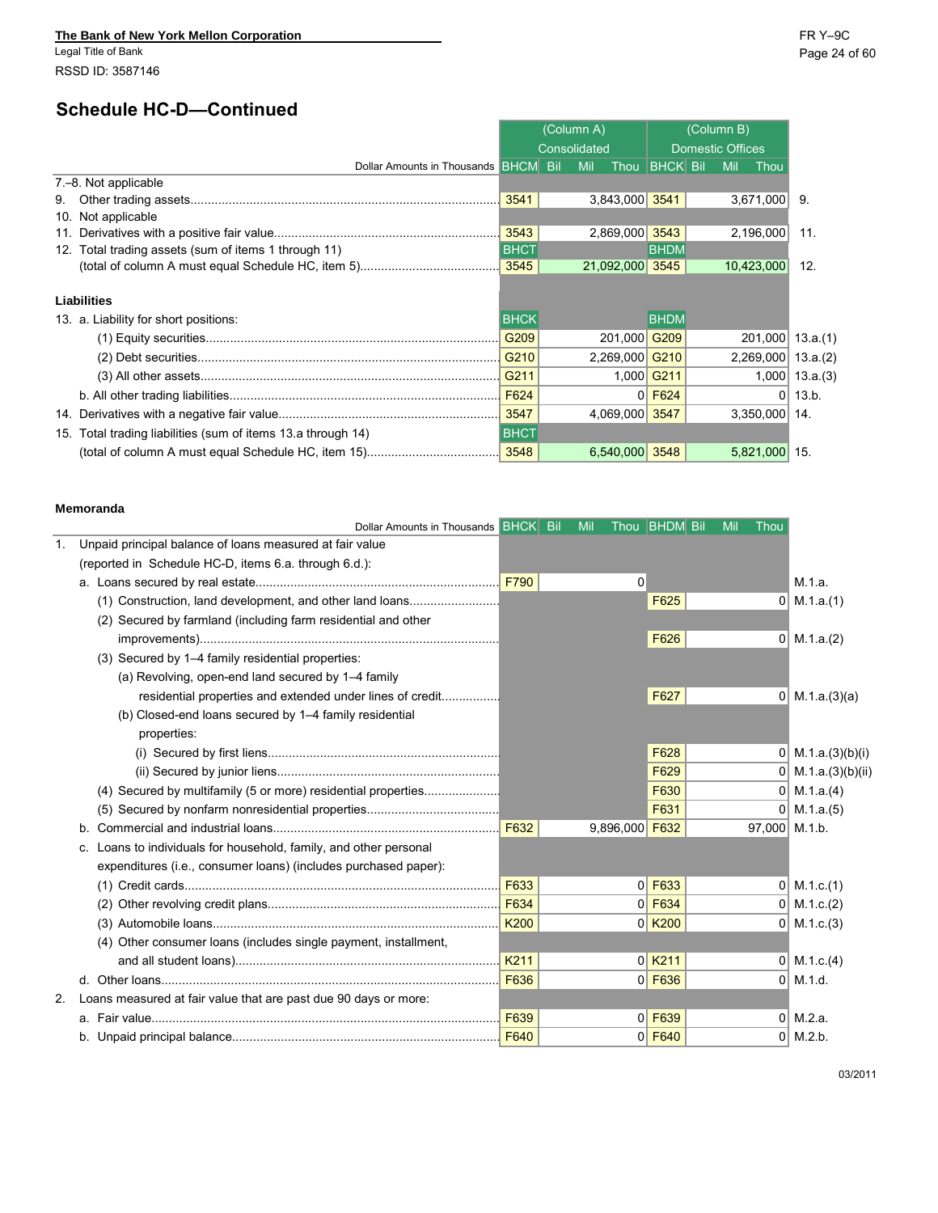The Bank of New York Mellon Corporation
Legal Title of Bank
RSSD ID: 3587146

## Schedule HC-D—Continued

| Dollar Amounts in Thousands | (Column A) Consolidated | | (Column B) Domestic Offices | | |
|---|---|---|---|---|---|
| | BHCM | Bil Mil Thou | BHCK | Bil Mil Thou | |
| 7.–8. Not applicable | | | | | |
| 9. Other trading assets | 3541 | 3,843,000 | 3541 | 3,671,000 | 9. |
| 10. Not applicable | | | | | |
| 11. Derivatives with a positive fair value | 3543 | 2,869,000 | 3543 | 2,196,000 | 11. |
| 12. Total trading assets (sum of items 1 through 11) (total of column A must equal Schedule HC, item 5) | BHCT 3545 | 21,092,000 | BHDM 3545 | 10,423,000 | 12. |
| **Liabilities** | | | | | |
| 13. a. Liability for short positions: | BHCK | | BHDM | | |
| (1) Equity securities | G209 | 201,000 | G209 | 201,000 | 13.a.(1) |
| (2) Debt securities | G210 | 2,269,000 | G210 | 2,269,000 | 13.a.(2) |
| (3) All other assets | G211 | 1,000 | G211 | 1,000 | 13.a.(3) |
| b. All other trading liabilities | F624 | 0 | F624 | 0 | 13.b. |
| 14. Derivatives with a negative fair value | 3547 | 4,069,000 | 3547 | 3,350,000 | 14. |
| 15. Total trading liabilities (sum of items 13.a through 14) (total of column A must equal Schedule HC, item 15) | BHCT 3548 | 6,540,000 | 3548 | 5,821,000 | 15. |

**Memoranda**

| Dollar Amounts in Thousands | BHCK | Bil Mil Thou | BHDM | Bil Mil Thou | |
|---|---|---|---|---|---|
| 1. Unpaid principal balance of loans measured at fair value (reported in Schedule HC-D, items 6.a. through 6.d.): | | | | | |
| a. Loans secured by real estate | F790 | 0 | | | M.1.a. |
| (1) Construction, land development, and other land loans | | | F625 | 0 | M.1.a.(1) |
| (2) Secured by farmland (including farm residential and other improvements) | | | F626 | 0 | M.1.a.(2) |
| (3) Secured by 1–4 family residential properties: | | | | | |
| (a) Revolving, open-end land secured by 1–4 family residential properties and extended under lines of credit | | | F627 | 0 | M.1.a.(3)(a) |
| (b) Closed-end loans secured by 1–4 family residential properties: | | | | | |
| (i) Secured by first liens | | | F628 | 0 | M.1.a.(3)(b)(i) |
| (ii) Secured by junior liens | | | F629 | 0 | M.1.a.(3)(b)(ii) |
| (4) Secured by multifamily (5 or more) residential properties | | | F630 | 0 | M.1.a.(4) |
| (5) Secured by nonfarm nonresidential properties | | | F631 | 0 | M.1.a.(5) |
| b. Commercial and industrial loans | F632 | 9,896,000 | F632 | 97,000 | M.1.b. |
| c. Loans to individuals for household, family, and other personal expenditures (i.e., consumer loans) (includes purchased paper): | | | | | |
| (1) Credit cards | F633 | 0 | F633 | 0 | M.1.c.(1) |
| (2) Other revolving credit plans | F634 | 0 | F634 | 0 | M.1.c.(2) |
| (3) Automobile loans | K200 | 0 | K200 | 0 | M.1.c.(3) |
| (4) Other consumer loans (includes single payment, installment, and all student loans) | K211 | 0 | K211 | 0 | M.1.c.(4) |
| d. Other loans | F636 | 0 | F636 | 0 | M.1.d. |
| 2. Loans measured at fair value that are past due 90 days or more: | | | | | |
| a. Fair value | F639 | 0 | F639 | 0 | M.2.a. |
| b. Unpaid principal balance | F640 | 0 | F640 | 0 | M.2.b. |

03/2011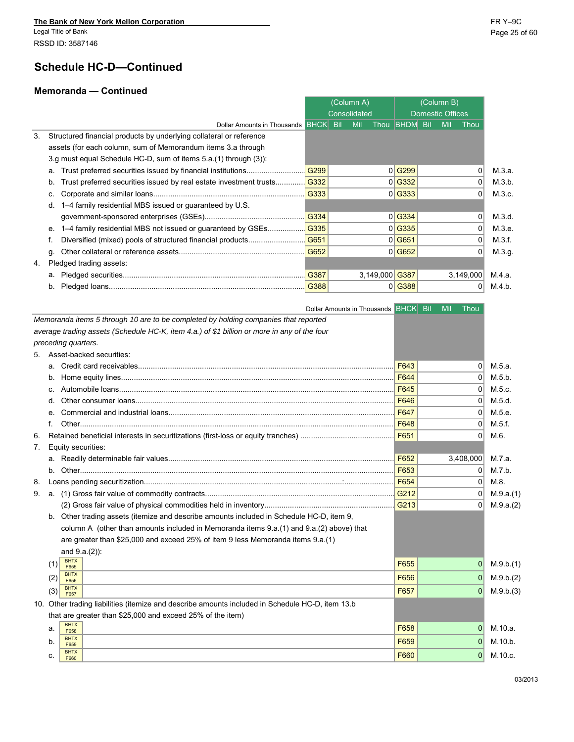The Bank of New York Mellon Corporation
Legal Title of Bank
RSSD ID: 3587146

## Schedule HC-D—Continued

### Memoranda — Continued

| Dollar Amounts in Thousands | BHCK | (Column A) Consolidated Bil Mil Thou | BHDM | (Column B) Domestic Offices Bil Mil Thou | |
|---|---|---|---|---|---|
| 3. Structured financial products by underlying collateral or reference assets (for each column, sum of Memorandum items 3.a through 3.g must equal Schedule HC-D, sum of items 5.a.(1) through (3)): | | | | | |
| a. Trust preferred securities issued by financial institutions | G299 | 0 | G299 | 0 | M.3.a. |
| b. Trust preferred securities issued by real estate investment trusts | G332 | 0 | G332 | 0 | M.3.b. |
| c. Corporate and similar loans | G333 | 0 | G333 | 0 | M.3.c. |
| d. 1–4 family residential MBS issued or guaranteed by U.S. government-sponsored enterprises (GSEs) | G334 | 0 | G334 | 0 | M.3.d. |
| e. 1–4 family residential MBS not issued or guaranteed by GSEs | G335 | 0 | G335 | 0 | M.3.e. |
| f. Diversified (mixed) pools of structured financial products | G651 | 0 | G651 | 0 | M.3.f. |
| g. Other collateral or reference assets | G652 | 0 | G652 | 0 | M.3.g. |
| 4. Pledged trading assets: | | | | | |
| a. Pledged securities | G387 | 3,149,000 | G387 | 3,149,000 | M.4.a. |
| b. Pledged loans | G388 | 0 | G388 | 0 | M.4.b. |

| Dollar Amounts in Thousands | BHCK | Bil Mil Thou | |
|---|---|---|---|
| *Memoranda items 5 through 10 are to be completed by holding companies that reported average trading assets (Schedule HC-K, item 4.a.) of $1 billion or more in any of the four preceding quarters.* | | | |
| 5. Asset-backed securities: | | | |
| a. Credit card receivables | F643 | 0 | M.5.a. |
| b. Home equity lines | F644 | 0 | M.5.b. |
| c. Automobile loans | F645 | 0 | M.5.c. |
| d. Other consumer loans | F646 | 0 | M.5.d. |
| e. Commercial and industrial loans | F647 | 0 | M.5.e. |
| f. Other | F648 | 0 | M.5.f. |
| 6. Retained beneficial interests in securitizations (first-loss or equity tranches) | F651 | 0 | M.6. |
| 7. Equity securities: | | | |
| a. Readily determinable fair values | F652 | 3,408,000 | M.7.a. |
| b. Other | F653 | 0 | M.7.b. |
| 8. Loans pending securitization | F654 | 0 | M.8. |
| 9. a. (1) Gross fair value of commodity contracts | G212 | 0 | M.9.a.(1) |
| (2) Gross fair value of physical commodities held in inventory | G213 | 0 | M.9.a.(2) |
| b. Other trading assets (itemize and describe amounts included in Schedule HC-D, item 9, column A (other than amounts included in Memoranda items 9.a.(1) and 9.a.(2) above) that are greater than $25,000 and exceed 25% of item 9 less Memoranda items 9.a.(1) and 9.a.(2)): | | | |
| (1) BHTX F655 | F655 | 0 | M.9.b.(1) |
| (2) BHTX F656 | F656 | 0 | M.9.b.(2) |
| (3) BHTX F657 | F657 | 0 | M.9.b.(3) |
| 10. Other trading liabilities (itemize and describe amounts included in Schedule HC-D, item 13.b that are greater than $25,000 and exceed 25% of the item) | | | |
| a. BHTX F658 | F658 | 0 | M.10.a. |
| b. BHTX F659 | F659 | 0 | M.10.b. |
| c. BHTX F660 | F660 | 0 | M.10.c. |

03/2013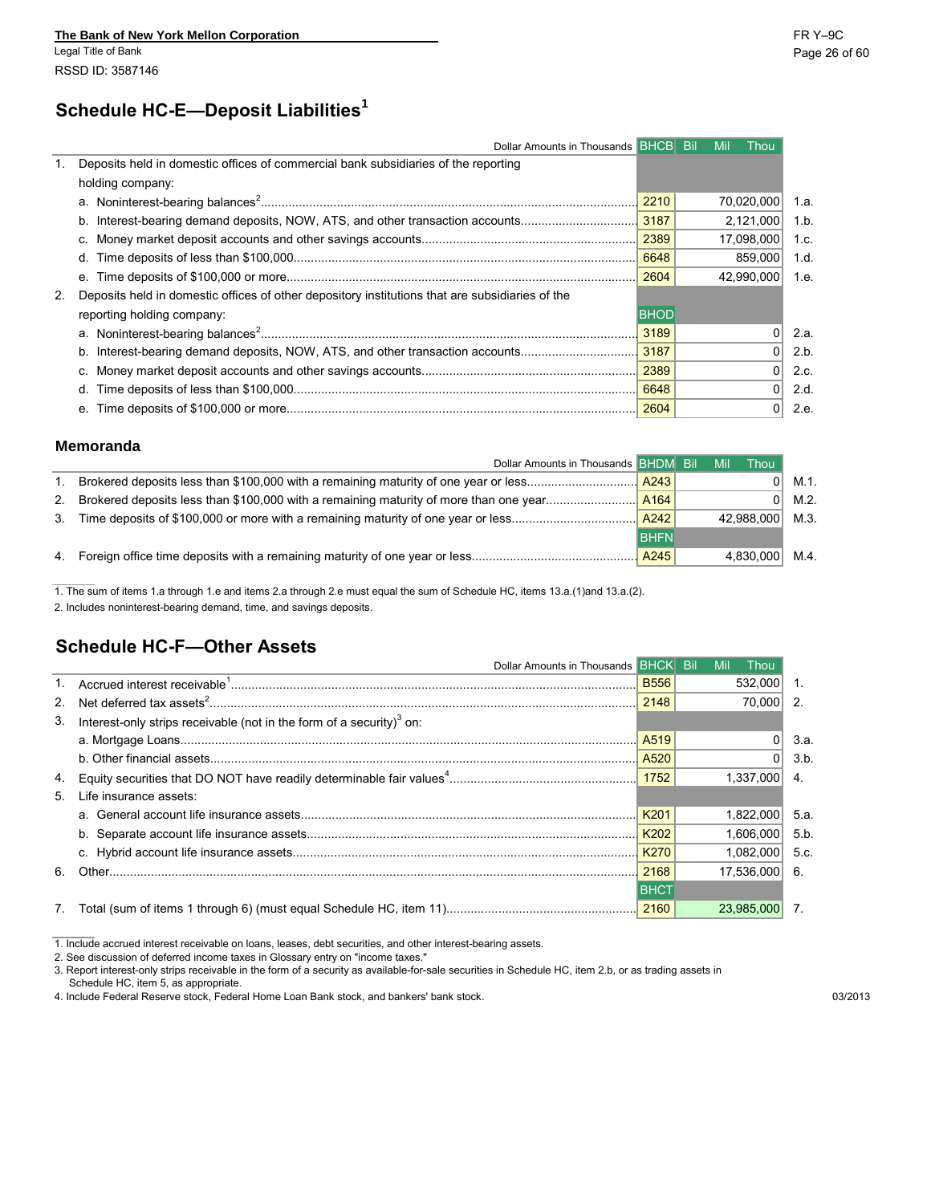**The Bank of New York Mellon Corporation**
Legal Title of Bank
RSSD ID: 3587146

## Schedule HC-E—Deposit Liabilities[1]

| | Dollar Amounts in Thousands | BHCB | Bil Mil Thou | |
|---|---|---|---|---|
| 1. | Deposits held in domestic offices of commercial bank subsidiaries of the reporting holding company: | | | |
| | a. Noninterest-bearing balances[2] | 2210 | 70,020,000 | 1.a. |
| | b. Interest-bearing demand deposits, NOW, ATS, and other transaction accounts | 3187 | 2,121,000 | 1.b. |
| | c. Money market deposit accounts and other savings accounts | 2389 | 17,098,000 | 1.c. |
| | d. Time deposits of less than $100,000 | 6648 | 859,000 | 1.d. |
| | e. Time deposits of $100,000 or more | 2604 | 42,990,000 | 1.e. |
| 2. | Deposits held in domestic offices of other depository institutions that are subsidiaries of the reporting holding company: | BHOD | | |
| | a. Noninterest-bearing balances[2] | 3189 | 0 | 2.a. |
| | b. Interest-bearing demand deposits, NOW, ATS, and other transaction accounts | 3187 | 0 | 2.b. |
| | c. Money market deposit accounts and other savings accounts | 2389 | 0 | 2.c. |
| | d. Time deposits of less than $100,000 | 6648 | 0 | 2.d. |
| | e. Time deposits of $100,000 or more | 2604 | 0 | 2.e. |

### Memoranda

| | Dollar Amounts in Thousands | BHDM | Bil Mil Thou | |
|---|---|---|---|---|
| 1. | Brokered deposits less than $100,000 with a remaining maturity of one year or less | A243 | 0 | M.1. |
| 2. | Brokered deposits less than $100,000 with a remaining maturity of more than one year | A164 | 0 | M.2. |
| 3. | Time deposits of $100,000 or more with a remaining maturity of one year or less | A242 | 42,988,000 | M.3. |
| | | BHFN | | |
| 4. | Foreign office time deposits with a remaining maturity of one year or less | A245 | 4,830,000 | M.4. |

1. The sum of items 1.a through 1.e and items 2.a through 2.e must equal the sum of Schedule HC, items 13.a.(1)and 13.a.(2).
2. Includes noninterest-bearing demand, time, and savings deposits.

## Schedule HC-F—Other Assets

| | Dollar Amounts in Thousands | BHCK | Bil Mil Thou | |
|---|---|---|---|---|
| 1. | Accrued interest receivable[1] | B556 | 532,000 | 1. |
| 2. | Net deferred tax assets[2] | 2148 | 70,000 | 2. |
| 3. | Interest-only strips receivable (not in the form of a security)[3] on: | | | |
| | a. Mortgage Loans | A519 | 0 | 3.a. |
| | b. Other financial assets | A520 | 0 | 3.b. |
| 4. | Equity securities that DO NOT have readily determinable fair values[4] | 1752 | 1,337,000 | 4. |
| 5. | Life insurance assets: | | | |
| | a. General account life insurance assets | K201 | 1,822,000 | 5.a. |
| | b. Separate account life insurance assets | K202 | 1,606,000 | 5.b. |
| | c. Hybrid account life insurance assets | K270 | 1,082,000 | 5.c. |
| 6. | Other | 2168 | 17,536,000 | 6. |
| | | BHCT | | |
| 7. | Total (sum of items 1 through 6) (must equal Schedule HC, item 11) | 2160 | 23,985,000 | 7. |

1. Include accrued interest receivable on loans, leases, debt securities, and other interest-bearing assets.
2. See discussion of deferred income taxes in Glossary entry on "income taxes."
3. Report interest-only strips receivable in the form of a security as available-for-sale securities in Schedule HC, item 2.b, or as trading assets in Schedule HC, item 5, as appropriate.
4. Include Federal Reserve stock, Federal Home Loan Bank stock, and bankers' bank stock.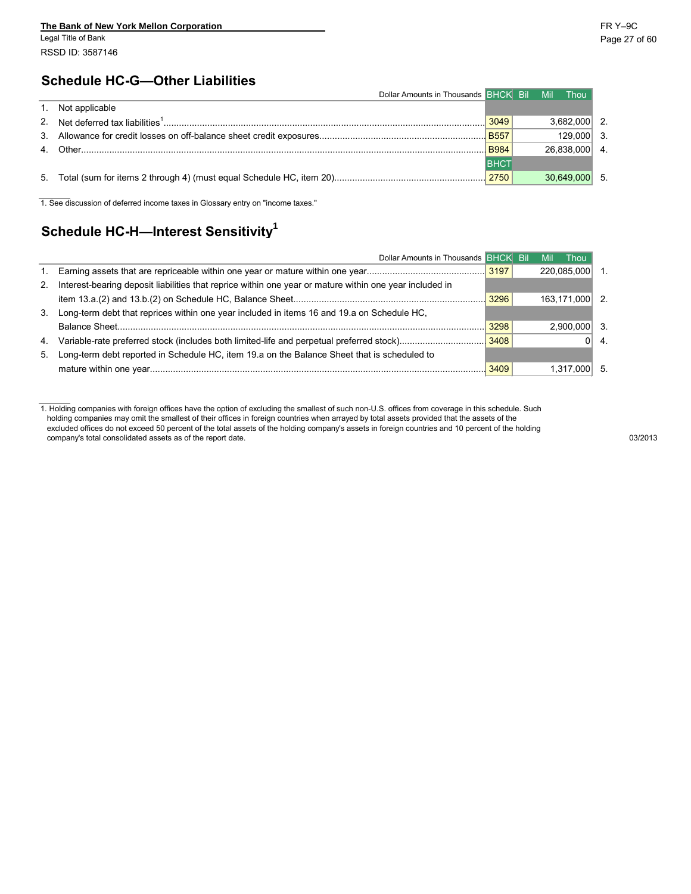The Bank of New York Mellon Corporation
Legal Title of Bank
RSSD ID: 3587146

FR Y–9C

## Schedule HC-G—Other Liabilities

| | Dollar Amounts in Thousands | BHCK | Bil Mil Thou | |
|---|---|---|---|---|
| 1. | Not applicable | | | |
| 2. | Net deferred tax liabilities[1] | 3049 | 3,682,000 | 2. |
| 3. | Allowance for credit losses on off-balance sheet credit exposures | B557 | 129,000 | 3. |
| 4. | Other | B984 | 26,838,000 | 4. |
| | | BHCT | | |
| 5. | Total (sum for items 2 through 4) (must equal Schedule HC, item 20) | 2750 | 30,649,000 | 5. |

1. See discussion of deferred income taxes in Glossary entry on "income taxes."

## Schedule HC-H—Interest Sensitivity[1]

| | Dollar Amounts in Thousands | BHCK | Bil Mil Thou | |
|---|---|---|---|---|
| 1. | Earning assets that are repriceable within one year or mature within one year | 3197 | 220,085,000 | 1. |
| 2. | Interest-bearing deposit liabilities that reprice within one year or mature within one year included in item 13.a.(2) and 13.b.(2) on Schedule HC, Balance Sheet | 3296 | 163,171,000 | 2. |
| 3. | Long-term debt that reprices within one year included in items 16 and 19.a on Schedule HC, Balance Sheet | 3298 | 2,900,000 | 3. |
| 4. | Variable-rate preferred stock (includes both limited-life and perpetual preferred stock) | 3408 | 0 | 4. |
| 5. | Long-term debt reported in Schedule HC, item 19.a on the Balance Sheet that is scheduled to mature within one year | 3409 | 1,317,000 | 5. |

1. Holding companies with foreign offices have the option of excluding the smallest of such non-U.S. offices from coverage in this schedule. Such holding companies may omit the smallest of their offices in foreign countries when arrayed by total assets provided that the assets of the excluded offices do not exceed 50 percent of the total assets of the holding company's assets in foreign countries and 10 percent of the holding company's total consolidated assets as of the report date.

03/2013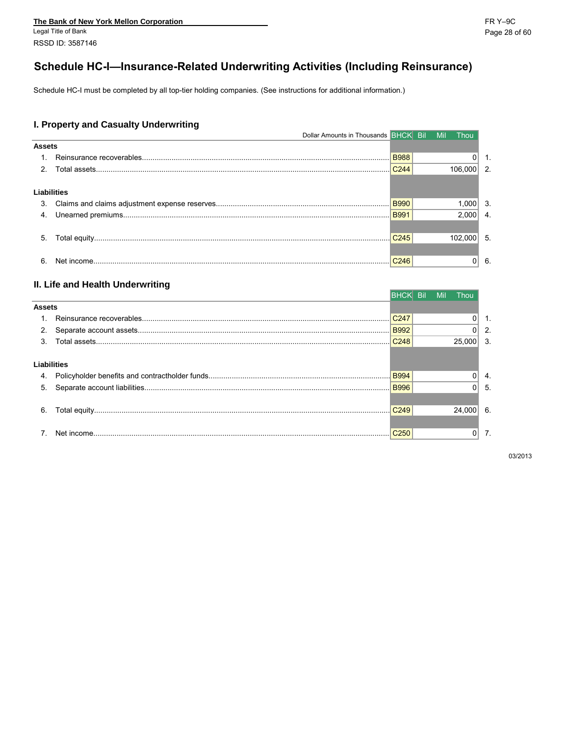The Bank of New York Mellon Corporation
Legal Title of Bank
RSSD ID: 3587146

# Schedule HC-I—Insurance-Related Underwriting Activities (Including Reinsurance)

Schedule HC-I must be completed by all top-tier holding companies. (See instructions for additional information.)

## I. Property and Casualty Underwriting

| Dollar Amounts in Thousands | BHCK | Bil Mil Thou | |
|---|---|---|---|
| **Assets** | | | |
| 1. Reinsurance recoverables | B988 | 0 | 1. |
| 2. Total assets | C244 | 106,000 | 2. |
| **Liabilities** | | | |
| 3. Claims and claims adjustment expense reserves | B990 | 1,000 | 3. |
| 4. Unearned premiums | B991 | 2,000 | 4. |
| 5. Total equity | C245 | 102,000 | 5. |
| 6. Net income | C246 | 0 | 6. |

## II. Life and Health Underwriting

| | BHCK | Bil Mil Thou | |
|---|---|---|---|
| **Assets** | | | |
| 1. Reinsurance recoverables | C247 | 0 | 1. |
| 2. Separate account assets | B992 | 0 | 2. |
| 3. Total assets | C248 | 25,000 | 3. |
| **Liabilities** | | | |
| 4. Policyholder benefits and contractholder funds | B994 | 0 | 4. |
| 5. Separate account liabilities | B996 | 0 | 5. |
| 6. Total equity | C249 | 24,000 | 6. |
| 7. Net income | C250 | 0 | 7. |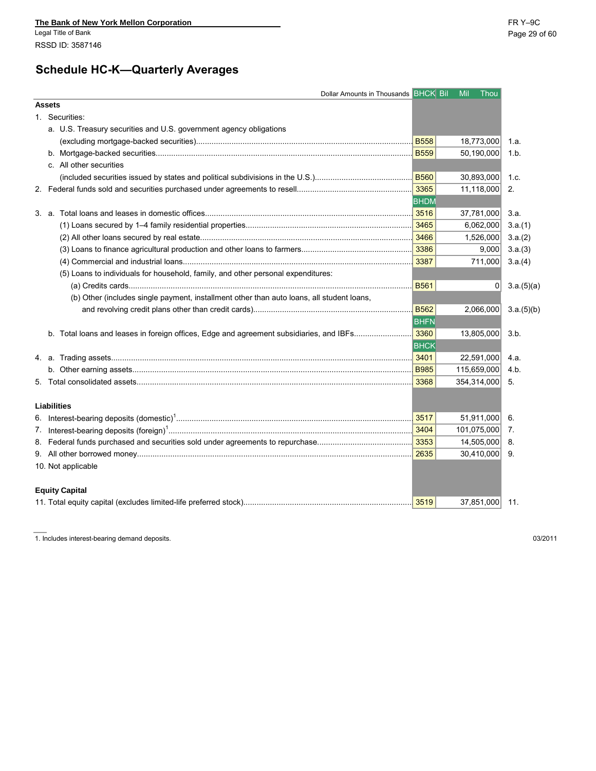The Bank of New York Mellon Corporation
Legal Title of Bank
RSSD ID: 3587146

FR Y–9C

## Schedule HC-K—Quarterly Averages

| Dollar Amounts in Thousands | BHCK | Bil Mil Thou | |
|---|---|---|---|
| **Assets** | | | |
| 1. Securities: | | | |
| a. U.S. Treasury securities and U.S. government agency obligations (excluding mortgage-backed securities) | B558 | 18,773,000 | 1.a. |
| b. Mortgage-backed securities | B559 | 50,190,000 | 1.b. |
| c. All other securities (included securities issued by states and political subdivisions in the U.S.) | B560 | 30,893,000 | 1.c. |
| 2. Federal funds sold and securities purchased under agreements to resell | 3365 | 11,118,000 | 2. |
| | BHDM | | |
| 3. a. Total loans and leases in domestic offices | 3516 | 37,781,000 | 3.a. |
| (1) Loans secured by 1–4 family residential properties | 3465 | 6,062,000 | 3.a.(1) |
| (2) All other loans secured by real estate | 3466 | 1,526,000 | 3.a.(2) |
| (3) Loans to finance agricultural production and other loans to farmers | 3386 | 9,000 | 3.a.(3) |
| (4) Commercial and industrial loans | 3387 | 711,000 | 3.a.(4) |
| (5) Loans to individuals for household, family, and other personal expenditures: | | | |
| (a) Credits cards | B561 | 0 | 3.a.(5)(a) |
| (b) Other (includes single payment, installment other than auto loans, all student loans, and revolving credit plans other than credit cards) | B562 | 2,066,000 | 3.a.(5)(b) |
| | BHFN | | |
| b. Total loans and leases in foreign offices, Edge and agreement subsidiaries, and IBFs | 3360 | 13,805,000 | 3.b. |
| | BHCK | | |
| 4. a. Trading assets | 3401 | 22,591,000 | 4.a. |
| b. Other earning assets | B985 | 115,659,000 | 4.b. |
| 5. Total consolidated assets | 3368 | 354,314,000 | 5. |
| **Liabilities** | | | |
| 6. Interest-bearing deposits (domestic)[1] | 3517 | 51,911,000 | 6. |
| 7. Interest-bearing deposits (foreign)[1] | 3404 | 101,075,000 | 7. |
| 8. Federal funds purchased and securities sold under agreements to repurchase | 3353 | 14,505,000 | 8. |
| 9. All other borrowed money | 2635 | 30,410,000 | 9. |
| 10. Not applicable | | | |
| **Equity Capital** | | | |
| 11. Total equity capital (excludes limited-life preferred stock) | 3519 | 37,851,000 | 11. |

1. Includes interest-bearing demand deposits.

03/2011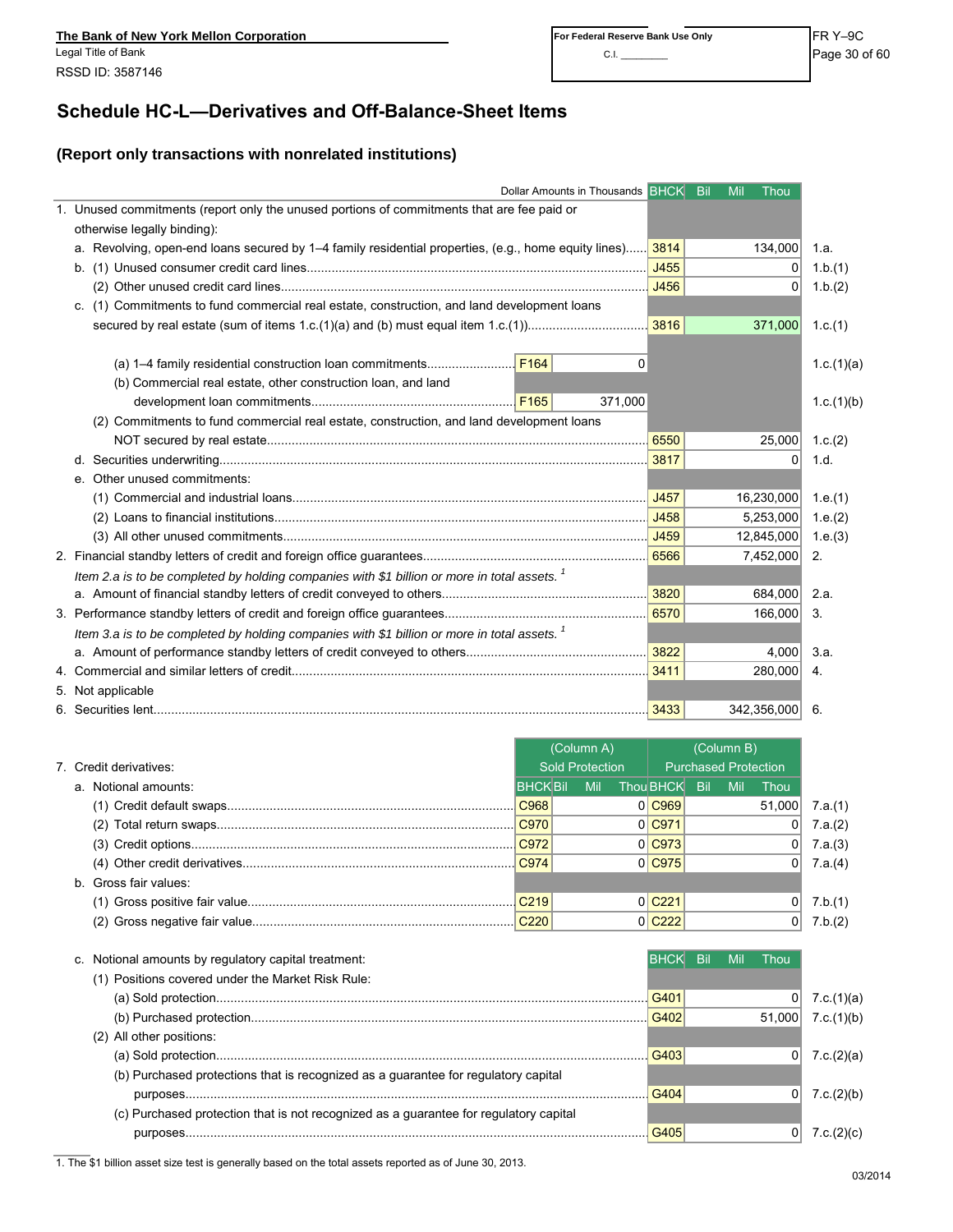**The Bank of New York Mellon Corporation**
Legal Title of Bank
RSSD ID: 3587146

For Federal Reserve Bank Use Only
C.I. ________

FR Y–9C

# Schedule HC-L—Derivatives and Off-Balance-Sheet Items

## (Report only transactions with nonrelated institutions)

| Dollar Amounts in Thousands | | | BHCK | Bil Mil Thou | |
|---|---|---|---|---|---|
| 1. Unused commitments (report only the unused portions of commitments that are fee paid or otherwise legally binding): | | | | | |
| a. Revolving, open-end loans secured by 1–4 family residential properties, (e.g., home equity lines) | | | 3814 | 134,000 | 1.a. |
| b. (1) Unused consumer credit card lines | | | J455 | 0 | 1.b.(1) |
| (2) Other unused credit card lines | | | J456 | 0 | 1.b.(2) |
| c. (1) Commitments to fund commercial real estate, construction, and land development loans secured by real estate (sum of items 1.c.(1)(a) and (b) must equal item 1.c.(1)) | | | 3816 | 371,000 | 1.c.(1) |
| (a) 1–4 family residential construction loan commitments | F164 | 0 | | | 1.c.(1)(a) |
| (b) Commercial real estate, other construction loan, and land development loan commitments | F165 | 371,000 | | | 1.c.(1)(b) |
| (2) Commitments to fund commercial real estate, construction, and land development loans NOT secured by real estate | | | 6550 | 25,000 | 1.c.(2) |
| d. Securities underwriting | | | 3817 | 0 | 1.d. |
| e. Other unused commitments: | | | | | |
| (1) Commercial and industrial loans | | | J457 | 16,230,000 | 1.e.(1) |
| (2) Loans to financial institutions | | | J458 | 5,253,000 | 1.e.(2) |
| (3) All other unused commitments | | | J459 | 12,845,000 | 1.e.(3) |
| 2. Financial standby letters of credit and foreign office guarantees | | | 6566 | 7,452,000 | 2. |
| *Item 2.a is to be completed by holding companies with $1 billion or more in total assets.* [1] | | | | | |
| a. Amount of financial standby letters of credit conveyed to others | | | 3820 | 684,000 | 2.a. |
| 3. Performance standby letters of credit and foreign office guarantees | | | 6570 | 166,000 | 3. |
| *Item 3.a is to be completed by holding companies with $1 billion or more in total assets.* [1] | | | | | |
| a. Amount of performance standby letters of credit conveyed to others | | | 3822 | 4,000 | 3.a. |
| 4. Commercial and similar letters of credit | | | 3411 | 280,000 | 4. |
| 5. Not applicable | | | | | |
| 6. Securities lent | | | 3433 | 342,356,000 | 6. |

| 7. Credit derivatives: | (Column A) Sold Protection | | (Column B) Purchased Protection | | |
|---|---|---|---|---|---|
| a. Notional amounts: | BHCK | Bil Mil Thou | BHCK | Bil Mil Thou | |
| (1) Credit default swaps | C968 | 0 | C969 | 51,000 | 7.a.(1) |
| (2) Total return swaps | C970 | 0 | C971 | 0 | 7.a.(2) |
| (3) Credit options | C972 | 0 | C973 | 0 | 7.a.(3) |
| (4) Other credit derivatives | C974 | 0 | C975 | 0 | 7.a.(4) |
| b. Gross fair values: | | | | | |
| (1) Gross positive fair value | C219 | 0 | C221 | 0 | 7.b.(1) |
| (2) Gross negative fair value | C220 | 0 | C222 | 0 | 7.b.(2) |

| | BHCK | Bil Mil Thou | |
|---|---|---|---|
| c. Notional amounts by regulatory capital treatment: | | | |
| (1) Positions covered under the Market Risk Rule: | | | |
| (a) Sold protection | G401 | 0 | 7.c.(1)(a) |
| (b) Purchased protection | G402 | 51,000 | 7.c.(1)(b) |
| (2) All other positions: | | | |
| (a) Sold protection | G403 | 0 | 7.c.(2)(a) |
| (b) Purchased protections that is recognized as a guarantee for regulatory capital purposes | G404 | 0 | 7.c.(2)(b) |
| (c) Purchased protection that is not recognized as a guarantee for regulatory capital purposes | G405 | 0 | 7.c.(2)(c) |

1. The $1 billion asset size test is generally based on the total assets reported as of June 30, 2013.

03/2014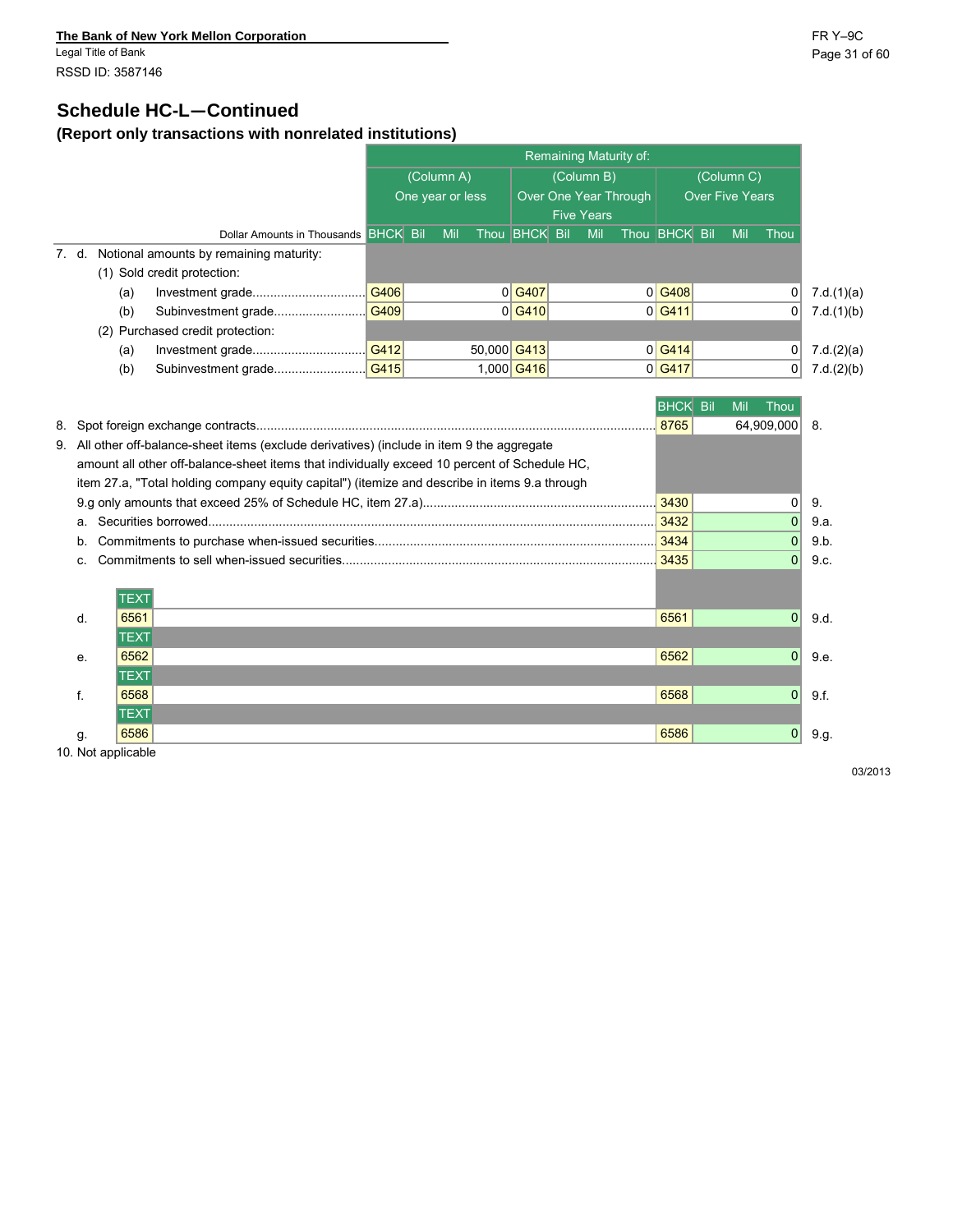The Bank of New York Mellon Corporation

Legal Title of Bank

RSSD ID: 3587146

FR Y–9C

## Schedule HC-L—Continued

### (Report only transactions with nonrelated institutions)

| Dollar Amounts in Thousands | Remaining Maturity of: (Column A) One year or less | | (Column B) Over One Year Through Five Years | | (Column C) Over Five Years | | |
|---|---|---|---|---|---|---|---|
| | BHCK | Bil Mil Thou | BHCK | Bil Mil Thou | BHCK | Bil Mil Thou | |
| 7. d. Notional amounts by remaining maturity: | | | | | | | |
| (1) Sold credit protection: | | | | | | | |
| (a) Investment grade | G406 | 0 | G407 | 0 | G408 | 0 | 7.d.(1)(a) |
| (b) Subinvestment grade | G409 | 0 | G410 | 0 | G411 | 0 | 7.d.(1)(b) |
| (2) Purchased credit protection: | | | | | | | |
| (a) Investment grade | G412 | 50,000 | G413 | 0 | G414 | 0 | 7.d.(2)(a) |
| (b) Subinvestment grade | G415 | 1,000 | G416 | 0 | G417 | 0 | 7.d.(2)(b) |

| | BHCK | Bil Mil Thou | |
|---|---|---|---|
| 8. Spot foreign exchange contracts | 8765 | 64,909,000 | 8. |
| 9. All other off-balance-sheet items (exclude derivatives) (include in item 9 the aggregate amount all other off-balance-sheet items that individually exceed 10 percent of Schedule HC, item 27.a, "Total holding company equity capital") (itemize and describe in items 9.a through 9.g only amounts that exceed 25% of Schedule HC, item 27.a) | 3430 | 0 | 9. |
| a. Securities borrowed | 3432 | 0 | 9.a. |
| b. Commitments to purchase when-issued securities | 3434 | 0 | 9.b. |
| c. Commitments to sell when-issued securities | 3435 | 0 | 9.c. |
| d. TEXT 6561 | 6561 | 0 | 9.d. |
| e. TEXT 6562 | 6562 | 0 | 9.e. |
| f. TEXT 6568 | 6568 | 0 | 9.f. |
| g. TEXT 6586 | 6586 | 0 | 9.g. |

10. Not applicable

03/2013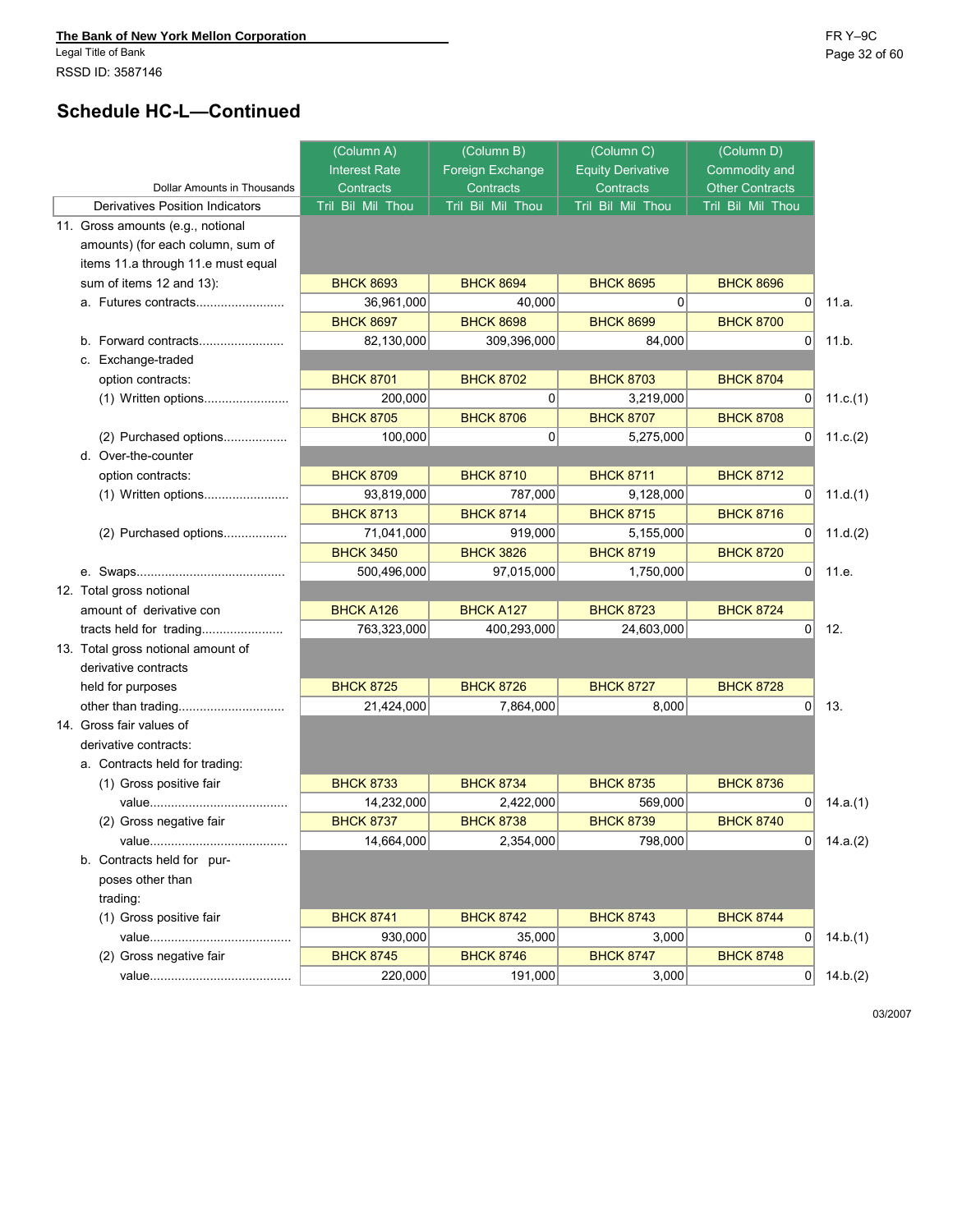The Bank of New York Mellon Corporation
Legal Title of Bank
RSSD ID: 3587146

FR Y–9C

## Schedule HC-L—Continued

| Derivatives Position Indicators (Dollar Amounts in Thousands) | (Column A) Interest Rate Contracts | (Column B) Foreign Exchange Contracts | (Column C) Equity Derivative Contracts | (Column D) Commodity and Other Contracts | |
|---|---|---|---|---|---|
| | Tril Bil Mil Thou | Tril Bil Mil Thou | Tril Bil Mil Thou | Tril Bil Mil Thou | |
| 11. Gross amounts (e.g., notional amounts) (for each column, sum of items 11.a through 11.e must equal sum of items 12 and 13): | | | | | |
| | BHCK 8693 | BHCK 8694 | BHCK 8695 | BHCK 8696 | |
| a. Futures contracts | 36,961,000 | 40,000 | 0 | 0 | 11.a. |
| | BHCK 8697 | BHCK 8698 | BHCK 8699 | BHCK 8700 | |
| b. Forward contracts | 82,130,000 | 309,396,000 | 84,000 | 0 | 11.b. |
| c. Exchange-traded option contracts: | | | | | |
| | BHCK 8701 | BHCK 8702 | BHCK 8703 | BHCK 8704 | |
| (1) Written options | 200,000 | 0 | 3,219,000 | 0 | 11.c.(1) |
| | BHCK 8705 | BHCK 8706 | BHCK 8707 | BHCK 8708 | |
| (2) Purchased options | 100,000 | 0 | 5,275,000 | 0 | 11.c.(2) |
| d. Over-the-counter option contracts: | | | | | |
| | BHCK 8709 | BHCK 8710 | BHCK 8711 | BHCK 8712 | |
| (1) Written options | 93,819,000 | 787,000 | 9,128,000 | 0 | 11.d.(1) |
| | BHCK 8713 | BHCK 8714 | BHCK 8715 | BHCK 8716 | |
| (2) Purchased options | 71,041,000 | 919,000 | 5,155,000 | 0 | 11.d.(2) |
| | BHCK 3450 | BHCK 3826 | BHCK 8719 | BHCK 8720 | |
| e. Swaps | 500,496,000 | 97,015,000 | 1,750,000 | 0 | 11.e. |
| | BHCK A126 | BHCK A127 | BHCK 8723 | BHCK 8724 | |
| 12. Total gross notional amount of derivative contracts held for trading | 763,323,000 | 400,293,000 | 24,603,000 | 0 | 12. |
| | BHCK 8725 | BHCK 8726 | BHCK 8727 | BHCK 8728 | |
| 13. Total gross notional amount of derivative contracts held for purposes other than trading | 21,424,000 | 7,864,000 | 8,000 | 0 | 13. |
| 14. Gross fair values of derivative contracts: | | | | | |
| a. Contracts held for trading: | | | | | |
| | BHCK 8733 | BHCK 8734 | BHCK 8735 | BHCK 8736 | |
| (1) Gross positive fair value | 14,232,000 | 2,422,000 | 569,000 | 0 | 14.a.(1) |
| | BHCK 8737 | BHCK 8738 | BHCK 8739 | BHCK 8740 | |
| (2) Gross negative fair value | 14,664,000 | 2,354,000 | 798,000 | 0 | 14.a.(2) |
| b. Contracts held for purposes other than trading: | | | | | |
| | BHCK 8741 | BHCK 8742 | BHCK 8743 | BHCK 8744 | |
| (1) Gross positive fair value | 930,000 | 35,000 | 3,000 | 0 | 14.b.(1) |
| | BHCK 8745 | BHCK 8746 | BHCK 8747 | BHCK 8748 | |
| (2) Gross negative fair value | 220,000 | 191,000 | 3,000 | 0 | 14.b.(2) |

03/2007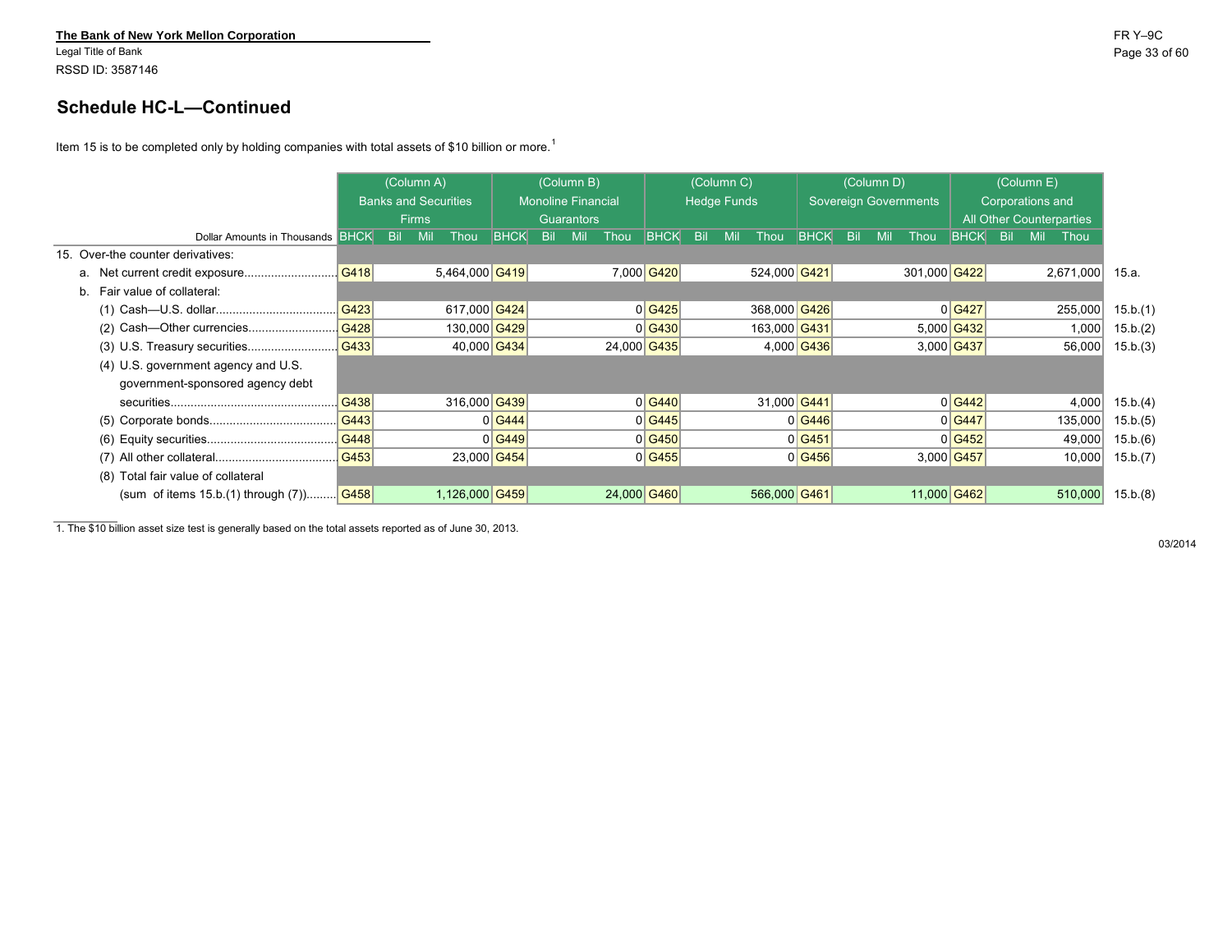**The Bank of New York Mellon Corporation**
Legal Title of Bank
RSSD ID: 3587146

## Schedule HC-L—Continued

Item 15 is to be completed only by holding companies with total assets of $10 billion or more.[1]

| Dollar Amounts in Thousands | (Column A) Banks and Securities Firms | | (Column B) Monoline Financial Guarantors | | (Column C) Hedge Funds | | (Column D) Sovereign Governments | | (Column E) Corporations and All Other Counterparties | | |
|---|---|---|---|---|---|---|---|---|---|---|---|
| | BHCK | Bil Mil Thou | BHCK | Bil Mil Thou | BHCK | Bil Mil Thou | BHCK | Bil Mil Thou | BHCK | Bil Mil Thou | |
| 15. Over-the counter derivatives: | | | | | | | | | | | |
| a. Net current credit exposure | G418 | 5,464,000 | G419 | 7,000 | G420 | 524,000 | G421 | 301,000 | G422 | 2,671,000 | 15.a. |
| b. Fair value of collateral: | | | | | | | | | | | |
| (1) Cash—U.S. dollar | G423 | 617,000 | G424 | 0 | G425 | 368,000 | G426 | 0 | G427 | 255,000 | 15.b.(1) |
| (2) Cash—Other currencies | G428 | 130,000 | G429 | 0 | G430 | 163,000 | G431 | 5,000 | G432 | 1,000 | 15.b.(2) |
| (3) U.S. Treasury securities | G433 | 40,000 | G434 | 24,000 | G435 | 4,000 | G436 | 3,000 | G437 | 56,000 | 15.b.(3) |
| (4) U.S. government agency and U.S. government-sponsored agency debt securities | G438 | 316,000 | G439 | 0 | G440 | 31,000 | G441 | 0 | G442 | 4,000 | 15.b.(4) |
| (5) Corporate bonds | G443 | 0 | G444 | 0 | G445 | 0 | G446 | 0 | G447 | 135,000 | 15.b.(5) |
| (6) Equity securities | G448 | 0 | G449 | 0 | G450 | 0 | G451 | 0 | G452 | 49,000 | 15.b.(6) |
| (7) All other collateral | G453 | 23,000 | G454 | 0 | G455 | 0 | G456 | 3,000 | G457 | 10,000 | 15.b.(7) |
| (8) Total fair value of collateral (sum of items 15.b.(1) through (7)) | G458 | 1,126,000 | G459 | 24,000 | G460 | 566,000 | G461 | 11,000 | G462 | 510,000 | 15.b.(8) |

1. The $10 billion asset size test is generally based on the total assets reported as of June 30, 2013.

03/2014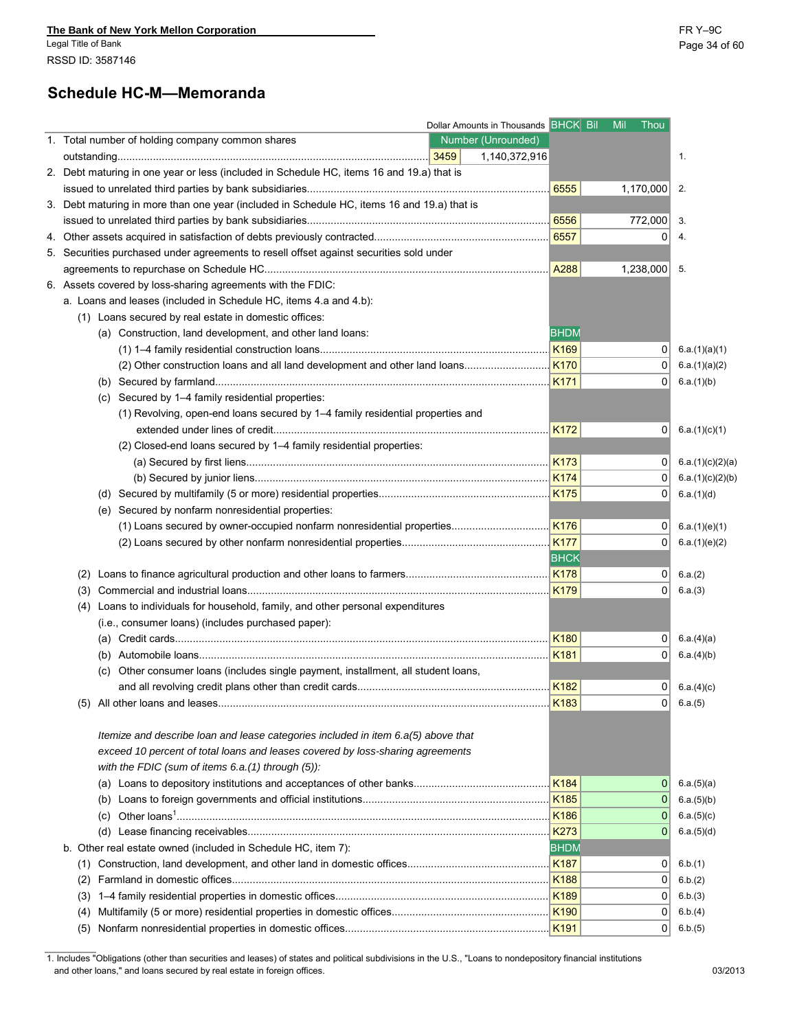The Bank of New York Mellon Corporation
Legal Title of Bank
RSSD ID: 3587146

FR Y–9C

# Schedule HC-M—Memoranda

| Dollar Amounts in Thousands | | BHCK | Bil Mil Thou | |
|---|---|---|---|---|
| 1. Total number of holding company common shares outstanding | 3459 Number (Unrounded): 1,140,372,916 | | | 1. |
| 2. Debt maturing in one year or less (included in Schedule HC, items 16 and 19.a) that is issued to unrelated third parties by bank subsidiaries | | 6555 | 1,170,000 | 2. |
| 3. Debt maturing in more than one year (included in Schedule HC, items 16 and 19.a) that is issued to unrelated third parties by bank subsidiaries | | 6556 | 772,000 | 3. |
| 4. Other assets acquired in satisfaction of debts previously contracted | | 6557 | 0 | 4. |
| 5. Securities purchased under agreements to resell offset against securities sold under agreements to repurchase on Schedule HC | | A288 | 1,238,000 | 5. |
| 6. Assets covered by loss-sharing agreements with the FDIC: | | | | |
| a. Loans and leases (included in Schedule HC, items 4.a and 4.b): | | | | |
| (1) Loans secured by real estate in domestic offices: | | | | |
| (a) Construction, land development, and other land loans: | | BHDM | | |
| (1) 1–4 family residential construction loans | | K169 | 0 | 6.a.(1)(a)(1) |
| (2) Other construction loans and all land development and other land loans | | K170 | 0 | 6.a.(1)(a)(2) |
| (b) Secured by farmland | | K171 | 0 | 6.a.(1)(b) |
| (c) Secured by 1–4 family residential properties: | | | | |
| (1) Revolving, open-end loans secured by 1–4 family residential properties and extended under lines of credit | | K172 | 0 | 6.a.(1)(c)(1) |
| (2) Closed-end loans secured by 1–4 family residential properties: | | | | |
| (a) Secured by first liens | | K173 | 0 | 6.a.(1)(c)(2)(a) |
| (b) Secured by junior liens | | K174 | 0 | 6.a.(1)(c)(2)(b) |
| (d) Secured by multifamily (5 or more) residential properties | | K175 | 0 | 6.a.(1)(d) |
| (e) Secured by nonfarm nonresidential properties: | | | | |
| (1) Loans secured by owner-occupied nonfarm nonresidential properties | | K176 | 0 | 6.a.(1)(e)(1) |
| (2) Loans secured by other nonfarm nonresidential properties | | K177 | 0 | 6.a.(1)(e)(2) |
| | | BHCK | | |
| (2) Loans to finance agricultural production and other loans to farmers | | K178 | 0 | 6.a.(2) |
| (3) Commercial and industrial loans | | K179 | 0 | 6.a.(3) |
| (4) Loans to individuals for household, family, and other personal expenditures (i.e., consumer loans) (includes purchased paper): | | | | |
| (a) Credit cards | | K180 | 0 | 6.a.(4)(a) |
| (b) Automobile loans | | K181 | 0 | 6.a.(4)(b) |
| (c) Other consumer loans (includes single payment, installment, all student loans, and all revolving credit plans other than credit cards | | K182 | 0 | 6.a.(4)(c) |
| (5) All other loans and leases | | K183 | 0 | 6.a.(5) |
| *Itemize and describe loan and lease categories included in item 6.a(5) above that exceed 10 percent of total loans and leases covered by loss-sharing agreements with the FDIC (sum of items 6.a.(1) through (5)):* | | | | |
| (a) Loans to depository institutions and acceptances of other banks | | K184 | 0 | 6.a.(5)(a) |
| (b) Loans to foreign governments and official institutions | | K185 | 0 | 6.a.(5)(b) |
| (c) Other loans[1] | | K186 | 0 | 6.a.(5)(c) |
| (d) Lease financing receivables | | K273 | 0 | 6.a.(5)(d) |
| b. Other real estate owned (included in Schedule HC, item 7): | | BHDM | | |
| (1) Construction, land development, and other land in domestic offices | | K187 | 0 | 6.b.(1) |
| (2) Farmland in domestic offices | | K188 | 0 | 6.b.(2) |
| (3) 1–4 family residential properties in domestic offices | | K189 | 0 | 6.b.(3) |
| (4) Multifamily (5 or more) residential properties in domestic offices | | K190 | 0 | 6.b.(4) |
| (5) Nonfarm nonresidential properties in domestic offices | | K191 | 0 | 6.b.(5) |

1. Includes "Obligations (other than securities and leases) of states and political subdivisions in the U.S., "Loans to nondepository financial institutions and other loans," and loans secured by real estate in foreign offices.

03/2013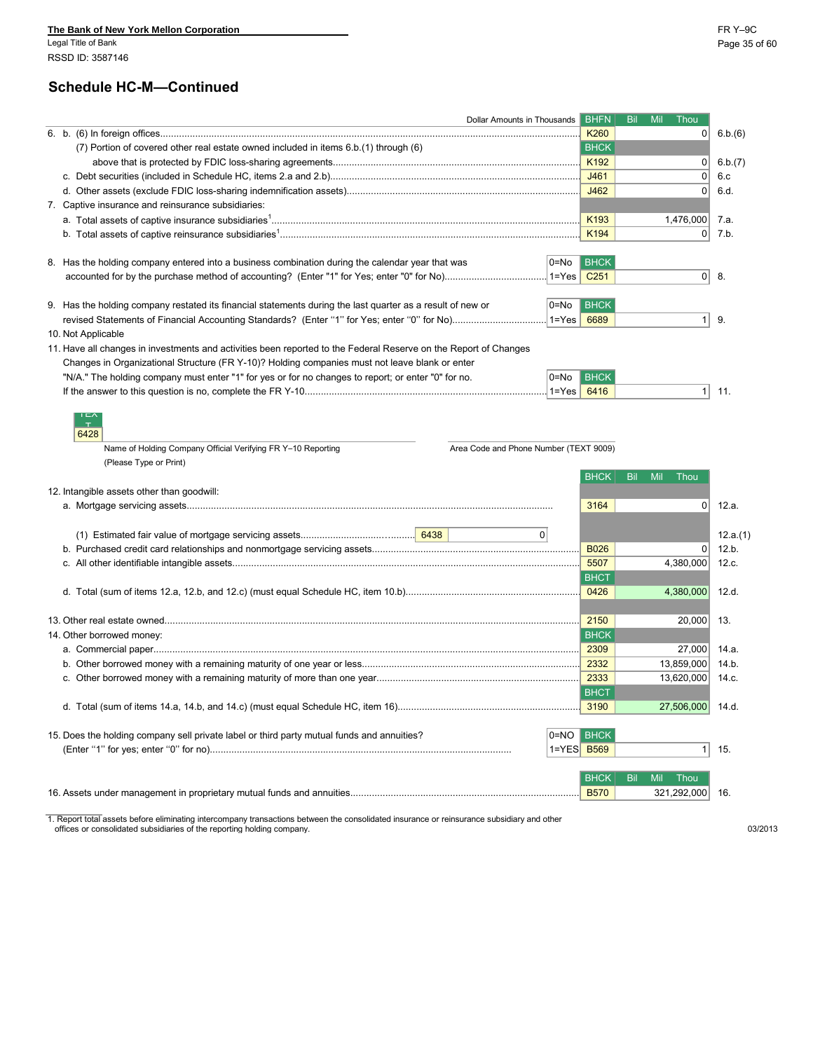The Bank of New York Mellon Corporation
Legal Title of Bank
RSSD ID: 3587146

## Schedule HC-M—Continued

| | Dollar Amounts in Thousands | Code | Bil Mil Thou | |
|---|---|---|---|---|
| 6. b. | (6) In foreign offices | BHFN K260 | 0 | 6.b.(6) |
| | (7) Portion of covered other real estate owned included in items 6.b.(1) through (6) above that is protected by FDIC loss-sharing agreements | BHCK K192 | 0 | 6.b.(7) |
| c. | Debt securities (included in Schedule HC, items 2.a and 2.b) | J461 | 0 | 6.c |
| d. | Other assets (exclude FDIC loss-sharing indemnification assets) | J462 | 0 | 6.d. |
| 7. | Captive insurance and reinsurance subsidiaries: | | | |
| a. | Total assets of captive insurance subsidiaries[1] | K193 | 1,476,000 | 7.a. |
| b. | Total assets of captive reinsurance subsidiaries[1] | K194 | 0 | 7.b. |

8. Has the holding company entered into a business combination during the calendar year that was accounted for by the purchase method of accounting? (Enter "1" for Yes; enter "0" for No) — 0=No / 1=Yes — BHCK C251: **0** — 8.

9. Has the holding company restated its financial statements during the last quarter as a result of new or revised Statements of Financial Accounting Standards? (Enter "1" for Yes; enter "0" for No) — 0=No / 1=Yes — BHCK 6689: **1** — 9.

10. Not Applicable

11. Have all changes in investments and activities been reported to the Federal Reserve on the Report of Changes Changes in Organizational Structure (FR Y-10)? Holding companies must not leave blank or enter "N/A." The holding company must enter "1" for yes or for no changes to report; or enter "0" for no. If the answer to this question is no, complete the FR Y-10 — 0=No / 1=Yes — BHCK 6416: **1** — 11.

TEXT 6428

Name of Holding Company Official Verifying FR Y–10 Reporting (Please Type or Print)

Area Code and Phone Number (TEXT 9009)

| | | Code | Bil Mil Thou | |
|---|---|---|---|---|
| 12. | Intangible assets other than goodwill: | | | |
| a. | Mortgage servicing assets | BHCK 3164 | 0 | 12.a. |
| | (1) Estimated fair value of mortgage servicing assets — 6438: 0 | | | 12.a.(1) |
| b. | Purchased credit card relationships and nonmortgage servicing assets | B026 | 0 | 12.b. |
| c. | All other identifiable intangible assets | 5507 | 4,380,000 | 12.c. |
| d. | Total (sum of items 12.a, 12.b, and 12.c) (must equal Schedule HC, item 10.b) | BHCT 0426 | 4,380,000 | 12.d. |
| 13. | Other real estate owned | 2150 | 20,000 | 13. |
| 14. | Other borrowed money: | | | |
| a. | Commercial paper | BHCK 2309 | 27,000 | 14.a. |
| b. | Other borrowed money with a remaining maturity of one year or less | 2332 | 13,859,000 | 14.b. |
| c. | Other borrowed money with a remaining maturity of more than one year | 2333 | 13,620,000 | 14.c. |
| d. | Total (sum of items 14.a, 14.b, and 14.c) (must equal Schedule HC, item 16) | BHCT 3190 | 27,506,000 | 14.d. |

15. Does the holding company sell private label or third party mutual funds and annuities? (Enter "1" for yes; enter "0" for no) — 0=NO / 1=YES — BHCK B569: **1** — 15.

| | | Code | Bil Mil Thou | |
|---|---|---|---|---|
| 16. | Assets under management in proprietary mutual funds and annuities | BHCK B570 | 321,292,000 | 16. |

1. Report total assets before eliminating intercompany transactions between the consolidated insurance or reinsurance subsidiary and other offices or consolidated subsidiaries of the reporting holding company.

03/2013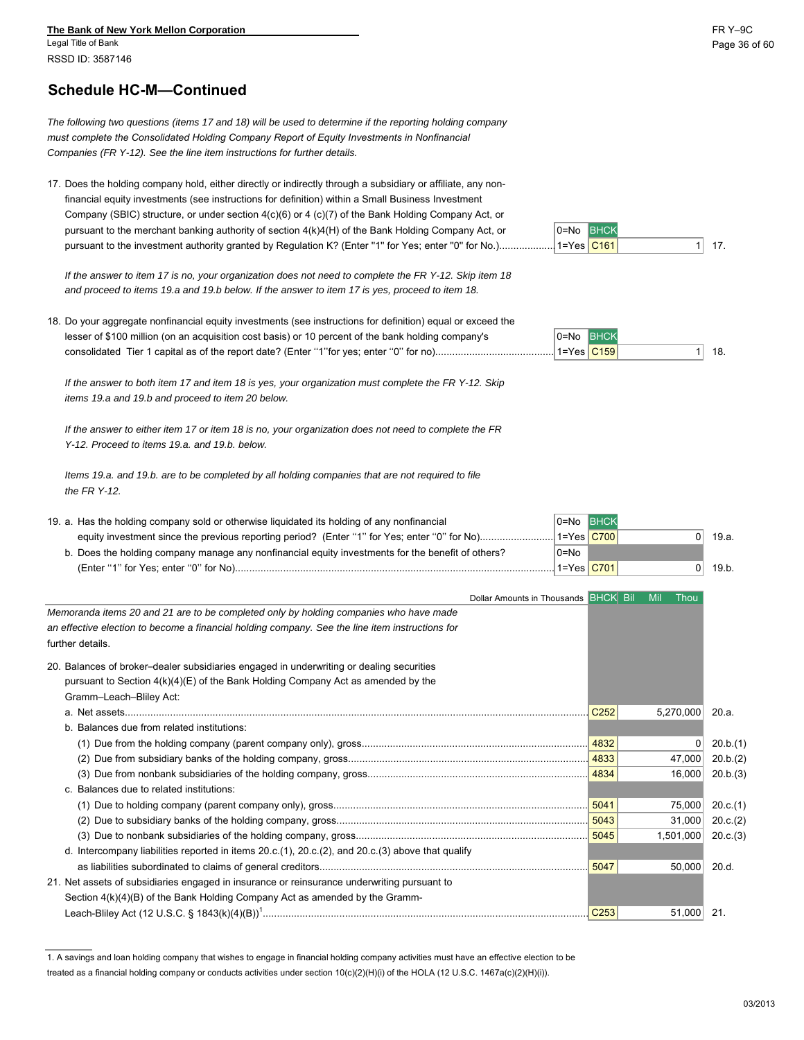The Bank of New York Mellon Corporation
Legal Title of Bank
RSSD ID: 3587146

## Schedule HC-M—Continued

*The following two questions (items 17 and 18) will be used to determine if the reporting holding company must complete the Consolidated Holding Company Report of Equity Investments in Nonfinancial Companies (FR Y-12). See the line item instructions for further details.*

| Item | | Code | Value | |
|---|---|---|---|---|
| 17. Does the holding company hold, either directly or indirectly through a subsidiary or affiliate, any non-financial equity investments (see instructions for definition) within a Small Business Investment Company (SBIC) structure, or under section 4(c)(6) or 4 (c)(7) of the Bank Holding Company Act, or pursuant to the merchant banking authority of section 4(k)4(H) of the Bank Holding Company Act, or pursuant to the investment authority granted by Regulation K? (Enter "1" for Yes; enter "0" for No.) | 0=No 1=Yes | BHCK C161 | 1 | 17. |

*If the answer to item 17 is no, your organization does not need to complete the FR Y-12. Skip item 18 and proceed to items 19.a and 19.b below. If the answer to item 17 is yes, proceed to item 18.*

| Item | | Code | Value | |
|---|---|---|---|---|
| 18. Do your aggregate nonfinancial equity investments (see instructions for definition) equal or exceed the lesser of $100 million (on an acquisition cost basis) or 10 percent of the bank holding company's consolidated Tier 1 capital as of the report date? (Enter "1" for yes; enter "0" for no) | 0=No 1=Yes | BHCK C159 | 1 | 18. |

*If the answer to both item 17 and item 18 is yes, your organization must complete the FR Y-12. Skip items 19.a and 19.b and proceed to item 20 below.*

*If the answer to either item 17 or item 18 is no, your organization does not need to complete the FR Y-12. Proceed to items 19.a. and 19.b. below.*

*Items 19.a. and 19.b. are to be completed by all holding companies that are not required to file the FR Y-12.*

| Item | | Code | Value | |
|---|---|---|---|---|
| 19. a. Has the holding company sold or otherwise liquidated its holding of any nonfinancial equity investment since the previous reporting period? (Enter "1" for Yes; enter "0" for No) | 0=No 1=Yes | BHCK C700 | 0 | 19.a. |
| b. Does the holding company manage any nonfinancial equity investments for the benefit of others? (Enter "1" for Yes; enter "0" for No) | 0=No 1=Yes | C701 | 0 | 19.b. |

| Dollar Amounts in Thousands | BHCK | Bil Mil Thou | |
|---|---|---|---|
| *Memoranda items 20 and 21 are to be completed only by holding companies who have made an effective election to become a financial holding company. See the line item instructions for further details.* | | | |
| 20. Balances of broker–dealer subsidiaries engaged in underwriting or dealing securities pursuant to Section 4(k)(4)(E) of the Bank Holding Company Act as amended by the Gramm–Leach–Bliley Act: | | | |
| a. Net assets | C252 | 5,270,000 | 20.a. |
| b. Balances due from related institutions: | | | |
| (1) Due from the holding company (parent company only), gross | 4832 | 0 | 20.b.(1) |
| (2) Due from subsidiary banks of the holding company, gross | 4833 | 47,000 | 20.b.(2) |
| (3) Due from nonbank subsidiaries of the holding company, gross | 4834 | 16,000 | 20.b.(3) |
| c. Balances due to related institutions: | | | |
| (1) Due to holding company (parent company only), gross | 5041 | 75,000 | 20.c.(1) |
| (2) Due to subsidiary banks of the holding company, gross | 5043 | 31,000 | 20.c.(2) |
| (3) Due to nonbank subsidiaries of the holding company, gross | 5045 | 1,501,000 | 20.c.(3) |
| d. Intercompany liabilities reported in items 20.c.(1), 20.c.(2), and 20.c.(3) above that qualify as liabilities subordinated to claims of general creditors | 5047 | 50,000 | 20.d. |
| 21. Net assets of subsidiaries engaged in insurance or reinsurance underwriting pursuant to Section 4(k)(4)(B) of the Bank Holding Company Act as amended by the Gramm-Leach-Bliley Act (12 U.S.C. § 1843(k)(4)(B))[1] | C253 | 51,000 | 21. |

1. A savings and loan holding company that wishes to engage in financial holding company activities must have an effective election to be treated as a financial holding company or conducts activities under section 10(c)(2)(H)(i) of the HOLA (12 U.S.C. 1467a(c)(2)(H)(i)).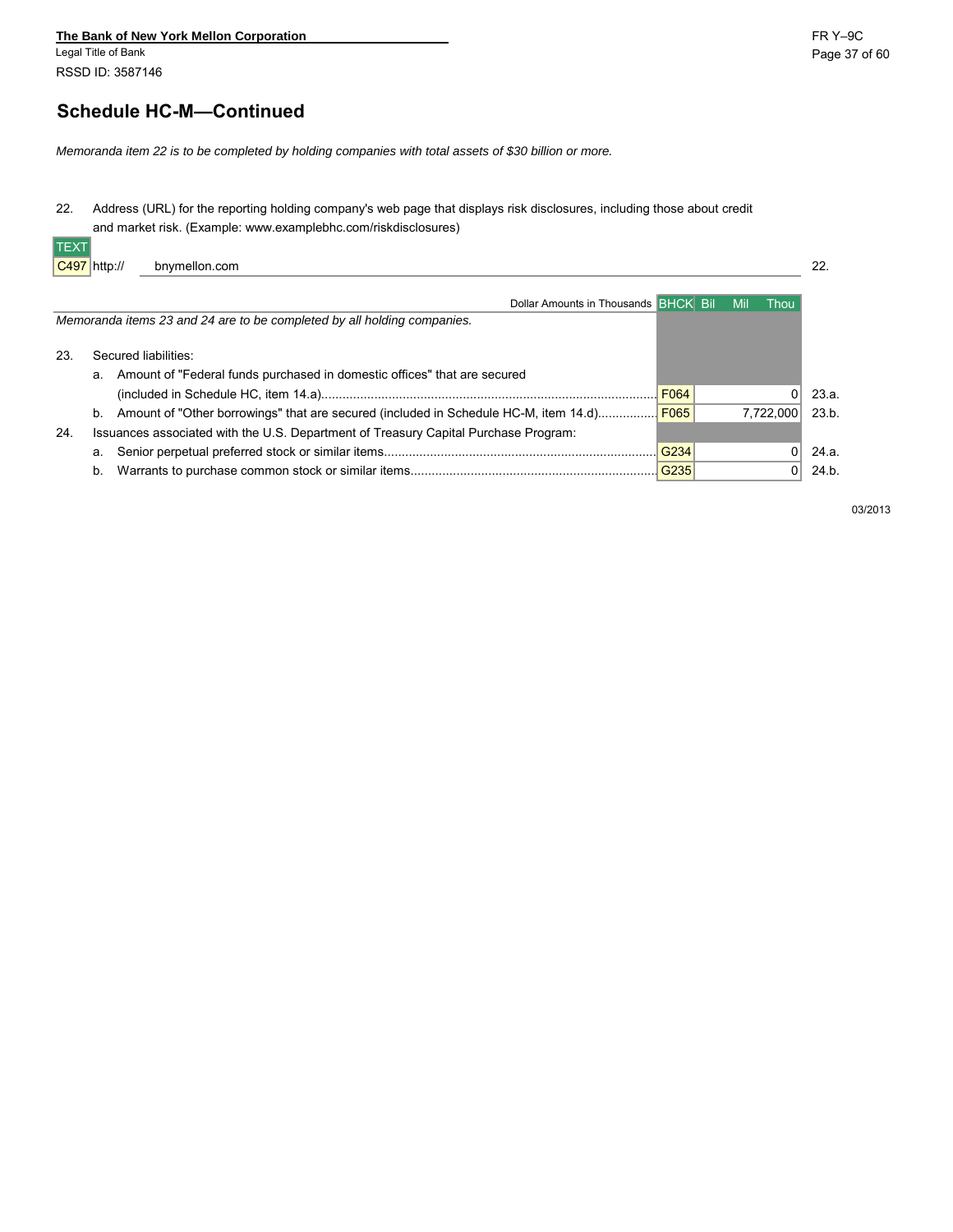**The Bank of New York Mellon Corporation**
Legal Title of Bank
RSSD ID: 3587146

## Schedule HC-M—Continued

*Memoranda item 22 is to be completed by holding companies with total assets of $30 billion or more.*

22. Address (URL) for the reporting holding company's web page that displays risk disclosures, including those about credit and market risk. (Example: www.examplebhc.com/riskdisclosures)

| TEXT | | |
|---|---|---|
| C497 | http:// bnymellon.com | 22. |

| Dollar Amounts in Thousands | BHCK | Bil Mil Thou | |
|---|---|---|---|
| *Memoranda items 23 and 24 are to be completed by all holding companies.* | | | |
| 23. Secured liabilities: | | | |
| a. Amount of "Federal funds purchased in domestic offices" that are secured (included in Schedule HC, item 14.a) | F064 | 0 | 23.a. |
| b. Amount of "Other borrowings" that are secured (included in Schedule HC-M, item 14.d) | F065 | 7,722,000 | 23.b. |
| 24. Issuances associated with the U.S. Department of Treasury Capital Purchase Program: | | | |
| a. Senior perpetual preferred stock or similar items | G234 | 0 | 24.a. |
| b. Warrants to purchase common stock or similar items | G235 | 0 | 24.b. |

03/2013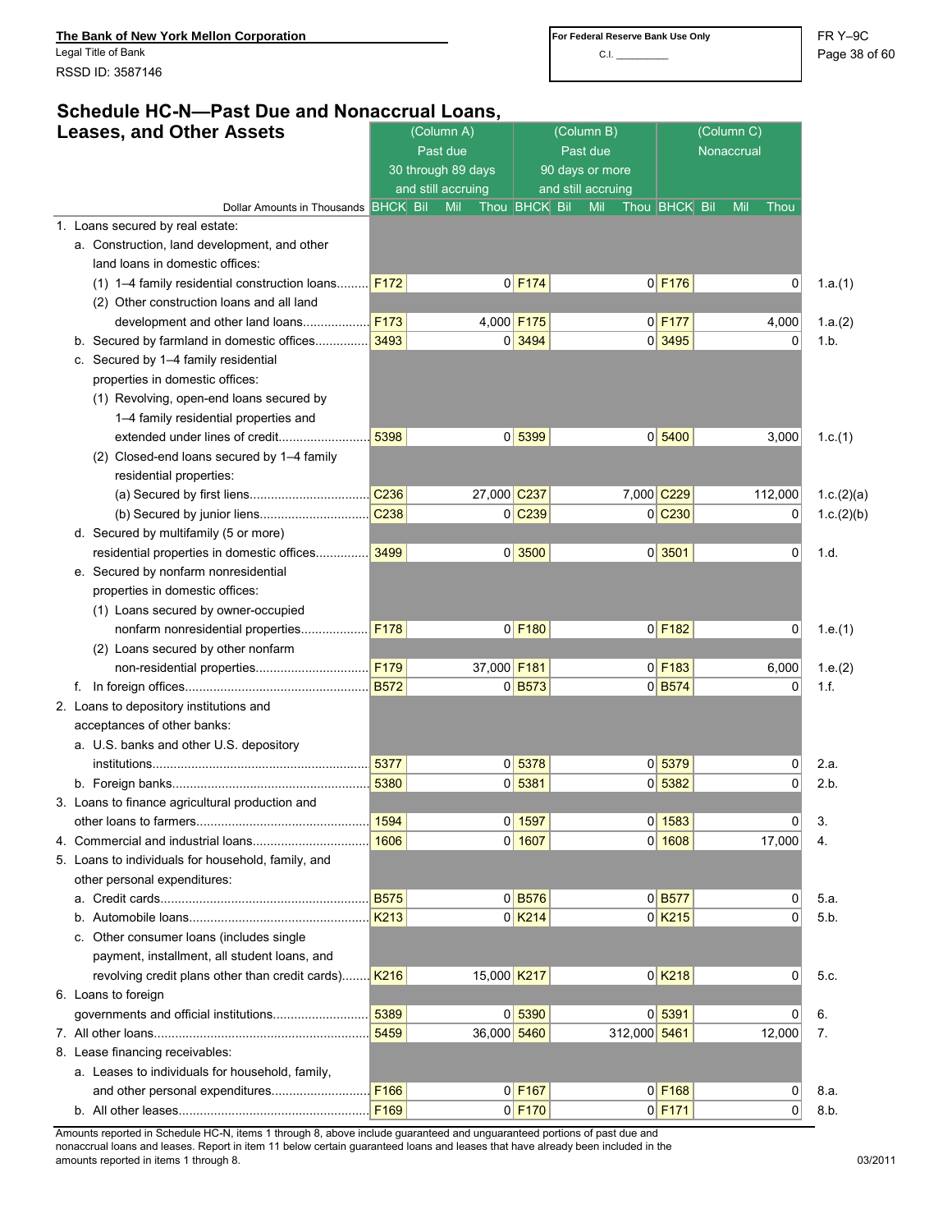The Bank of New York Mellon Corporation
Legal Title of Bank
RSSD ID: 3587146

For Federal Reserve Bank Use Only
C.I. _________

FR Y–9C

## Schedule HC-N—Past Due and Nonaccrual Loans, Leases, and Other Assets

| Dollar Amounts in Thousands | (Column A) Past due 30 through 89 days and still accruing | | (Column B) Past due 90 days or more and still accruing | | (Column C) Nonaccrual | | |
|---|---|---|---|---|---|---|---|
| | BHCK | Bil Mil Thou | BHCK | Bil Mil Thou | BHCK | Bil Mil Thou | |
| 1. Loans secured by real estate: | | | | | | | |
| a. Construction, land development, and other land loans in domestic offices: | | | | | | | |
| (1) 1–4 family residential construction loans | F172 | 0 | F174 | 0 | F176 | 0 | 1.a.(1) |
| (2) Other construction loans and all land development and other land loans | F173 | 4,000 | F175 | 0 | F177 | 4,000 | 1.a.(2) |
| b. Secured by farmland in domestic offices | 3493 | 0 | 3494 | 0 | 3495 | 0 | 1.b. |
| c. Secured by 1–4 family residential properties in domestic offices: | | | | | | | |
| (1) Revolving, open-end loans secured by 1–4 family residential properties and extended under lines of credit | 5398 | 0 | 5399 | 0 | 5400 | 3,000 | 1.c.(1) |
| (2) Closed-end loans secured by 1–4 family residential properties: | | | | | | | |
| (a) Secured by first liens | C236 | 27,000 | C237 | 7,000 | C229 | 112,000 | 1.c.(2)(a) |
| (b) Secured by junior liens | C238 | 0 | C239 | 0 | C230 | 0 | 1.c.(2)(b) |
| d. Secured by multifamily (5 or more) residential properties in domestic offices | 3499 | 0 | 3500 | 0 | 3501 | 0 | 1.d. |
| e. Secured by nonfarm nonresidential properties in domestic offices: | | | | | | | |
| (1) Loans secured by owner-occupied nonfarm nonresidential properties | F178 | 0 | F180 | 0 | F182 | 0 | 1.e.(1) |
| (2) Loans secured by other nonfarm non-residential properties | F179 | 37,000 | F181 | 0 | F183 | 6,000 | 1.e.(2) |
| f. In foreign offices | B572 | 0 | B573 | 0 | B574 | 0 | 1.f. |
| 2. Loans to depository institutions and acceptances of other banks: | | | | | | | |
| a. U.S. banks and other U.S. depository institutions | 5377 | 0 | 5378 | 0 | 5379 | 0 | 2.a. |
| b. Foreign banks | 5380 | 0 | 5381 | 0 | 5382 | 0 | 2.b. |
| 3. Loans to finance agricultural production and other loans to farmers | 1594 | 0 | 1597 | 0 | 1583 | 0 | 3. |
| 4. Commercial and industrial loans | 1606 | 0 | 1607 | 0 | 1608 | 17,000 | 4. |
| 5. Loans to individuals for household, family, and other personal expenditures: | | | | | | | |
| a. Credit cards | B575 | 0 | B576 | 0 | B577 | 0 | 5.a. |
| b. Automobile loans | K213 | 0 | K214 | 0 | K215 | 0 | 5.b. |
| c. Other consumer loans (includes single payment, installment, all student loans, and revolving credit plans other than credit cards) | K216 | 15,000 | K217 | 0 | K218 | 0 | 5.c. |
| 6. Loans to foreign governments and official institutions | 5389 | 0 | 5390 | 0 | 5391 | 0 | 6. |
| 7. All other loans | 5459 | 36,000 | 5460 | 312,000 | 5461 | 12,000 | 7. |
| 8. Lease financing receivables: | | | | | | | |
| a. Leases to individuals for household, family, and other personal expenditures | F166 | 0 | F167 | 0 | F168 | 0 | 8.a. |
| b. All other leases | F169 | 0 | F170 | 0 | F171 | 0 | 8.b. |

Amounts reported in Schedule HC-N, items 1 through 8, above include guaranteed and unguaranteed portions of past due and nonaccrual loans and leases. Report in item 11 below certain guaranteed loans and leases that have already been included in the amounts reported in items 1 through 8.

03/2011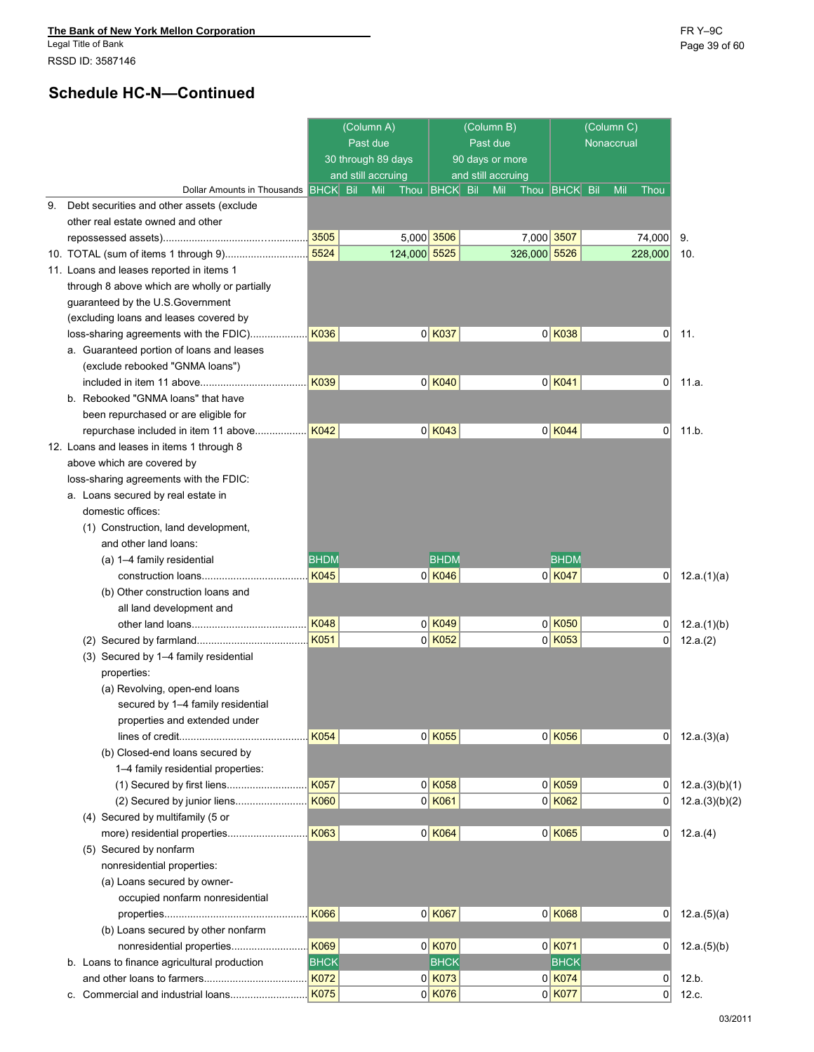The Bank of New York Mellon Corporation
Legal Title of Bank
RSSD ID: 3587146

## Schedule HC-N—Continued

| Dollar Amounts in Thousands | (Column A) Past due 30 through 89 days and still accruing | | (Column B) Past due 90 days or more and still accruing | | (Column C) Nonaccrual | | |
|---|---|---|---|---|---|---|---|
| | BHCK | Bil Mil Thou | BHCK | Bil Mil Thou | BHCK | Bil Mil Thou | |
| 9. Debt securities and other assets (exclude other real estate owned and other repossessed assets) | 3505 | 5,000 | 3506 | 7,000 | 3507 | 74,000 | 9. |
| 10. TOTAL (sum of items 1 through 9) | 5524 | 124,000 | 5525 | 326,000 | 5526 | 228,000 | 10. |
| 11. Loans and leases reported in items 1 through 8 above which are wholly or partially guaranteed by the U.S.Government (excluding loans and leases covered by loss-sharing agreements with the FDIC) | K036 | 0 | K037 | 0 | K038 | 0 | 11. |
| a. Guaranteed portion of loans and leases (exclude rebooked "GNMA loans") included in item 11 above | K039 | 0 | K040 | 0 | K041 | 0 | 11.a. |
| b. Rebooked "GNMA loans" that have been repurchased or are eligible for repurchase included in item 11 above | K042 | 0 | K043 | 0 | K044 | 0 | 11.b. |
| 12. Loans and leases in items 1 through 8 above which are covered by loss-sharing agreements with the FDIC: | | | | | | | |
| a. Loans secured by real estate in domestic offices: | | | | | | | |
| (1) Construction, land development, and other land loans: | BHDM | | BHDM | | BHDM | | |
| (a) 1–4 family residential construction loans | K045 | 0 | K046 | 0 | K047 | 0 | 12.a.(1)(a) |
| (b) Other construction loans and all land development and other land loans | K048 | 0 | K049 | 0 | K050 | 0 | 12.a.(1)(b) |
| (2) Secured by farmland | K051 | 0 | K052 | 0 | K053 | 0 | 12.a.(2) |
| (3) Secured by 1–4 family residential properties: | | | | | | | |
| (a) Revolving, open-end loans secured by 1–4 family residential properties and extended under lines of credit | K054 | 0 | K055 | 0 | K056 | 0 | 12.a.(3)(a) |
| (b) Closed-end loans secured by 1–4 family residential properties: | | | | | | | |
| (1) Secured by first liens | K057 | 0 | K058 | 0 | K059 | 0 | 12.a.(3)(b)(1) |
| (2) Secured by junior liens | K060 | 0 | K061 | 0 | K062 | 0 | 12.a.(3)(b)(2) |
| (4) Secured by multifamily (5 or more) residential properties | K063 | 0 | K064 | 0 | K065 | 0 | 12.a.(4) |
| (5) Secured by nonfarm nonresidential properties: | | | | | | | |
| (a) Loans secured by owner-occupied nonfarm nonresidential properties | K066 | 0 | K067 | 0 | K068 | 0 | 12.a.(5)(a) |
| (b) Loans secured by other nonfarm nonresidential properties | K069 | 0 | K070 | 0 | K071 | 0 | 12.a.(5)(b) |
| b. Loans to finance agricultural production and other loans to farmers | BHCK K072 | 0 | BHCK K073 | 0 | BHCK K074 | 0 | 12.b. |
| c. Commercial and industrial loans | K075 | 0 | K076 | 0 | K077 | 0 | 12.c. |

03/2011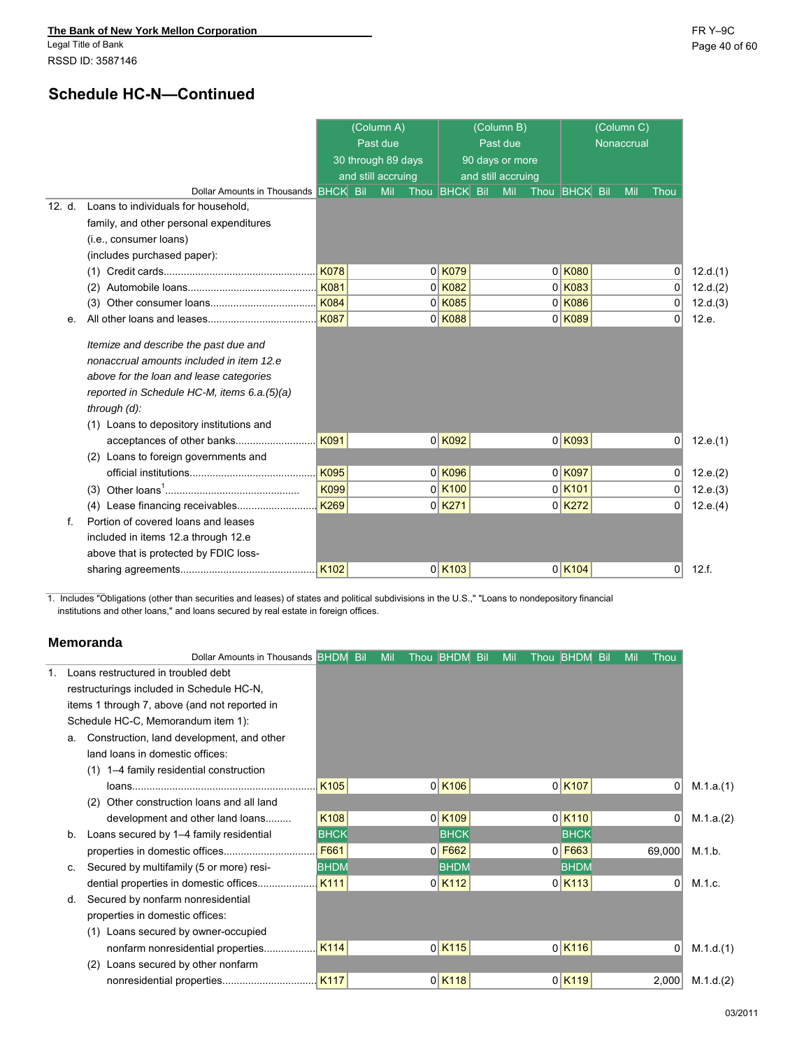The Bank of New York Mellon Corporation
Legal Title of Bank
RSSD ID: 3587146

FR Y–9C

## Schedule HC-N—Continued

| Dollar Amounts in Thousands | (Column A) Past due 30 through 89 days and still accruing | | (Column B) Past due 90 days or more and still accruing | | (Column C) Nonaccrual | | |
|---|---|---|---|---|---|---|---|
| | BHCK | Bil Mil Thou | BHCK | Bil Mil Thou | BHCK | Bil Mil Thou | |
| 12. d. Loans to individuals for household, family, and other personal expenditures (i.e., consumer loans) (includes purchased paper): | | | | | | | |
| (1) Credit cards | K078 | 0 | K079 | 0 | K080 | 0 | 12.d.(1) |
| (2) Automobile loans | K081 | 0 | K082 | 0 | K083 | 0 | 12.d.(2) |
| (3) Other consumer loans | K084 | 0 | K085 | 0 | K086 | 0 | 12.d.(3) |
| e. All other loans and leases | K087 | 0 | K088 | 0 | K089 | 0 | 12.e. |
| *Itemize and describe the past due and nonaccrual amounts included in item 12.e above for the loan and lease categories reported in Schedule HC-M, items 6.a.(5)(a) through (d):* | | | | | | | |
| (1) Loans to depository institutions and acceptances of other banks | K091 | 0 | K092 | 0 | K093 | 0 | 12.e.(1) |
| (2) Loans to foreign governments and official institutions | K095 | 0 | K096 | 0 | K097 | 0 | 12.e.(2) |
| (3) Other loans[1] | K099 | 0 | K100 | 0 | K101 | 0 | 12.e.(3) |
| (4) Lease financing receivables | K269 | 0 | K271 | 0 | K272 | 0 | 12.e.(4) |
| f. Portion of covered loans and leases included in items 12.a through 12.e above that is protected by FDIC loss-sharing agreements | K102 | 0 | K103 | 0 | K104 | 0 | 12.f. |

1. Includes "Obligations (other than securities and leases) of states and political subdivisions in the U.S.," "Loans to nondepository financial institutions and other loans," and loans secured by real estate in foreign offices.

### Memoranda

| Dollar Amounts in Thousands | BHDM | Bil Mil Thou | BHDM | Bil Mil Thou | BHDM | Bil Mil Thou | |
|---|---|---|---|---|---|---|---|
| 1. Loans restructured in troubled debt restructurings included in Schedule HC-N, items 1 through 7, above (and not reported in Schedule HC-C, Memorandum item 1): | | | | | | | |
| a. Construction, land development, and other land loans in domestic offices: | | | | | | | |
| (1) 1–4 family residential construction loans | K105 | 0 | K106 | 0 | K107 | 0 | M.1.a.(1) |
| (2) Other construction loans and all land development and other land loans | K108 | 0 | K109 | 0 | K110 | 0 | M.1.a.(2) |
| b. Loans secured by 1–4 family residential properties in domestic offices | BHCK F661 | 0 | BHCK F662 | 0 | BHCK F663 | 69,000 | M.1.b. |
| c. Secured by multifamily (5 or more) residential properties in domestic offices | BHDM K111 | 0 | BHDM K112 | 0 | BHDM K113 | 0 | M.1.c. |
| d. Secured by nonfarm nonresidential properties in domestic offices: | | | | | | | |
| (1) Loans secured by owner-occupied nonfarm nonresidential properties | K114 | 0 | K115 | 0 | K116 | 0 | M.1.d.(1) |
| (2) Loans secured by other nonfarm nonresidential properties | K117 | 0 | K118 | 0 | K119 | 2,000 | M.1.d.(2) |

03/2011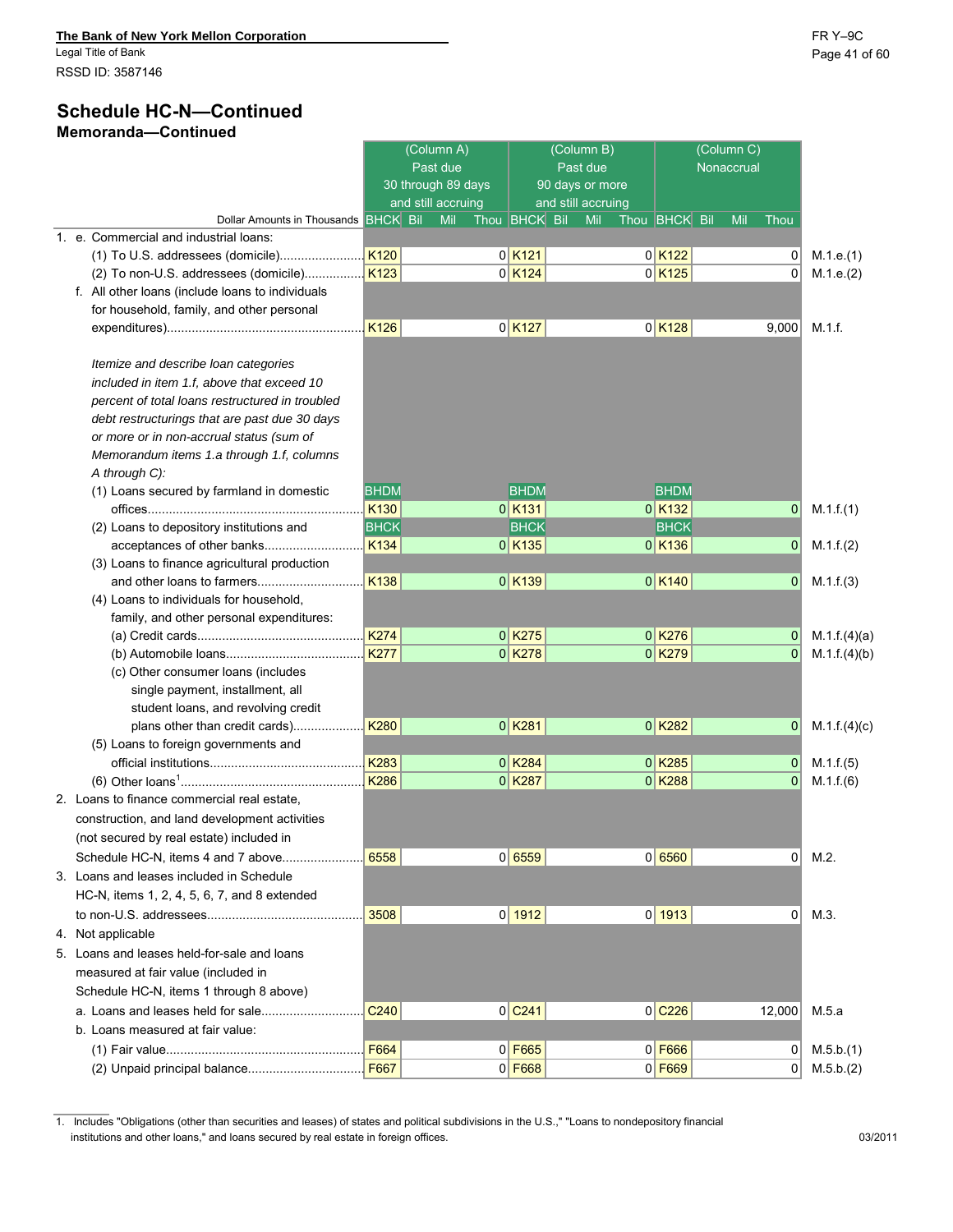The Bank of New York Mellon Corporation
Legal Title of Bank
RSSD ID: 3587146

## Schedule HC-N—Continued

### Memoranda—Continued

| Dollar Amounts in Thousands | (Column A) Past due 30 through 89 days and still accruing | | (Column B) Past due 90 days or more and still accruing | | (Column C) Nonaccrual | | |
|---|---|---|---|---|---|---|---|
| | BHCK | Bil Mil Thou | BHCK | Bil Mil Thou | BHCK | Bil Mil Thou | |
| 1. e. Commercial and industrial loans: | | | | | | | |
| (1) To U.S. addressees (domicile) | K120 | 0 | K121 | 0 | K122 | 0 | M.1.e.(1) |
| (2) To non-U.S. addressees (domicile) | K123 | 0 | K124 | 0 | K125 | 0 | M.1.e.(2) |
| f. All other loans (include loans to individuals for household, family, and other personal expenditures) | K126 | 0 | K127 | 0 | K128 | 9,000 | M.1.f. |
| *Itemize and describe loan categories included in item 1.f, above that exceed 10 percent of total loans restructured in troubled debt restructurings that are past due 30 days or more or in non-accrual status (sum of Memorandum items 1.a through 1.f, columns A through C):* | | | | | | | |
| (1) Loans secured by farmland in domestic offices | BHDM K130 | 0 | BHDM K131 | 0 | BHDM K132 | 0 | M.1.f.(1) |
| (2) Loans to depository institutions and acceptances of other banks | BHCK K134 | 0 | BHCK K135 | 0 | BHCK K136 | 0 | M.1.f.(2) |
| (3) Loans to finance agricultural production and other loans to farmers | K138 | 0 | K139 | 0 | K140 | 0 | M.1.f.(3) |
| (4) Loans to individuals for household, family, and other personal expenditures: | | | | | | | |
| (a) Credit cards | K274 | 0 | K275 | 0 | K276 | 0 | M.1.f.(4)(a) |
| (b) Automobile loans | K277 | 0 | K278 | 0 | K279 | 0 | M.1.f.(4)(b) |
| (c) Other consumer loans (includes single payment, installment, all student loans, and revolving credit plans other than credit cards) | K280 | 0 | K281 | 0 | K282 | 0 | M.1.f.(4)(c) |
| (5) Loans to foreign governments and official institutions | K283 | 0 | K284 | 0 | K285 | 0 | M.1.f.(5) |
| (6) Other loans[1] | K286 | 0 | K287 | 0 | K288 | 0 | M.1.f.(6) |
| 2. Loans to finance commercial real estate, construction, and land development activities (not secured by real estate) included in Schedule HC-N, items 4 and 7 above | 6558 | 0 | 6559 | 0 | 6560 | 0 | M.2. |
| 3. Loans and leases included in Schedule HC-N, items 1, 2, 4, 5, 6, 7, and 8 extended to non-U.S. addressees | 3508 | 0 | 1912 | 0 | 1913 | 0 | M.3. |
| 4. Not applicable | | | | | | | |
| 5. Loans and leases held-for-sale and loans measured at fair value (included in Schedule HC-N, items 1 through 8 above) | | | | | | | |
| a. Loans and leases held for sale | C240 | 0 | C241 | 0 | C226 | 12,000 | M.5.a |
| b. Loans measured at fair value: | | | | | | | |
| (1) Fair value | F664 | 0 | F665 | 0 | F666 | 0 | M.5.b.(1) |
| (2) Unpaid principal balance | F667 | 0 | F668 | 0 | F669 | 0 | M.5.b.(2) |

1. Includes "Obligations (other than securities and leases) of states and political subdivisions in the U.S.," "Loans to nondepository financial institutions and other loans," and loans secured by real estate in foreign offices.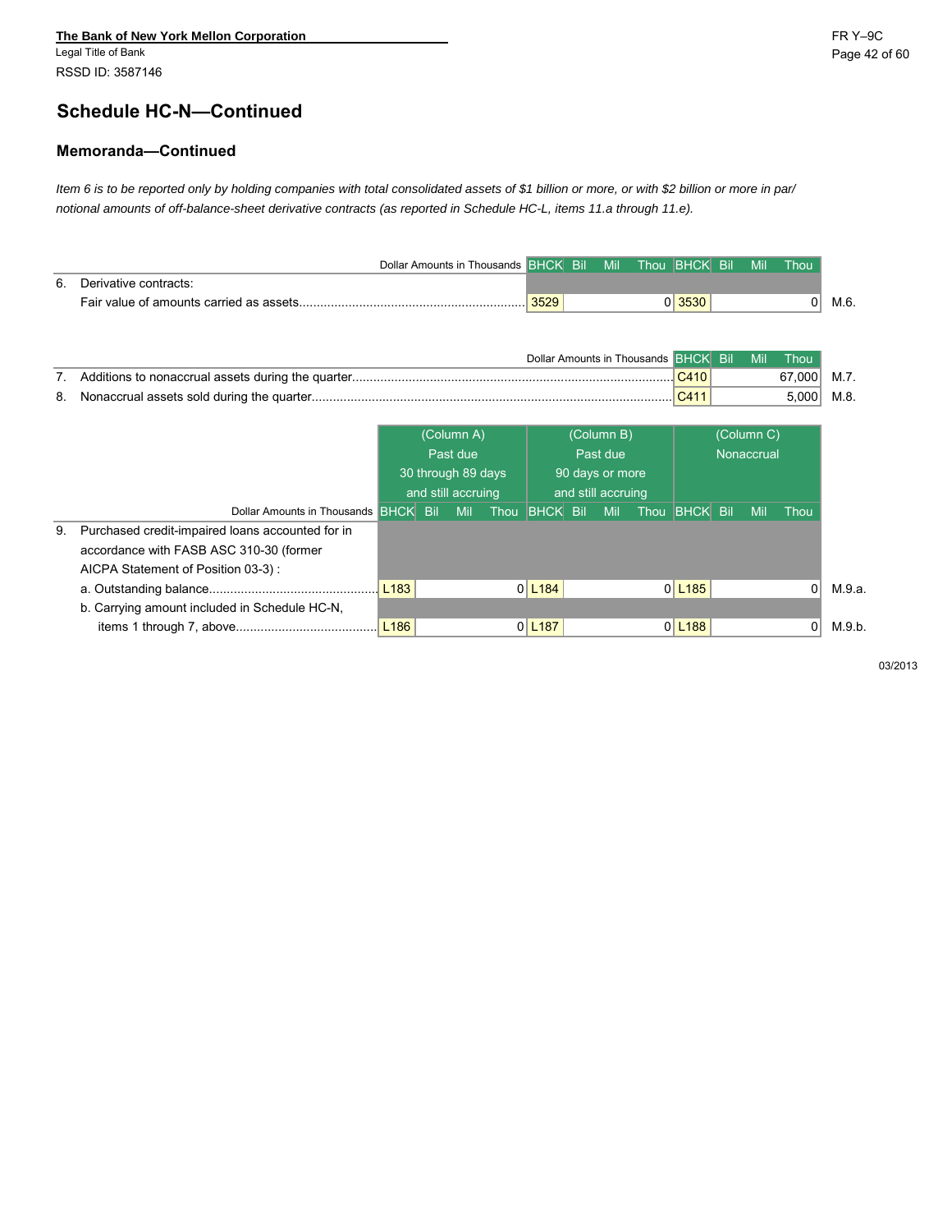**The Bank of New York Mellon Corporation**
Legal Title of Bank
RSSD ID: 3587146

## Schedule HC-N—Continued

### Memoranda—Continued

*Item 6 is to be reported only by holding companies with total consolidated assets of $1 billion or more, or with $2 billion or more in par/notional amounts of off-balance-sheet derivative contracts (as reported in Schedule HC-L, items 11.a through 11.e).*

| | Dollar Amounts in Thousands | BHCK | Bil Mil Thou | BHCK | Bil Mil Thou | |
|---|---|---|---|---|---|---|
| 6. | Derivative contracts: | | | | | |
| | Fair value of amounts carried as assets | 3529 | 0 | 3530 | 0 | M.6. |

| | Dollar Amounts in Thousands | BHCK | Bil Mil Thou | |
|---|---|---|---|---|
| 7. | Additions to nonaccrual assets during the quarter | C410 | 67,000 | M.7. |
| 8. | Nonaccrual assets sold during the quarter | C411 | 5,000 | M.8. |

| | Dollar Amounts in Thousands | (Column A) Past due 30 through 89 days and still accruing | | (Column B) Past due 90 days or more and still accruing | | (Column C) Nonaccrual | | |
|---|---|---|---|---|---|---|---|---|
| | | BHCK | Bil Mil Thou | BHCK | Bil Mil Thou | BHCK | Bil Mil Thou | |
| 9. | Purchased credit-impaired loans accounted for in accordance with FASB ASC 310-30 (former AICPA Statement of Position 03-3) : | | | | | | | |
| | a. Outstanding balance | L183 | 0 | L184 | 0 | L185 | 0 | M.9.a. |
| | b. Carrying amount included in Schedule HC-N, items 1 through 7, above | L186 | 0 | L187 | 0 | L188 | 0 | M.9.b. |

03/2013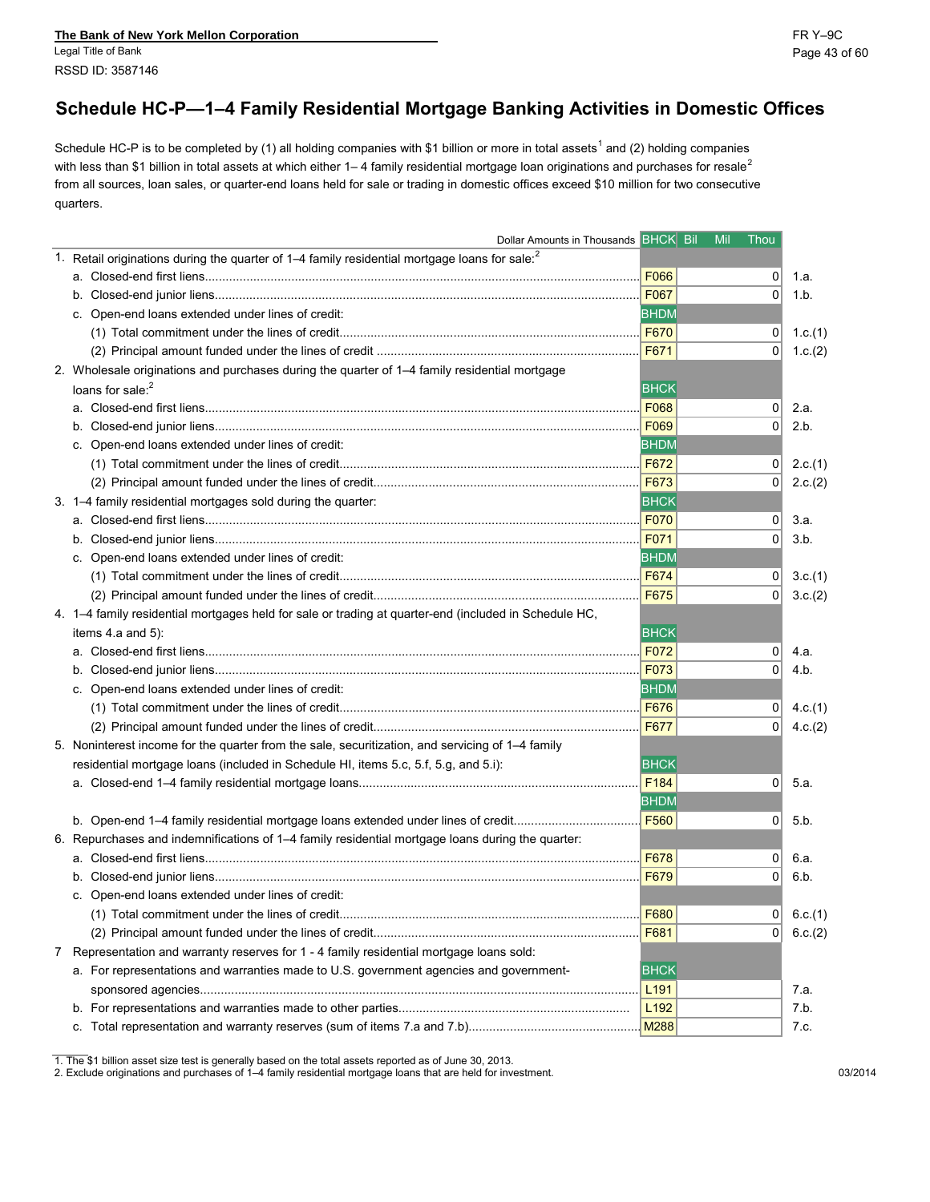The Bank of New York Mellon Corporation
Legal Title of Bank
RSSD ID: 3587146

# Schedule HC-P—1–4 Family Residential Mortgage Banking Activities in Domestic Offices

Schedule HC-P is to be completed by (1) all holding companies with $1 billion or more in total assets[1] and (2) holding companies with less than $1 billion in total assets at which either 1– 4 family residential mortgage loan originations and purchases for resale[2] from all sources, loan sales, or quarter-end loans held for sale or trading in domestic offices exceed $10 million for two consecutive quarters.

| Dollar Amounts in Thousands | BHCK | Bil Mil Thou | |
|---|---|---|---|
| 1. Retail originations during the quarter of 1–4 family residential mortgage loans for sale:[2] | | | |
| a. Closed-end first liens | F066 | 0 | 1.a. |
| b. Closed-end junior liens | F067 | 0 | 1.b. |
| c. Open-end loans extended under lines of credit: | BHDM | | |
| (1) Total commitment under the lines of credit | F670 | 0 | 1.c.(1) |
| (2) Principal amount funded under the lines of credit | F671 | 0 | 1.c.(2) |
| 2. Wholesale originations and purchases during the quarter of 1–4 family residential mortgage loans for sale:[2] | BHCK | | |
| a. Closed-end first liens | F068 | 0 | 2.a. |
| b. Closed-end junior liens | F069 | 0 | 2.b. |
| c. Open-end loans extended under lines of credit: | BHDM | | |
| (1) Total commitment under the lines of credit | F672 | 0 | 2.c.(1) |
| (2) Principal amount funded under the lines of credit | F673 | 0 | 2.c.(2) |
| 3. 1–4 family residential mortgages sold during the quarter: | BHCK | | |
| a. Closed-end first liens | F070 | 0 | 3.a. |
| b. Closed-end junior liens | F071 | 0 | 3.b. |
| c. Open-end loans extended under lines of credit: | BHDM | | |
| (1) Total commitment under the lines of credit | F674 | 0 | 3.c.(1) |
| (2) Principal amount funded under the lines of credit | F675 | 0 | 3.c.(2) |
| 4. 1–4 family residential mortgages held for sale or trading at quarter-end (included in Schedule HC, items 4.a and 5): | BHCK | | |
| a. Closed-end first liens | F072 | 0 | 4.a. |
| b. Closed-end junior liens | F073 | 0 | 4.b. |
| c. Open-end loans extended under lines of credit: | BHDM | | |
| (1) Total commitment under the lines of credit | F676 | 0 | 4.c.(1) |
| (2) Principal amount funded under the lines of credit | F677 | 0 | 4.c.(2) |
| 5. Noninterest income for the quarter from the sale, securitization, and servicing of 1–4 family residential mortgage loans (included in Schedule HI, items 5.c, 5.f, 5.g, and 5.i): | BHCK | | |
| a. Closed-end 1–4 family residential mortgage loans | F184 | 0 | 5.a. |
| | BHDM | | |
| b. Open-end 1–4 family residential mortgage loans extended under lines of credit | F560 | 0 | 5.b. |
| 6. Repurchases and indemnifications of 1–4 family residential mortgage loans during the quarter: | | | |
| a. Closed-end first liens | F678 | 0 | 6.a. |
| b. Closed-end junior liens | F679 | 0 | 6.b. |
| c. Open-end loans extended under lines of credit: | | | |
| (1) Total commitment under the lines of credit | F680 | 0 | 6.c.(1) |
| (2) Principal amount funded under the lines of credit | F681 | 0 | 6.c.(2) |
| 7 Representation and warranty reserves for 1 - 4 family residential mortgage loans sold: | | | |
| a. For representations and warranties made to U.S. government agencies and government-sponsored agencies | BHCK L191 | | 7.a. |
| b. For representations and warranties made to other parties | L192 | | 7.b. |
| c. Total representation and warranty reserves (sum of items 7.a and 7.b) | M288 | | 7.c. |

1. The $1 billion asset size test is generally based on the total assets reported as of June 30, 2013.
2. Exclude originations and purchases of 1–4 family residential mortgage loans that are held for investment.

03/2014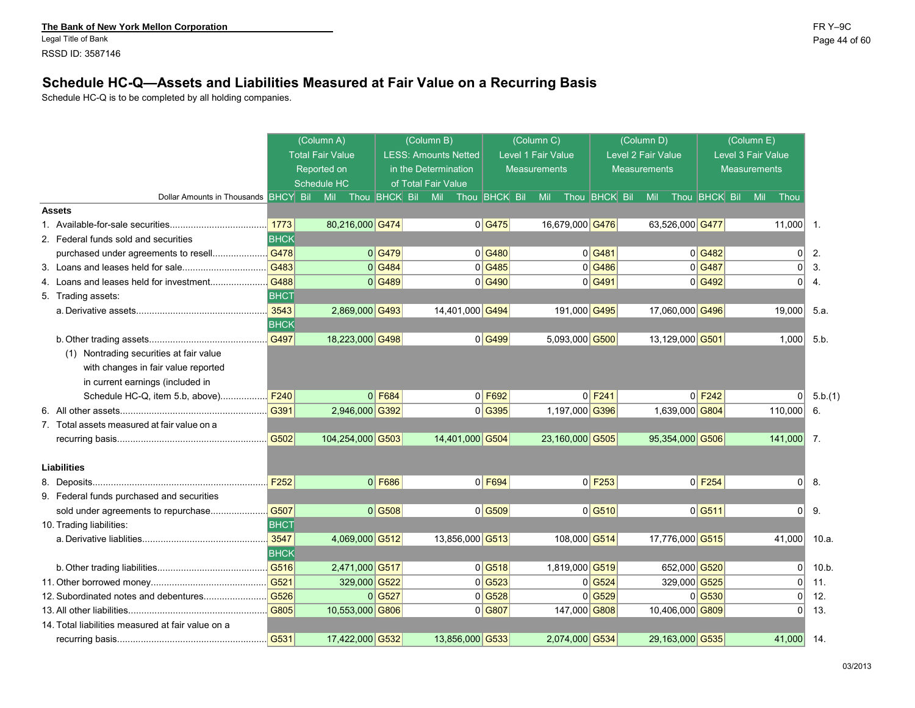**The Bank of New York Mellon Corporation**
Legal Title of Bank
RSSD ID: 3587146

FR Y–9C

# Schedule HC-Q—Assets and Liabilities Measured at Fair Value on a Recurring Basis

Schedule HC-Q is to be completed by all holding companies.

| Dollar Amounts in Thousands | (Column A) Total Fair Value Reported on Schedule HC | | (Column B) LESS: Amounts Netted in the Determination of Total Fair Value | | (Column C) Level 1 Fair Value Measurements | | (Column D) Level 2 Fair Value Measurements | | (Column E) Level 3 Fair Value Measurements | | |
|---|---|---|---|---|---|---|---|---|---|---|---|
| | BHCY | Bil Mil Thou | BHCK | Bil Mil Thou | BHCK | Bil Mil Thou | BHCK | Bil Mil Thou | BHCK | Bil Mil Thou | |
| **Assets** | | | | | | | | | | | |
| 1. Available-for-sale securities | 1773 | 80,216,000 | G474 | 0 | G475 | 16,679,000 | G476 | 63,526,000 | G477 | 11,000 | 1. |
| 2. Federal funds sold and securities purchased under agreements to resell | BHCK G478 | 0 | G479 | 0 | G480 | 0 | G481 | 0 | G482 | 0 | 2. |
| 3. Loans and leases held for sale | G483 | 0 | G484 | 0 | G485 | 0 | G486 | 0 | G487 | 0 | 3. |
| 4. Loans and leases held for investment | G488 | 0 | G489 | 0 | G490 | 0 | G491 | 0 | G492 | 0 | 4. |
| 5. Trading assets: | | | | | | | | | | | |
| a. Derivative assets | BHCT 3543 | 2,869,000 | G493 | 14,401,000 | G494 | 191,000 | G495 | 17,060,000 | G496 | 19,000 | 5.a. |
| b. Other trading assets | BHCK G497 | 18,223,000 | G498 | 0 | G499 | 5,093,000 | G500 | 13,129,000 | G501 | 1,000 | 5.b. |
| (1) Nontrading securities at fair value with changes in fair value reported in current earnings (included in Schedule HC-Q, item 5.b, above) | F240 | 0 | F684 | 0 | F692 | 0 | F241 | 0 | F242 | 0 | 5.b.(1) |
| 6. All other assets | G391 | 2,946,000 | G392 | 0 | G395 | 1,197,000 | G396 | 1,639,000 | G804 | 110,000 | 6. |
| 7. Total assets measured at fair value on a recurring basis | G502 | 104,254,000 | G503 | 14,401,000 | G504 | 23,160,000 | G505 | 95,354,000 | G506 | 141,000 | 7. |
| **Liabilities** | | | | | | | | | | | |
| 8. Deposits | F252 | 0 | F686 | 0 | F694 | 0 | F253 | 0 | F254 | 0 | 8. |
| 9. Federal funds purchased and securities sold under agreements to repurchase | G507 | 0 | G508 | 0 | G509 | 0 | G510 | 0 | G511 | 0 | 9. |
| 10. Trading liabilities: | | | | | | | | | | | |
| a. Derivative liablities | BHCT 3547 | 4,069,000 | G512 | 13,856,000 | G513 | 108,000 | G514 | 17,776,000 | G515 | 41,000 | 10.a. |
| b. Other trading liabilities | BHCK G516 | 2,471,000 | G517 | 0 | G518 | 1,819,000 | G519 | 652,000 | G520 | 0 | 10.b. |
| 11. Other borrowed money | G521 | 329,000 | G522 | 0 | G523 | 0 | G524 | 329,000 | G525 | 0 | 11. |
| 12. Subordinated notes and debentures | G526 | 0 | G527 | 0 | G528 | 0 | G529 | 0 | G530 | 0 | 12. |
| 13. All other liabilities | G805 | 10,553,000 | G806 | 0 | G807 | 147,000 | G808 | 10,406,000 | G809 | 0 | 13. |
| 14. Total liabilities measured at fair value on a recurring basis | G531 | 17,422,000 | G532 | 13,856,000 | G533 | 2,074,000 | G534 | 29,163,000 | G535 | 41,000 | 14. |

03/2013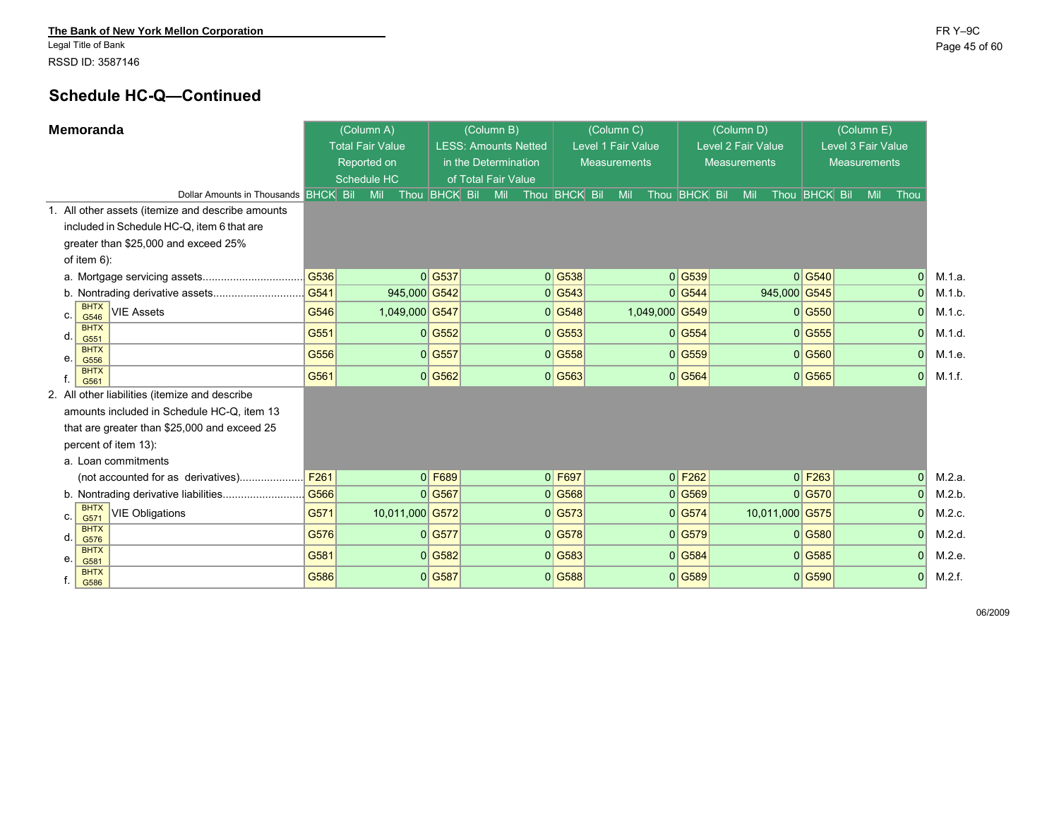The Bank of New York Mellon Corporation
Legal Title of Bank
RSSD ID: 3587146

FR Y–9C

## Schedule HC-Q—Continued

### Memoranda

| Dollar Amounts in Thousands | | (Column A) Total Fair Value Reported on Schedule HC | | (Column B) LESS: Amounts Netted in the Determination of Total Fair Value | | (Column C) Level 1 Fair Value Measurements | | (Column D) Level 2 Fair Value Measurements | | (Column E) Level 3 Fair Value Measurements | |
|---|---|---|---|---|---|---|---|---|---|---|---|
| | BHCK | Bil Mil Thou | BHCK | Bil Mil Thou | BHCK | Bil Mil Thou | BHCK | Bil Mil Thou | BHCK | Bil Mil Thou | |
| 1. All other assets (itemize and describe amounts included in Schedule HC-Q, item 6 that are greater than $25,000 and exceed 25% of item 6): | | | | | | | | | | | |
| a. Mortgage servicing assets | G536 | 0 | G537 | 0 | G538 | 0 | G539 | 0 | G540 | 0 | M.1.a. |
| b. Nontrading derivative assets | G541 | 945,000 | G542 | 0 | G543 | 0 | G544 | 945,000 | G545 | 0 | M.1.b. |
| c. BHTX G546 VIE Assets | G546 | 1,049,000 | G547 | 0 | G548 | 1,049,000 | G549 | 0 | G550 | 0 | M.1.c. |
| d. BHTX G551 | G551 | 0 | G552 | 0 | G553 | 0 | G554 | 0 | G555 | 0 | M.1.d. |
| e. BHTX G556 | G556 | 0 | G557 | 0 | G558 | 0 | G559 | 0 | G560 | 0 | M.1.e. |
| f. BHTX G561 | G561 | 0 | G562 | 0 | G563 | 0 | G564 | 0 | G565 | 0 | M.1.f. |
| 2. All other liabilities (itemize and describe amounts included in Schedule HC-Q, item 13 that are greater than $25,000 and exceed 25 percent of item 13): | | | | | | | | | | | |
| a. Loan commitments (not accounted for as derivatives) | F261 | 0 | F689 | 0 | F697 | 0 | F262 | 0 | F263 | 0 | M.2.a. |
| b. Nontrading derivative liabilities | G566 | 0 | G567 | 0 | G568 | 0 | G569 | 0 | G570 | 0 | M.2.b. |
| c. BHTX G571 VIE Obligations | G571 | 10,011,000 | G572 | 0 | G573 | 0 | G574 | 10,011,000 | G575 | 0 | M.2.c. |
| d. BHTX G576 | G576 | 0 | G577 | 0 | G578 | 0 | G579 | 0 | G580 | 0 | M.2.d. |
| e. BHTX G581 | G581 | 0 | G582 | 0 | G583 | 0 | G584 | 0 | G585 | 0 | M.2.e. |
| f. BHTX G586 | G586 | 0 | G587 | 0 | G588 | 0 | G589 | 0 | G590 | 0 | M.2.f. |

06/2009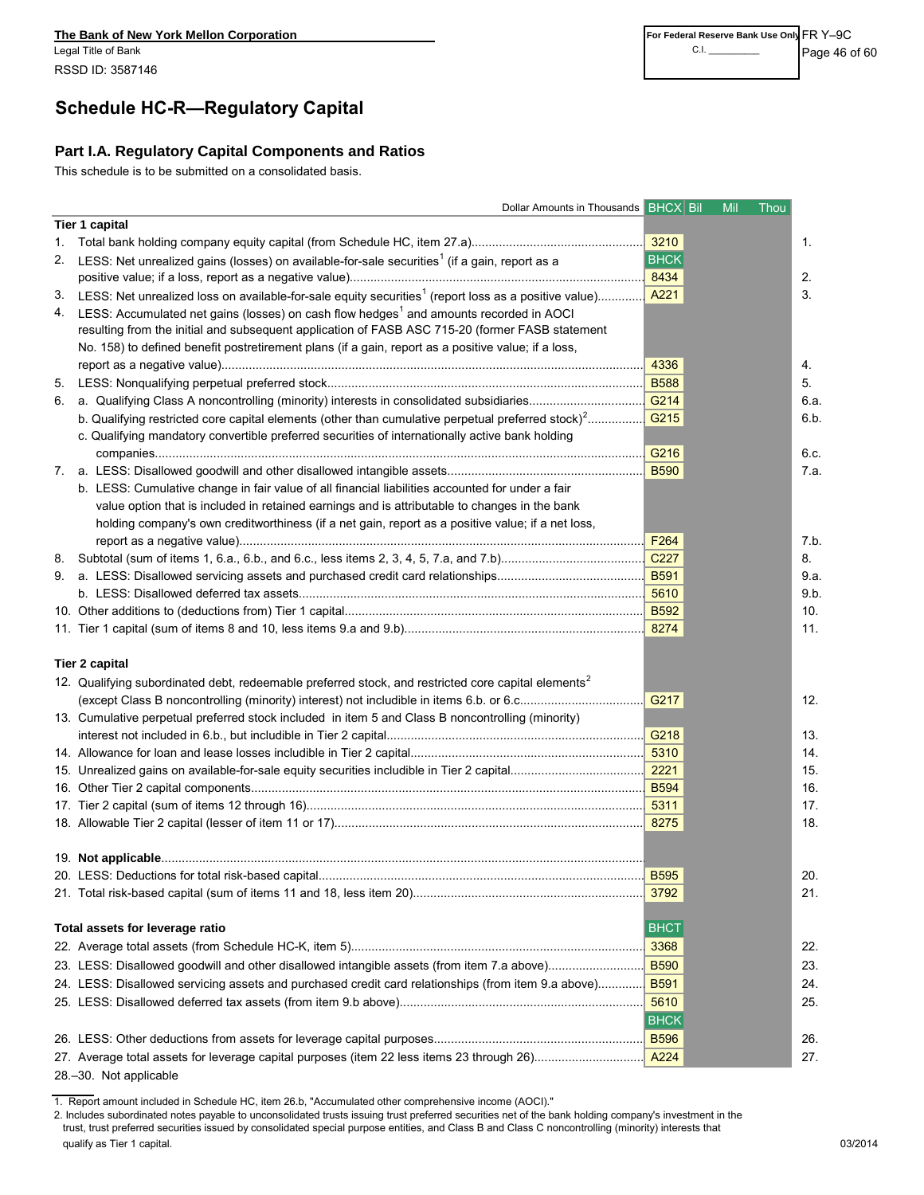**The Bank of New York Mellon Corporation**
Legal Title of Bank
RSSD ID: 3587146

For Federal Reserve Bank Use Only
C.I. __________

FR Y–9C

# Schedule HC-R—Regulatory Capital

## Part I.A. Regulatory Capital Components and Ratios

This schedule is to be submitted on a consolidated basis.

| Dollar Amounts in Thousands | BHCX | Bil | Mil | Thou | |
|---|---|---|---|---|---|
| **Tier 1 capital** | | | | | |
| 1. Total bank holding company equity capital (from Schedule HC, item 27.a) | 3210 | | | | 1. |
| 2. LESS: Net unrealized gains (losses) on available-for-sale securities[1] (if a gain, report as a positive value; if a loss, report as a negative value) | BHCK 8434 | | | | 2. |
| 3. LESS: Net unrealized loss on available-for-sale equity securities[1] (report loss as a positive value) | A221 | | | | 3. |
| 4. LESS: Accumulated net gains (losses) on cash flow hedges[1] and amounts recorded in AOCI resulting from the initial and subsequent application of FASB ASC 715-20 (former FASB statement No. 158) to defined benefit postretirement plans (if a gain, report as a positive value; if a loss, report as a negative value) | 4336 | | | | 4. |
| 5. LESS: Nonqualifying perpetual preferred stock | B588 | | | | 5. |
| 6. a. Qualifying Class A noncontrolling (minority) interests in consolidated subsidiaries | G214 | | | | 6.a. |
| b. Qualifying restricted core capital elements (other than cumulative perpetual preferred stock)[2] | G215 | | | | 6.b. |
| c. Qualifying mandatory convertible preferred securities of internationally active bank holding companies | G216 | | | | 6.c. |
| 7. a. LESS: Disallowed goodwill and other disallowed intangible assets | B590 | | | | 7.a. |
| b. LESS: Cumulative change in fair value of all financial liabilities accounted for under a fair value option that is included in retained earnings and is attributable to changes in the bank holding company's own creditworthiness (if a net gain, report as a positive value; if a net loss, report as a negative value) | F264 | | | | 7.b. |
| 8. Subtotal (sum of items 1, 6.a., 6.b., and 6.c., less items 2, 3, 4, 5, 7.a, and 7.b) | C227 | | | | 8. |
| 9. a. LESS: Disallowed servicing assets and purchased credit card relationships | B591 | | | | 9.a. |
| b. LESS: Disallowed deferred tax assets | 5610 | | | | 9.b. |
| 10. Other additions to (deductions from) Tier 1 capital | B592 | | | | 10. |
| 11. Tier 1 capital (sum of items 8 and 10, less items 9.a and 9.b) | 8274 | | | | 11. |
| **Tier 2 capital** | | | | | |
| 12. Qualifying subordinated debt, redeemable preferred stock, and restricted core capital elements[2] (except Class B noncontrolling (minority) interest) not includible in items 6.b. or 6.c. | G217 | | | | 12. |
| 13. Cumulative perpetual preferred stock included in item 5 and Class B noncontrolling (minority) interest not included in 6.b., but includible in Tier 2 capital | G218 | | | | 13. |
| 14. Allowance for loan and lease losses includible in Tier 2 capital | 5310 | | | | 14. |
| 15. Unrealized gains on available-for-sale equity securities includible in Tier 2 capital | 2221 | | | | 15. |
| 16. Other Tier 2 capital components | B594 | | | | 16. |
| 17. Tier 2 capital (sum of items 12 through 16) | 5311 | | | | 17. |
| 18. Allowable Tier 2 capital (lesser of item 11 or 17) | 8275 | | | | 18. |
| 19. **Not applicable** | | | | | |
| 20. LESS: Deductions for total risk-based capital | B595 | | | | 20. |
| 21. Total risk-based capital (sum of items 11 and 18, less item 20) | 3792 | | | | 21. |
| **Total assets for leverage ratio** | BHCT | | | | |
| 22. Average total assets (from Schedule HC-K, item 5) | 3368 | | | | 22. |
| 23. LESS: Disallowed goodwill and other disallowed intangible assets (from item 7.a above) | B590 | | | | 23. |
| 24. LESS: Disallowed servicing assets and purchased credit card relationships (from item 9.a above) | B591 | | | | 24. |
| 25. LESS: Disallowed deferred tax assets (from item 9.b above) | 5610 | | | | 25. |
| 26. LESS: Other deductions from assets for leverage capital purposes | BHCK B596 | | | | 26. |
| 27. Average total assets for leverage capital purposes (item 22 less items 23 through 26) | A224 | | | | 27. |

28.–30. Not applicable

1. Report amount included in Schedule HC, item 26.b, "Accumulated other comprehensive income (AOCI)."
2. Includes subordinated notes payable to unconsolidated trusts issuing trust preferred securities net of the bank holding company's investment in the trust, trust preferred securities issued by consolidated special purpose entities, and Class B and Class C noncontrolling (minority) interests that qualify as Tier 1 capital.

03/2014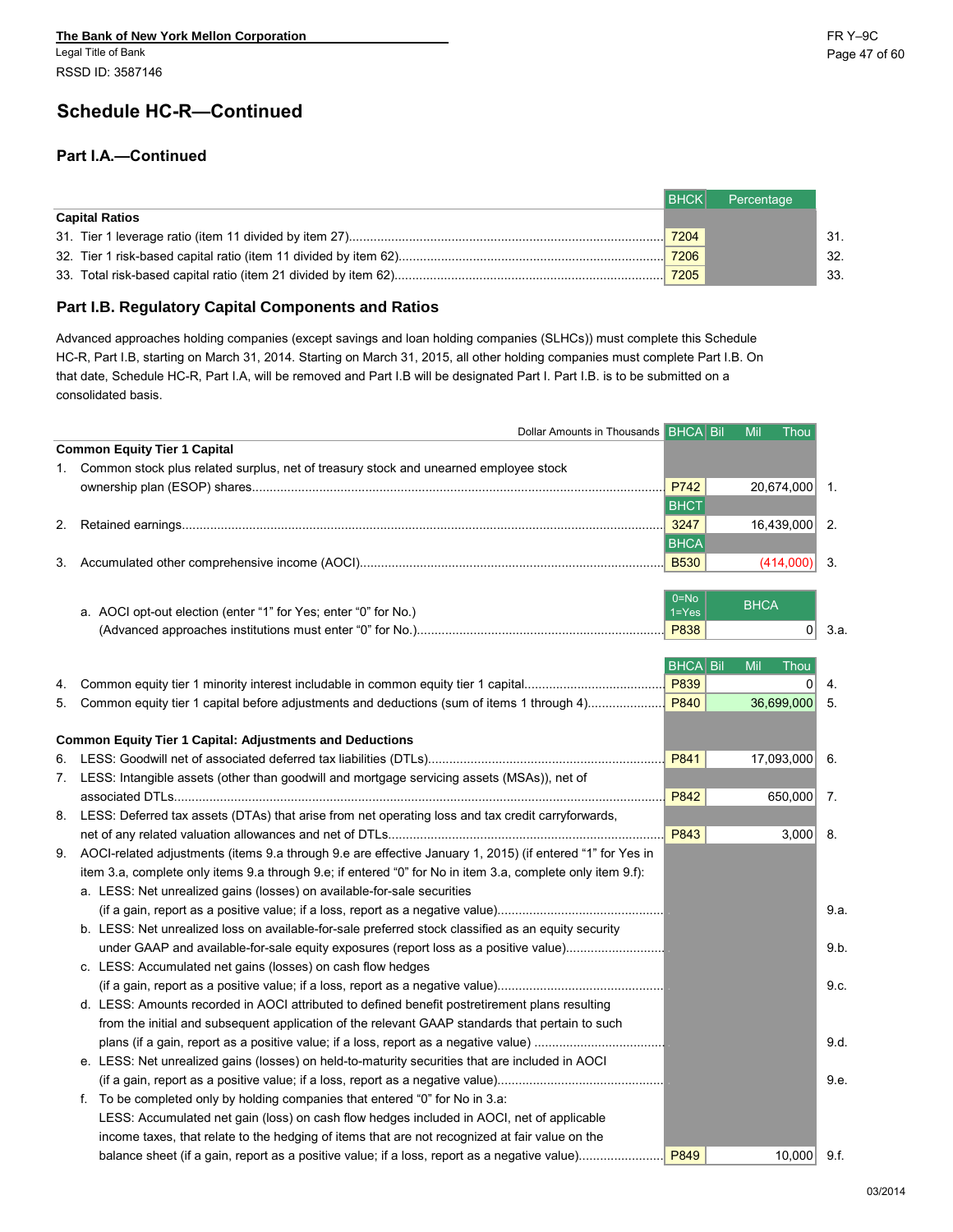The Bank of New York Mellon Corporation
Legal Title of Bank
RSSD ID: 3587146

## Schedule HC-R—Continued

### Part I.A.—Continued

| | BHCK | Percentage | |
|---|---|---|---|
| **Capital Ratios** | | | |
| 31. Tier 1 leverage ratio (item 11 divided by item 27) | 7204 | | 31. |
| 32. Tier 1 risk-based capital ratio (item 11 divided by item 62) | 7206 | | 32. |
| 33. Total risk-based capital ratio (item 21 divided by item 62) | 7205 | | 33. |

### Part I.B. Regulatory Capital Components and Ratios

Advanced approaches holding companies (except savings and loan holding companies (SLHCs)) must complete this Schedule HC-R, Part I.B, starting on March 31, 2014. Starting on March 31, 2015, all other holding companies must complete Part I.B. On that date, Schedule HC-R, Part I.A, will be removed and Part I.B will be designated Part I. Part I.B. is to be submitted on a consolidated basis.

| Dollar Amounts in Thousands | BHCA | Bil Mil Thou | |
|---|---|---|---|
| **Common Equity Tier 1 Capital** | | | |
| 1. Common stock plus related surplus, net of treasury stock and unearned employee stock ownership plan (ESOP) shares | P742 | 20,674,000 | 1. |
| | BHCT | | |
| 2. Retained earnings | 3247 | 16,439,000 | 2. |
| | BHCA | | |
| 3. Accumulated other comprehensive income (AOCI) | B530 | (414,000) | 3. |
| | 0=No 1=Yes | BHCA | |
| a. AOCI opt-out election (enter "1" for Yes; enter "0" for No.) (Advanced approaches institutions must enter "0" for No.) | P838 | 0 | 3.a. |
| | BHCA | Bil Mil Thou | |
| 4. Common equity tier 1 minority interest includable in common equity tier 1 capital | P839 | 0 | 4. |
| 5. Common equity tier 1 capital before adjustments and deductions (sum of items 1 through 4) | P840 | 36,699,000 | 5. |
| **Common Equity Tier 1 Capital: Adjustments and Deductions** | | | |
| 6. LESS: Goodwill net of associated deferred tax liabilities (DTLs) | P841 | 17,093,000 | 6. |
| 7. LESS: Intangible assets (other than goodwill and mortgage servicing assets (MSAs)), net of associated DTLs | P842 | 650,000 | 7. |
| 8. LESS: Deferred tax assets (DTAs) that arise from net operating loss and tax credit carryforwards, net of any related valuation allowances and net of DTLs | P843 | 3,000 | 8. |
| 9. AOCI-related adjustments (items 9.a through 9.e are effective January 1, 2015) (if entered "1" for Yes in item 3.a, complete only items 9.a through 9.e; if entered "0" for No in item 3.a, complete only item 9.f): | | | |
| a. LESS: Net unrealized gains (losses) on available-for-sale securities (if a gain, report as a positive value; if a loss, report as a negative value) | | | 9.a. |
| b. LESS: Net unrealized loss on available-for-sale preferred stock classified as an equity security under GAAP and available-for-sale equity exposures (report loss as a positive value) | | | 9.b. |
| c. LESS: Accumulated net gains (losses) on cash flow hedges (if a gain, report as a positive value; if a loss, report as a negative value) | | | 9.c. |
| d. LESS: Amounts recorded in AOCI attributed to defined benefit postretirement plans resulting from the initial and subsequent application of the relevant GAAP standards that pertain to such plans (if a gain, report as a positive value; if a loss, report as a negative value) | | | 9.d. |
| e. LESS: Net unrealized gains (losses) on held-to-maturity securities that are included in AOCI (if a gain, report as a positive value; if a loss, report as a negative value) | | | 9.e. |
| f. To be completed only by holding companies that entered "0" for No in 3.a: LESS: Accumulated net gain (loss) on cash flow hedges included in AOCI, net of applicable income taxes, that relate to the hedging of items that are not recognized at fair value on the balance sheet (if a gain, report as a positive value; if a loss, report as a negative value) | P849 | 10,000 | 9.f. |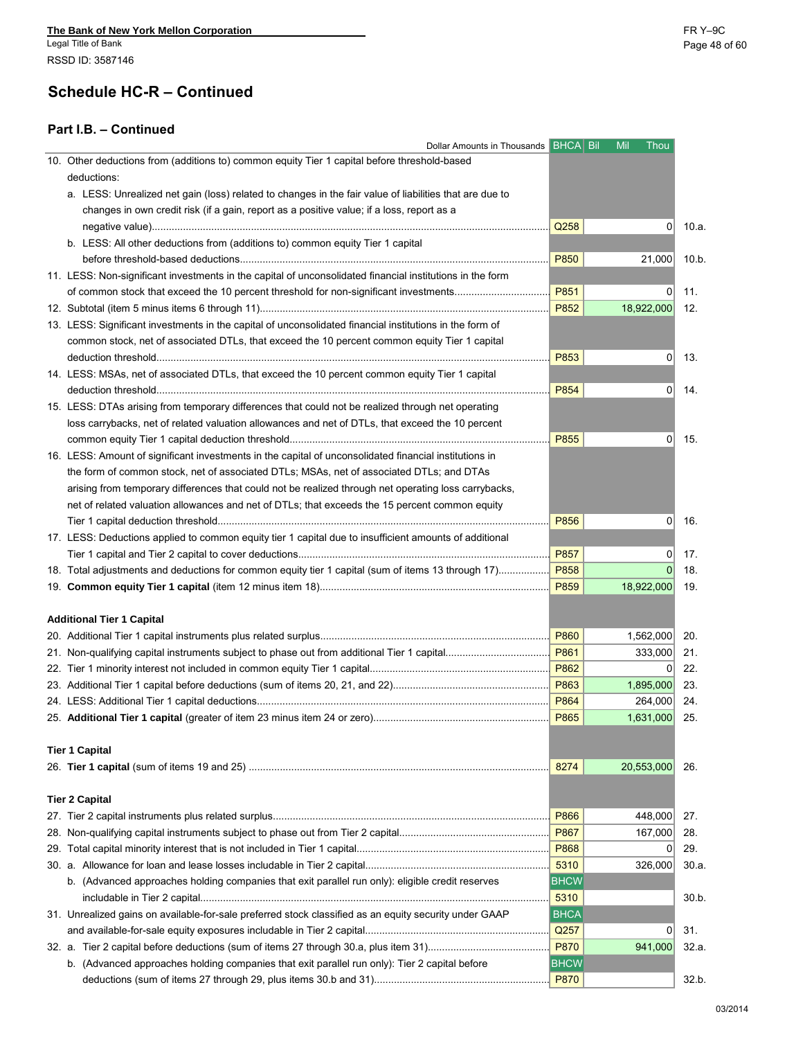The Bank of New York Mellon Corporation
Legal Title of Bank
RSSD ID: 3587146

## Schedule HC-R – Continued

### Part I.B. – Continued

| Dollar Amounts in Thousands | BHCA | Bil Mil Thou | |
|---|---|---|---|
| 10. Other deductions from (additions to) common equity Tier 1 capital before threshold-based deductions: | | | |
| a. LESS: Unrealized net gain (loss) related to changes in the fair value of liabilities that are due to changes in own credit risk (if a gain, report as a positive value; if a loss, report as a negative value) | Q258 | 0 | 10.a. |
| b. LESS: All other deductions from (additions to) common equity Tier 1 capital before threshold-based deductions | P850 | 21,000 | 10.b. |
| 11. LESS: Non-significant investments in the capital of unconsolidated financial institutions in the form of common stock that exceed the 10 percent threshold for non-significant investments | P851 | 0 | 11. |
| 12. Subtotal (item 5 minus items 6 through 11) | P852 | 18,922,000 | 12. |
| 13. LESS: Significant investments in the capital of unconsolidated financial institutions in the form of common stock, net of associated DTLs, that exceed the 10 percent common equity Tier 1 capital deduction threshold | P853 | 0 | 13. |
| 14. LESS: MSAs, net of associated DTLs, that exceed the 10 percent common equity Tier 1 capital deduction threshold | P854 | 0 | 14. |
| 15. LESS: DTAs arising from temporary differences that could not be realized through net operating loss carrybacks, net of related valuation allowances and net of DTLs, that exceed the 10 percent common equity Tier 1 capital deduction threshold | P855 | 0 | 15. |
| 16. LESS: Amount of significant investments in the capital of unconsolidated financial institutions in the form of common stock, net of associated DTLs; MSAs, net of associated DTLs; and DTAs arising from temporary differences that could not be realized through net operating loss carrybacks, net of related valuation allowances and net of DTLs; that exceeds the 15 percent common equity Tier 1 capital deduction threshold | P856 | 0 | 16. |
| 17. LESS: Deductions applied to common equity tier 1 capital due to insufficient amounts of additional Tier 1 capital and Tier 2 capital to cover deductions | P857 | 0 | 17. |
| 18. Total adjustments and deductions for common equity tier 1 capital (sum of items 13 through 17) | P858 | 0 | 18. |
| 19. **Common equity Tier 1 capital** (item 12 minus item 18) | P859 | 18,922,000 | 19. |
| **Additional Tier 1 Capital** | | | |
| 20. Additional Tier 1 capital instruments plus related surplus | P860 | 1,562,000 | 20. |
| 21. Non-qualifying capital instruments subject to phase out from additional Tier 1 capital | P861 | 333,000 | 21. |
| 22. Tier 1 minority interest not included in common equity Tier 1 capital | P862 | 0 | 22. |
| 23. Additional Tier 1 capital before deductions (sum of items 20, 21, and 22) | P863 | 1,895,000 | 23. |
| 24. LESS: Additional Tier 1 capital deductions | P864 | 264,000 | 24. |
| 25. **Additional Tier 1 capital** (greater of item 23 minus item 24 or zero) | P865 | 1,631,000 | 25. |
| **Tier 1 Capital** | | | |
| 26. **Tier 1 capital** (sum of items 19 and 25) | 8274 | 20,553,000 | 26. |
| **Tier 2 Capital** | | | |
| 27. Tier 2 capital instruments plus related surplus | P866 | 448,000 | 27. |
| 28. Non-qualifying capital instruments subject to phase out from Tier 2 capital | P867 | 167,000 | 28. |
| 29. Total capital minority interest that is not included in Tier 1 capital | P868 | 0 | 29. |
| 30. a. Allowance for loan and lease losses includable in Tier 2 capital | 5310 | 326,000 | 30.a. |
| b. (Advanced approaches holding companies that exit parallel run only): eligible credit reserves includable in Tier 2 capital | BHCW 5310 | | 30.b. |
| 31. Unrealized gains on available-for-sale preferred stock classified as an equity security under GAAP and available-for-sale equity exposures includable in Tier 2 capital | BHCA Q257 | 0 | 31. |
| 32. a. Tier 2 capital before deductions (sum of items 27 through 30.a, plus item 31) | P870 | 941,000 | 32.a. |
| b. (Advanced approaches holding companies that exit parallel run only): Tier 2 capital before deductions (sum of items 27 through 29, plus items 30.b and 31) | BHCW P870 | | 32.b. |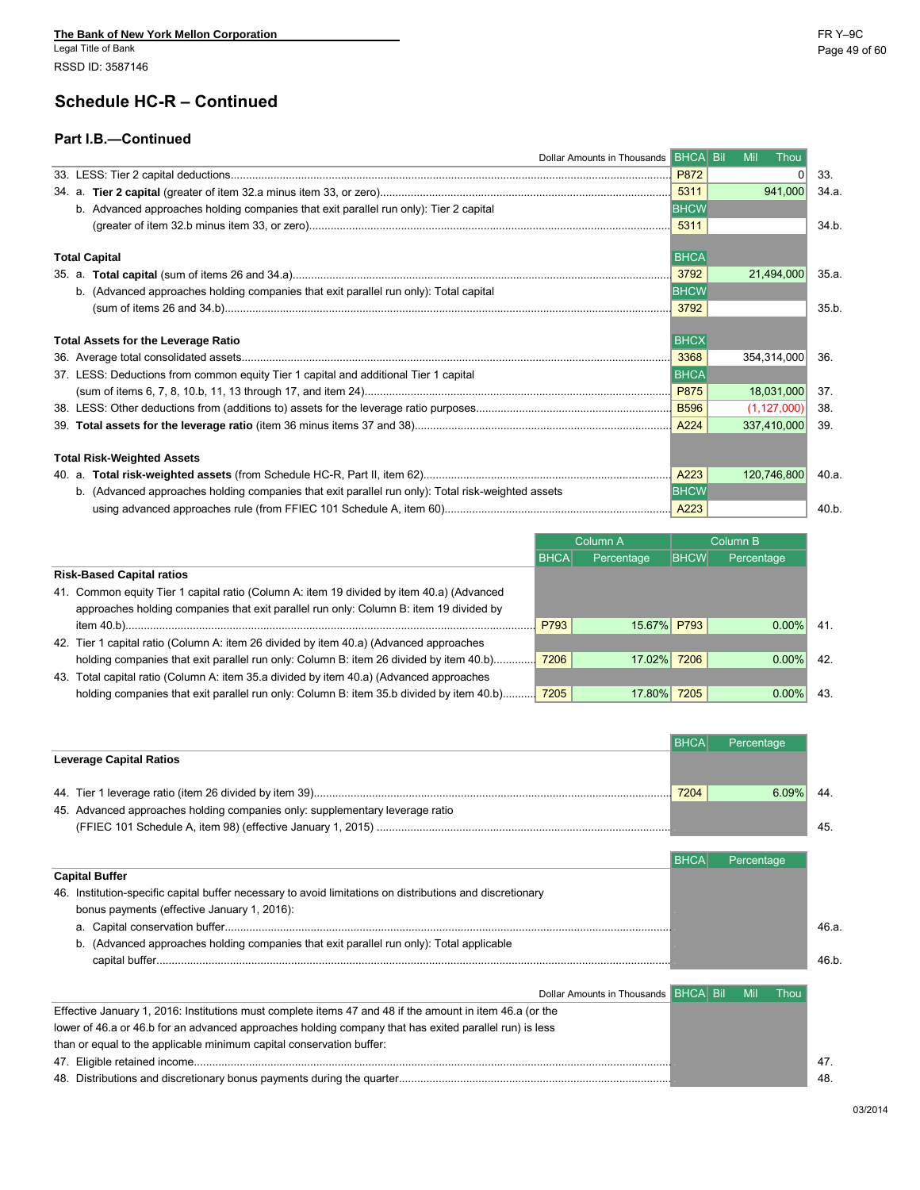The Bank of New York Mellon Corporation
Legal Title of Bank
RSSD ID: 3587146

## Schedule HC-R – Continued

### Part I.B.—Continued

| Dollar Amounts in Thousands | | BHCA Bil Mil Thou | |
|---|---|---|---|
| 33. LESS: Tier 2 capital deductions | P872 | 0 | 33. |
| 34. a. **Tier 2 capital** (greater of item 32.a minus item 33, or zero) | 5311 | 941,000 | 34.a. |
| b. Advanced approaches holding companies that exit parallel run only): Tier 2 capital (greater of item 32.b minus item 33, or zero) | BHCW 5311 | | 34.b. |
| **Total Capital** | BHCA | | |
| 35. a. **Total capital** (sum of items 26 and 34.a) | 3792 | 21,494,000 | 35.a. |
| b. (Advanced approaches holding companies that exit parallel run only): Total capital (sum of items 26 and 34.b) | BHCW 3792 | | 35.b. |
| **Total Assets for the Leverage Ratio** | BHCX | | |
| 36. Average total consolidated assets | 3368 | 354,314,000 | 36. |
| 37. LESS: Deductions from common equity Tier 1 capital and additional Tier 1 capital (sum of items 6, 7, 8, 10.b, 11, 13 through 17, and item 24) | BHCA P875 | 18,031,000 | 37. |
| 38. LESS: Other deductions from (additions to) assets for the leverage ratio purposes | B596 | (1,127,000) | 38. |
| 39. **Total assets for the leverage ratio** (item 36 minus items 37 and 38) | A224 | 337,410,000 | 39. |
| **Total Risk-Weighted Assets** | | | |
| 40. a. **Total risk-weighted assets** (from Schedule HC-R, Part II, item 62) | A223 | 120,746,800 | 40.a. |
| b. (Advanced approaches holding companies that exit parallel run only): Total risk-weighted assets using advanced approaches rule (from FFIEC 101 Schedule A, item 60) | BHCW A223 | | 40.b. |

| | Column A | | Column B | | |
|---|---|---|---|---|---|
| | BHCA | Percentage | BHCW | Percentage | |
| **Risk-Based Capital ratios** | | | | | |
| 41. Common equity Tier 1 capital ratio (Column A: item 19 divided by item 40.a) (Advanced approaches holding companies that exit parallel run only: Column B: item 19 divided by item 40.b) | P793 | 15.67% | P793 | 0.00% | 41. |
| 42. Tier 1 capital ratio (Column A: item 26 divided by item 40.a) (Advanced approaches holding companies that exit parallel run only: Column B: item 26 divided by item 40.b) | 7206 | 17.02% | 7206 | 0.00% | 42. |
| 43. Total capital ratio (Column A: item 35.a divided by item 40.a) (Advanced approaches holding companies that exit parallel run only: Column B: item 35.b divided by item 40.b) | 7205 | 17.80% | 7205 | 0.00% | 43. |

| | BHCA | Percentage | |
|---|---|---|---|
| **Leverage Capital Ratios** | | | |
| 44. Tier 1 leverage ratio (item 26 divided by item 39) | 7204 | 6.09% | 44. |
| 45. Advanced approaches holding companies only: supplementary leverage ratio (FFIEC 101 Schedule A, item 98) (effective January 1, 2015) | | | 45. |

| | BHCA | Percentage | |
|---|---|---|---|
| **Capital Buffer** | | | |
| 46. Institution-specific capital buffer necessary to avoid limitations on distributions and discretionary bonus payments (effective January 1, 2016): | | | |
| a. Capital conservation buffer | | | 46.a. |
| b. (Advanced approaches holding companies that exit parallel run only): Total applicable capital buffer | | | 46.b. |

| Dollar Amounts in Thousands | BHCA | Bil Mil Thou | |
|---|---|---|---|
| Effective January 1, 2016: Institutions must complete items 47 and 48 if the amount in item 46.a (or the lower of 46.a or 46.b for an advanced approaches holding company that has exited parallel run) is less than or equal to the applicable minimum capital conservation buffer: | | | |
| 47. Eligible retained income | | | 47. |
| 48. Distributions and discretionary bonus payments during the quarter | | | 48. |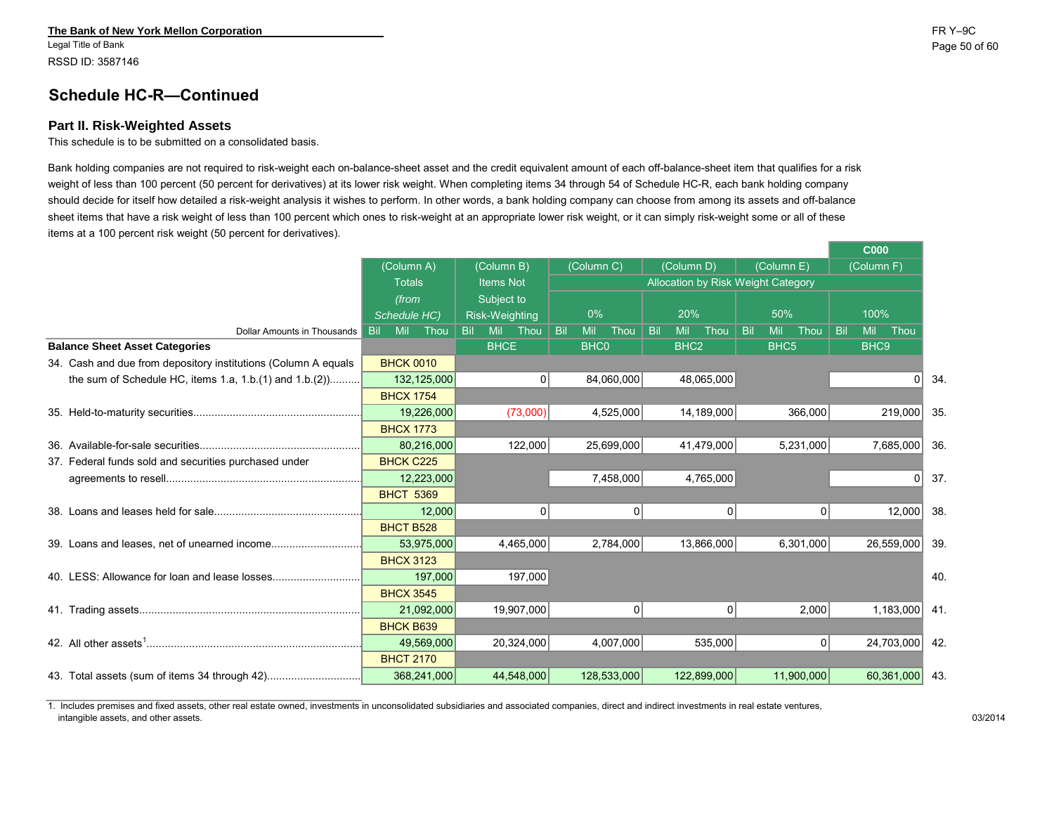The Bank of New York Mellon Corporation
Legal Title of Bank
RSSD ID: 3587146

FR Y–9C

## Schedule HC-R—Continued

### Part II. Risk-Weighted Assets

This schedule is to be submitted on a consolidated basis.

Bank holding companies are not required to risk-weight each on-balance-sheet asset and the credit equivalent amount of each off-balance-sheet item that qualifies for a risk weight of less than 100 percent (50 percent for derivatives) at its lower risk weight. When completing items 34 through 54 of Schedule HC-R, each bank holding company should decide for itself how detailed a risk-weight analysis it wishes to perform. In other words, a bank holding company can choose from among its assets and off-balance sheet items that have a risk weight of less than 100 percent which ones to risk-weight at an appropriate lower risk weight, or it can simply risk-weight some or all of these items at a 100 percent risk weight (50 percent for derivatives).

| Dollar Amounts in Thousands | (Column A) Totals *(from Schedule HC)* | (Column B) Items Not Subject to Risk-Weighting | (Column C) 0% | (Column D) 20% | (Column E) 50% | (Column F) 100% | |
|---|---|---|---|---|---|---|---|
| | | | Allocation by Risk Weight Category | | | C000 | |
| | | BHCE | BHC0 | BHC2 | BHC5 | BHC9 | |
| **Balance Sheet Asset Categories** | | | | | | | |
| 34. Cash and due from depository institutions (Column A equals the sum of Schedule HC, items 1.a, 1.b.(1) and 1.b.(2)) | BHCK 0010 132,125,000 | 0 | 84,060,000 | 48,065,000 | | 0 | 34. |
| 35. Held-to-maturity securities | BHCX 1754 19,226,000 | (73,000) | 4,525,000 | 14,189,000 | 366,000 | 219,000 | 35. |
| 36. Available-for-sale securities | BHCX 1773 80,216,000 | 122,000 | 25,699,000 | 41,479,000 | 5,231,000 | 7,685,000 | 36. |
| 37. Federal funds sold and securities purchased under agreements to resell | BHCK C225 12,223,000 | | 7,458,000 | 4,765,000 | | 0 | 37. |
| 38. Loans and leases held for sale | BHCT 5369 12,000 | 0 | 0 | 0 | 0 | 12,000 | 38. |
| 39. Loans and leases, net of unearned income | BHCT B528 53,975,000 | 4,465,000 | 2,784,000 | 13,866,000 | 6,301,000 | 26,559,000 | 39. |
| 40. LESS: Allowance for loan and lease losses | BHCX 3123 197,000 | 197,000 | | | | | 40. |
| 41. Trading assets | BHCX 3545 21,092,000 | 19,907,000 | 0 | 0 | 2,000 | 1,183,000 | 41. |
| 42. All other assets[1] | BHCK B639 49,569,000 | 20,324,000 | 4,007,000 | 535,000 | 0 | 24,703,000 | 42. |
| 43. Total assets (sum of items 34 through 42) | BHCT 2170 368,241,000 | 44,548,000 | 128,533,000 | 122,899,000 | 11,900,000 | 60,361,000 | 43. |

1. Includes premises and fixed assets, other real estate owned, investments in unconsolidated subsidiaries and associated companies, direct and indirect investments in real estate ventures, intangible assets, and other assets.

03/2014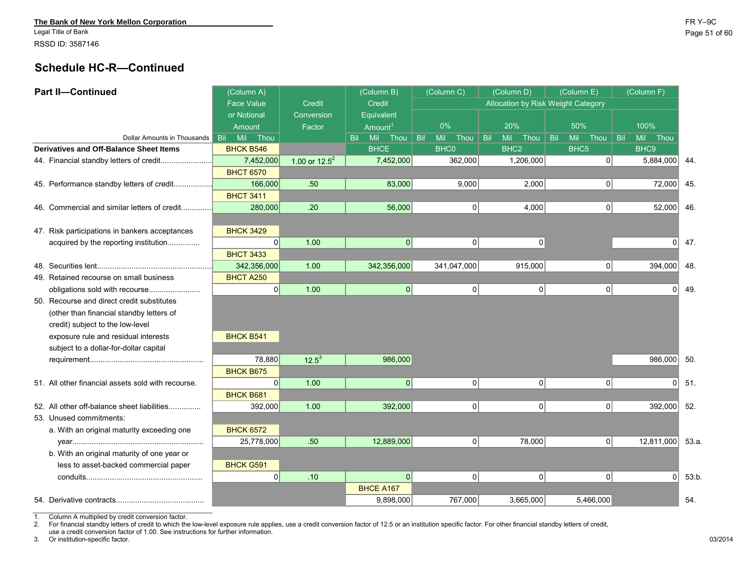**The Bank of New York Mellon Corporation**
Legal Title of Bank
RSSD ID: 3587146

## Schedule HC-R—Continued

### Part II—Continued

| Dollar Amounts in Thousands | (Column A) Face Value or Notional Amount | Credit Conversion Factor | (Column B) Credit Equivalent Amount[1] | (Column C) 0% | (Column D) 20% | (Column E) 50% | (Column F) 100% | |
|---|---|---|---|---|---|---|---|---|
| | | | | Allocation by Risk Weight Category | | | | |
| **Derivatives and Off-Balance Sheet Items** | BHCK B546 | | BHCE | BHC0 | BHC2 | BHC5 | BHC9 | |
| 44. Financial standby letters of credit | 7,452,000 | 1.00 or 12.5[2] | 7,452,000 | 362,000 | 1,206,000 | 0 | 5,884,000 | 44. |
| | BHCT 6570 | | | | | | | |
| 45. Performance standby letters of credit | 166,000 | .50 | 83,000 | 9,000 | 2,000 | 0 | 72,000 | 45. |
| | BHCT 3411 | | | | | | | |
| 46. Commercial and similar letters of credit | 280,000 | .20 | 56,000 | 0 | 4,000 | 0 | 52,000 | 46. |
| | BHCK 3429 | | | | | | | |
| 47. Risk participations in bankers acceptances acquired by the reporting institution | 0 | 1.00 | 0 | 0 | 0 | | 0 | 47. |
| | BHCT 3433 | | | | | | | |
| 48. Securities lent | 342,356,000 | 1.00 | 342,356,000 | 341,047,000 | 915,000 | 0 | 394,000 | 48. |
| | BHCT A250 | | | | | | | |
| 49. Retained recourse on small business obligations sold with recourse | 0 | 1.00 | 0 | 0 | 0 | 0 | 0 | 49. |
| | BHCK B541 | | | | | | | |
| 50. Recourse and direct credit substitutes (other than financial standby letters of credit) subject to the low-level exposure rule and residual interests subject to a dollar-for-dollar capital requirement | 78,880 | 12.5[3] | 986,000 | | | | 986,000 | 50. |
| | BHCK B675 | | | | | | | |
| 51. All other financial assets sold with recourse | 0 | 1.00 | 0 | 0 | 0 | 0 | 0 | 51. |
| | BHCK B681 | | | | | | | |
| 52. All other off-balance sheet liabilities | 392,000 | 1.00 | 392,000 | 0 | 0 | 0 | 392,000 | 52. |
| 53. Unused commitments: | | | | | | | | |
| | BHCK 6572 | | | | | | | |
| a. With an original maturity exceeding one year | 25,778,000 | .50 | 12,889,000 | 0 | 78,000 | 0 | 12,811,000 | 53.a. |
| | BHCK G591 | | | | | | | |
| b. With an original maturity of one year or less to asset-backed commercial paper conduits | 0 | .10 | 0 | 0 | 0 | 0 | 0 | 53.b. |
| | | | BHCE A167 | | | | | |
| 54. Derivative contracts | | | 9,898,000 | 767,000 | 3,665,000 | 5,466,000 | | 54. |

1. Column A multiplied by credit conversion factor.
2. For financial standby letters of credit to which the low-level exposure rule applies, use a credit conversion factor of 12.5 or an institution specific factor. For other financial standby letters of credit, use a credit conversion factor of 1.00. See instructions for further information.
3. Or institution-specific factor.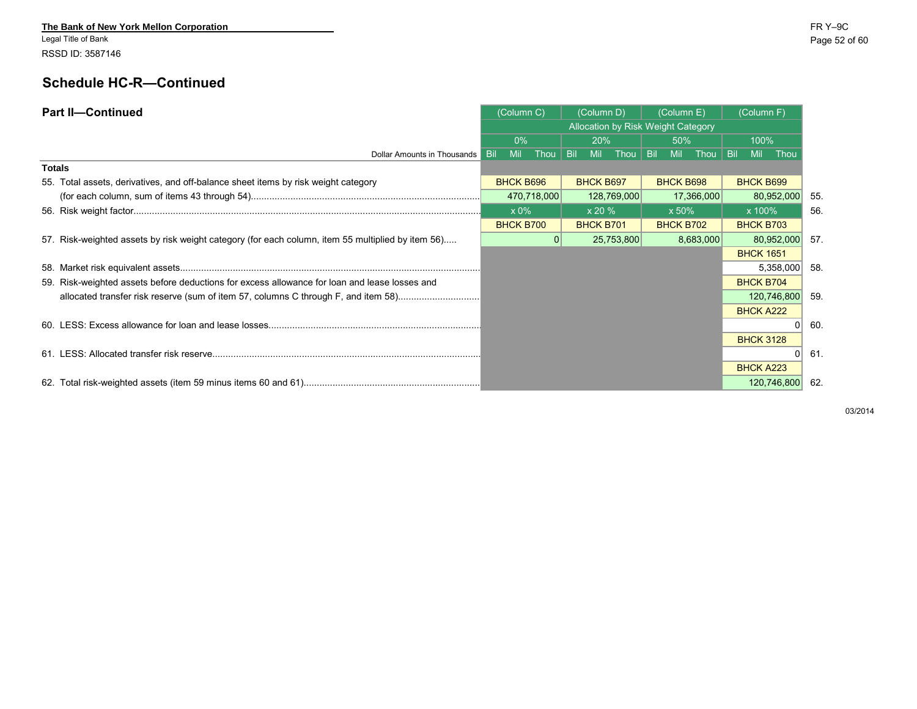**The Bank of New York Mellon Corporation**
Legal Title of Bank
RSSD ID: 3587146

## Schedule HC-R—Continued

### Part II—Continued

| Dollar Amounts in Thousands | (Column C) 0% | (Column D) 20% | (Column E) 50% | (Column F) 100% | |
|---|---|---|---|---|---|
| | Allocation by Risk Weight Category | | | | |
| **Totals** | | | | | |
| 55. Total assets, derivatives, and off-balance sheet items by risk weight category (for each column, sum of items 43 through 54) | BHCK B696 470,718,000 | BHCK B697 128,769,000 | BHCK B698 17,366,000 | BHCK B699 80,952,000 | 55. |
| 56. Risk weight factor | x 0% | x 20 % | x 50% | x 100% | 56. |
| 57. Risk-weighted assets by risk weight category (for each column, item 55 multiplied by item 56) | BHCK B700 0 | BHCK B701 25,753,800 | BHCK B702 8,683,000 | BHCK B703 80,952,000 | 57. |
| 58. Market risk equivalent assets | | | | BHCK 1651 5,358,000 | 58. |
| 59. Risk-weighted assets before deductions for excess allowance for loan and lease losses and allocated transfer risk reserve (sum of item 57, columns C through F, and item 58) | | | | BHCK B704 120,746,800 | 59. |
| 60. LESS: Excess allowance for loan and lease losses | | | | BHCK A222 0 | 60. |
| 61. LESS: Allocated transfer risk reserve | | | | BHCK 3128 0 | 61. |
| 62. Total risk-weighted assets (item 59 minus items 60 and 61) | | | | BHCK A223 120,746,800 | 62. |

03/2014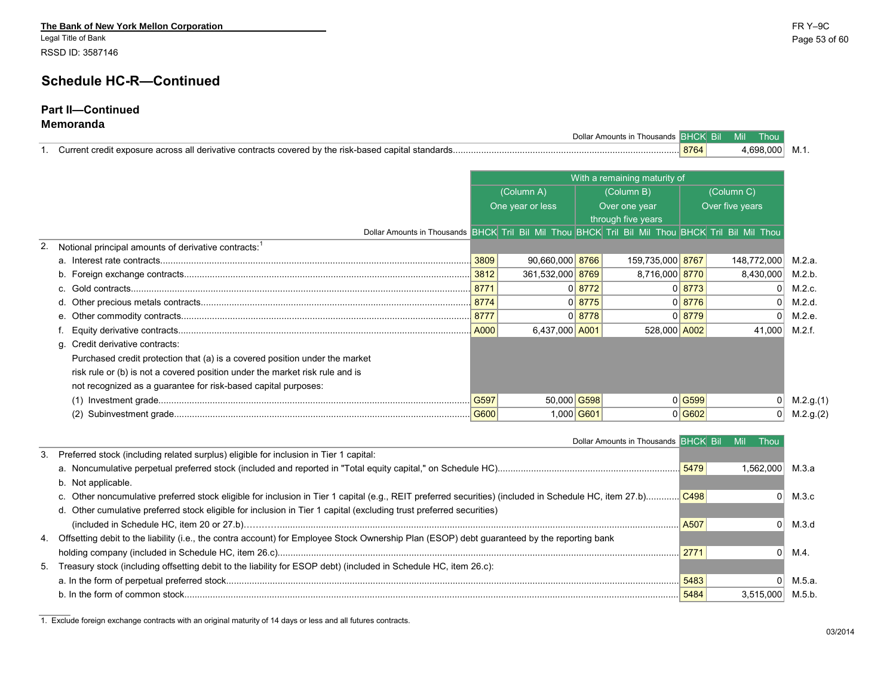**The Bank of New York Mellon Corporation**
Legal Title of Bank
RSSD ID: 3587146

FR Y–9C

## Schedule HC-R—Continued

### Part II—Continued
### Memoranda

| | Dollar Amounts in Thousands | BHCK | Bil Mil Thou | |
|---|---|---|---|---|
| 1. | Current credit exposure across all derivative contracts covered by the risk-based capital standards | 8764 | 4,698,000 | M.1. |

| Dollar Amounts in Thousands | With a remaining maturity of (Column A) One year or less BHCK | Tril Bil Mil Thou | (Column B) Over one year through five years BHCK | Tril Bil Mil Thou | (Column C) Over five years BHCK | Tril Bil Mil Thou | |
|---|---|---|---|---|---|---|---|
| 2. Notional principal amounts of derivative contracts:[1] | | | | | | | |
| a. Interest rate contracts | 3809 | 90,660,000 | 8766 | 159,735,000 | 8767 | 148,772,000 | M.2.a. |
| b. Foreign exchange contracts | 3812 | 361,532,000 | 8769 | 8,716,000 | 8770 | 8,430,000 | M.2.b. |
| c. Gold contracts | 8771 | 0 | 8772 | 0 | 8773 | 0 | M.2.c. |
| d. Other precious metals contracts | 8774 | 0 | 8775 | 0 | 8776 | 0 | M.2.d. |
| e. Other commodity contracts | 8777 | 0 | 8778 | 0 | 8779 | 0 | M.2.e. |
| f. Equity derivative contracts | A000 | 6,437,000 | A001 | 528,000 | A002 | 41,000 | M.2.f. |
| g. Credit derivative contracts: Purchased credit protection that (a) is a covered position under the market risk rule or (b) is not a covered position under the market risk rule and is not recognized as a guarantee for risk-based capital purposes: | | | | | | | |
| (1) Investment grade | G597 | 50,000 | G598 | 0 | G599 | 0 | M.2.g.(1) |
| (2) Subinvestment grade | G600 | 1,000 | G601 | 0 | G602 | 0 | M.2.g.(2) |

| | Dollar Amounts in Thousands | BHCK | Bil Mil Thou | |
|---|---|---|---|---|
| 3. | Preferred stock (including related surplus) eligible for inclusion in Tier 1 capital: | | | |
| | a. Noncumulative perpetual preferred stock (included and reported in "Total equity capital," on Schedule HC) | 5479 | 1,562,000 | M.3.a |
| | b. Not applicable. | | | |
| | c. Other noncumulative preferred stock eligible for inclusion in Tier 1 capital (e.g., REIT preferred securities) (included in Schedule HC, item 27.b) | C498 | 0 | M.3.c |
| | d. Other cumulative preferred stock eligible for inclusion in Tier 1 capital (excluding trust preferred securities) (included in Schedule HC, item 20 or 27.b) | A507 | 0 | M.3.d |
| 4. | Offsetting debit to the liability (i.e., the contra account) for Employee Stock Ownership Plan (ESOP) debt guaranteed by the reporting bank holding company (included in Schedule HC, item 26.c) | 2771 | 0 | M.4. |
| 5. | Treasury stock (including offsetting debit to the liability for ESOP debt) (included in Schedule HC, item 26.c): | | | |
| | a. In the form of perpetual preferred stock | 5483 | 0 | M.5.a. |
| | b. In the form of common stock | 5484 | 3,515,000 | M.5.b. |

1. Exclude foreign exchange contracts with an original maturity of 14 days or less and all futures contracts.

03/2014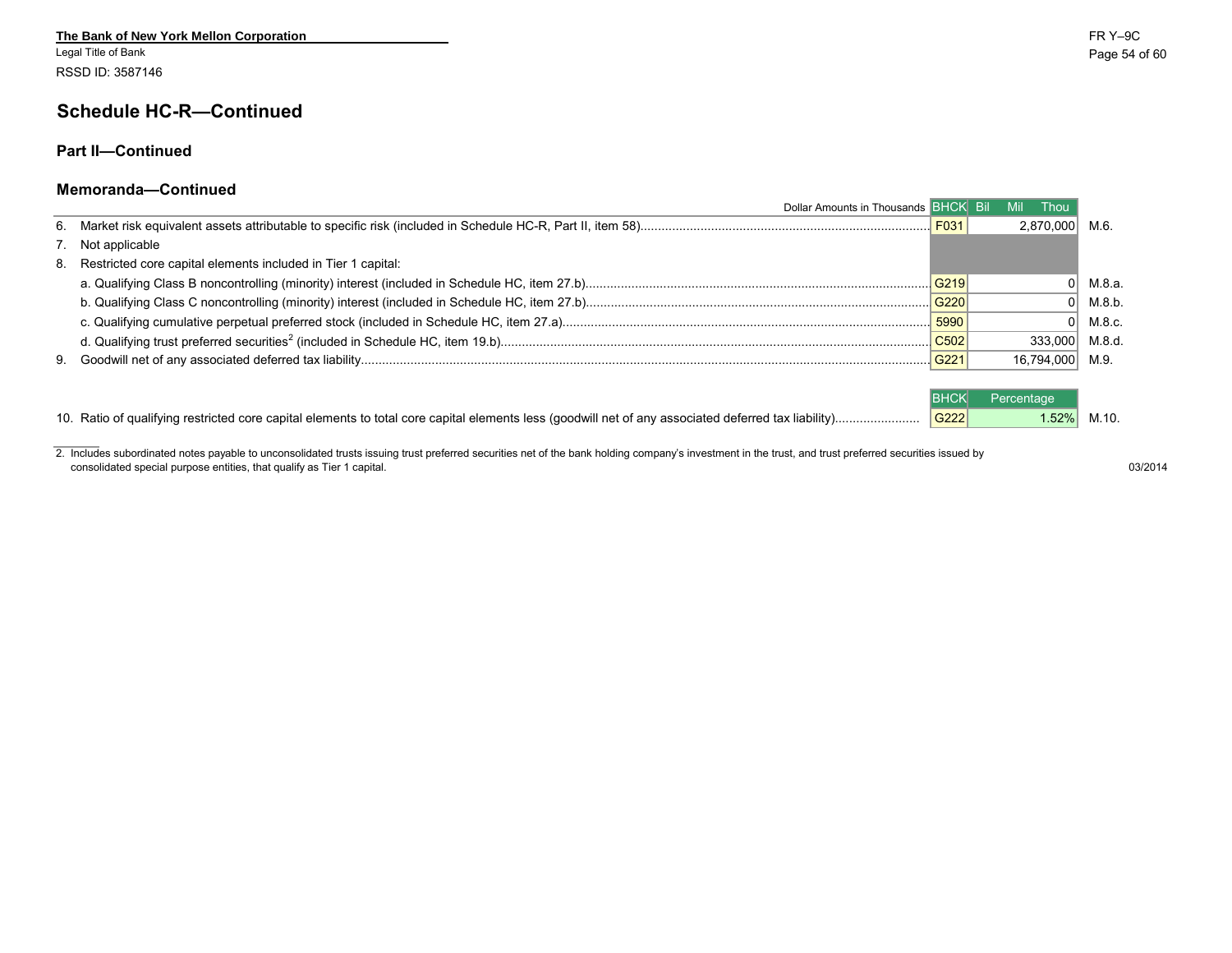The Bank of New York Mellon Corporation
Legal Title of Bank
RSSD ID: 3587146

## Schedule HC-R—Continued

### Part II—Continued

### Memoranda—Continued

| Dollar Amounts in Thousands | BHCK | Bil Mil Thou | |
|---|---|---|---|
| 6. Market risk equivalent assets attributable to specific risk (included in Schedule HC-R, Part II, item 58) | F031 | 2,870,000 | M.6. |
| 7. Not applicable | | | |
| 8. Restricted core capital elements included in Tier 1 capital: | | | |
| a. Qualifying Class B noncontrolling (minority) interest (included in Schedule HC, item 27.b) | G219 | 0 | M.8.a. |
| b. Qualifying Class C noncontrolling (minority) interest (included in Schedule HC, item 27.b) | G220 | 0 | M.8.b. |
| c. Qualifying cumulative perpetual preferred stock (included in Schedule HC, item 27.a) | 5990 | 0 | M.8.c. |
| d. Qualifying trust preferred securities[2] (included in Schedule HC, item 19.b) | C502 | 333,000 | M.8.d. |
| 9. Goodwill net of any associated deferred tax liability | G221 | 16,794,000 | M.9. |

| | BHCK | Percentage | |
|---|---|---|---|
| 10. Ratio of qualifying restricted core capital elements to total core capital elements less (goodwill net of any associated deferred tax liability) | G222 | 1.52% | M.10. |

2. Includes subordinated notes payable to unconsolidated trusts issuing trust preferred securities net of the bank holding company's investment in the trust, and trust preferred securities issued by consolidated special purpose entities, that qualify as Tier 1 capital.

03/2014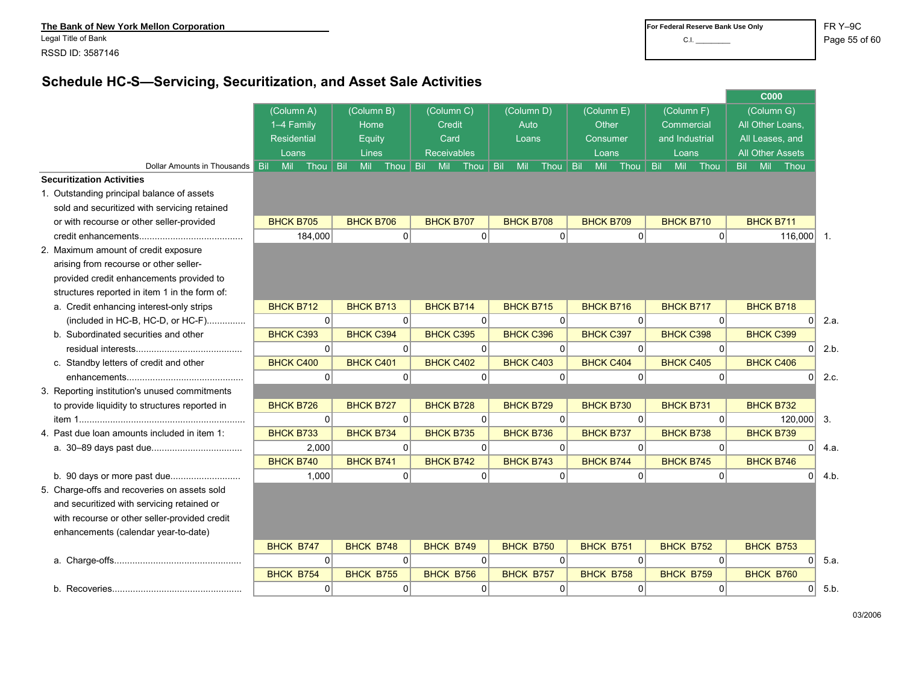The Bank of New York Mellon Corporation
Legal Title of Bank
RSSD ID: 3587146

For Federal Reserve Bank Use Only
C.I. ________

FR Y–9C

## Schedule HC-S—Servicing, Securitization, and Asset Sale Activities

| Dollar Amounts in Thousands | (Column A) 1–4 Family Residential Loans | (Column B) Home Equity Lines | (Column C) Credit Card Receivables | (Column D) Auto Loans | (Column E) Other Consumer Loans | (Column F) Commercial and Industrial Loans | (Column G) All Other Loans, All Leases, and All Other Assets (C000) | |
|---|---|---|---|---|---|---|---|---|
| **Securitization Activities** | | | | | | | | |
| 1. Outstanding principal balance of assets sold and securitized with servicing retained or with recourse or other seller-provided credit enhancements | BHCK B705 184,000 | BHCK B706 0 | BHCK B707 0 | BHCK B708 0 | BHCK B709 0 | BHCK B710 0 | BHCK B711 116,000 | 1. |
| 2. Maximum amount of credit exposure arising from recourse or other seller-provided credit enhancements provided to structures reported in item 1 in the form of: | | | | | | | | |
| a. Credit enhancing interest-only strips (included in HC-B, HC-D, or HC-F) | BHCK B712 0 | BHCK B713 0 | BHCK B714 0 | BHCK B715 0 | BHCK B716 0 | BHCK B717 0 | BHCK B718 0 | 2.a. |
| b. Subordinated securities and other residual interests | BHCK C393 0 | BHCK C394 0 | BHCK C395 0 | BHCK C396 0 | BHCK C397 0 | BHCK C398 0 | BHCK C399 0 | 2.b. |
| c. Standby letters of credit and other enhancements | BHCK C400 0 | BHCK C401 0 | BHCK C402 0 | BHCK C403 0 | BHCK C404 0 | BHCK C405 0 | BHCK C406 0 | 2.c. |
| 3. Reporting institution's unused commitments to provide liquidity to structures reported in item 1 | BHCK B726 0 | BHCK B727 0 | BHCK B728 0 | BHCK B729 0 | BHCK B730 0 | BHCK B731 0 | BHCK B732 120,000 | 3. |
| 4. Past due loan amounts included in item 1: | | | | | | | | |
| a. 30–89 days past due | BHCK B733 2,000 | BHCK B734 0 | BHCK B735 0 | BHCK B736 0 | BHCK B737 0 | BHCK B738 0 | BHCK B739 0 | 4.a. |
| b. 90 days or more past due | BHCK B740 1,000 | BHCK B741 0 | BHCK B742 0 | BHCK B743 0 | BHCK B744 0 | BHCK B745 0 | BHCK B746 0 | 4.b. |
| 5. Charge-offs and recoveries on assets sold and securitized with servicing retained or with recourse or other seller-provided credit enhancements (calendar year-to-date) | | | | | | | | |
| a. Charge-offs | BHCK B747 0 | BHCK B748 0 | BHCK B749 0 | BHCK B750 0 | BHCK B751 0 | BHCK B752 0 | BHCK B753 0 | 5.a. |
| b. Recoveries | BHCK B754 0 | BHCK B755 0 | BHCK B756 0 | BHCK B757 0 | BHCK B758 0 | BHCK B759 0 | BHCK B760 0 | 5.b. |

03/2006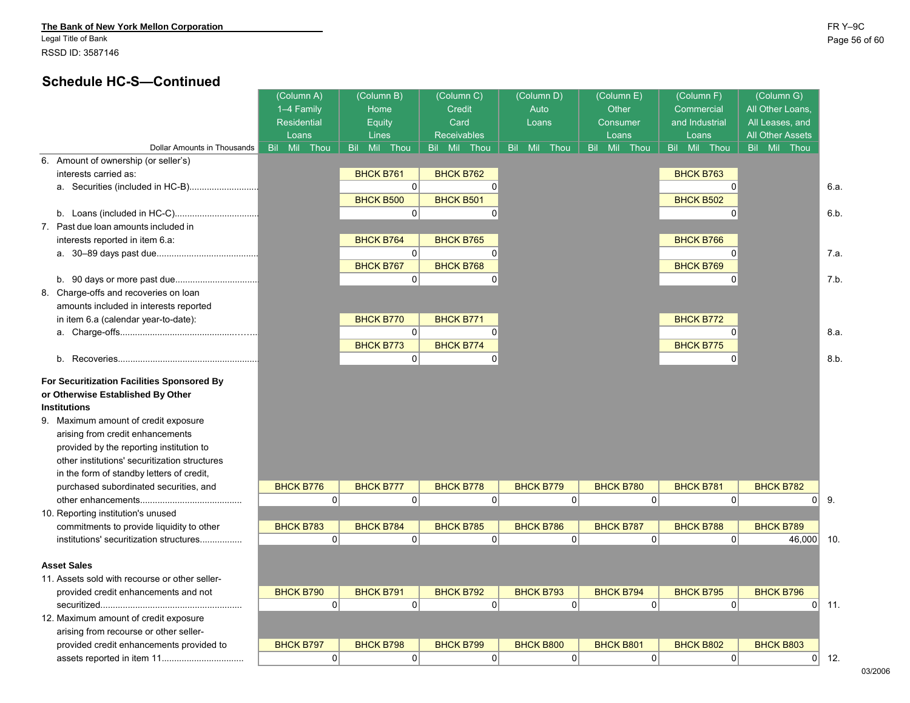The Bank of New York Mellon Corporation
Legal Title of Bank
RSSD ID: 3587146

## Schedule HC-S—Continued

| Dollar Amounts in Thousands | (Column A) 1–4 Family Residential Loans | (Column B) Home Equity Lines | (Column C) Credit Card Receivables | (Column D) Auto Loans | (Column E) Other Consumer Loans | (Column F) Commercial and Industrial Loans | (Column G) All Other Loans, All Leases, and All Other Assets | |
|---|---|---|---|---|---|---|---|---|
| 6. Amount of ownership (or seller's) interests carried as: | | | | | | | | |
| a. Securities (included in HC-B) | | BHCK B761 0 | BHCK B762 0 | | | BHCK B763 0 | | 6.a. |
| b. Loans (included in HC-C) | | BHCK B500 0 | BHCK B501 0 | | | BHCK B502 0 | | 6.b. |
| 7. Past due loan amounts included in interests reported in item 6.a: | | | | | | | | |
| a. 30–89 days past due | | BHCK B764 0 | BHCK B765 0 | | | BHCK B766 0 | | 7.a. |
| b. 90 days or more past due | | BHCK B767 0 | BHCK B768 0 | | | BHCK B769 0 | | 7.b. |
| 8. Charge-offs and recoveries on loan amounts included in interests reported in item 6.a (calendar year-to-date): | | | | | | | | |
| a. Charge-offs | | BHCK B770 0 | BHCK B771 0 | | | BHCK B772 0 | | 8.a. |
| b. Recoveries | | BHCK B773 0 | BHCK B774 0 | | | BHCK B775 0 | | 8.b. |
| **For Securitization Facilities Sponsored By or Otherwise Established By Other Institutions** | | | | | | | | |
| 9. Maximum amount of credit exposure arising from credit enhancements provided by the reporting institution to other institutions' securitization structures in the form of standby letters of credit, purchased subordinated securities, and other enhancements | BHCK B776 0 | BHCK B777 0 | BHCK B778 0 | BHCK B779 0 | BHCK B780 0 | BHCK B781 0 | BHCK B782 0 | 9. |
| 10. Reporting institution's unused commitments to provide liquidity to other institutions' securitization structures | BHCK B783 0 | BHCK B784 0 | BHCK B785 0 | BHCK B786 0 | BHCK B787 0 | BHCK B788 0 | BHCK B789 46,000 | 10. |
| **Asset Sales** | | | | | | | | |
| 11. Assets sold with recourse or other seller-provided credit enhancements and not securitized | BHCK B790 0 | BHCK B791 0 | BHCK B792 0 | BHCK B793 0 | BHCK B794 0 | BHCK B795 0 | BHCK B796 0 | 11. |
| 12. Maximum amount of credit exposure arising from recourse or other seller-provided credit enhancements provided to assets reported in item 11 | BHCK B797 0 | BHCK B798 0 | BHCK B799 0 | BHCK B800 0 | BHCK B801 0 | BHCK B802 0 | BHCK B803 0 | 12. |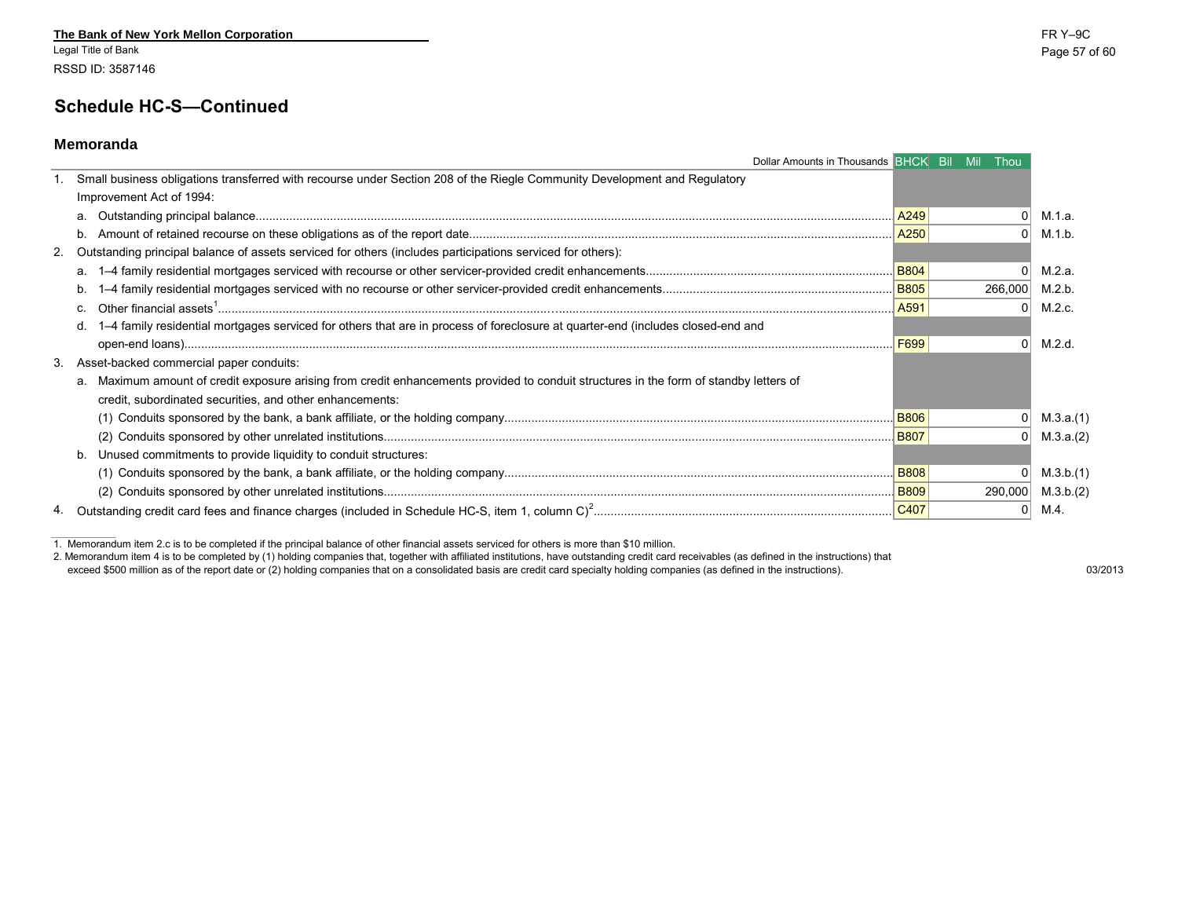The Bank of New York Mellon Corporation
Legal Title of Bank
RSSD ID: 3587146

## Schedule HC-S—Continued

### Memoranda

| Dollar Amounts in Thousands | BHCK | Bil Mil Thou | |
|---|---|---|---|
| 1. Small business obligations transferred with recourse under Section 208 of the Riegle Community Development and Regulatory Improvement Act of 1994: | | | |
| a. Outstanding principal balance | A249 | 0 | M.1.a. |
| b. Amount of retained recourse on these obligations as of the report date | A250 | 0 | M.1.b. |
| 2. Outstanding principal balance of assets serviced for others (includes participations serviced for others): | | | |
| a. 1–4 family residential mortgages serviced with recourse or other servicer-provided credit enhancements | B804 | 0 | M.2.a. |
| b. 1–4 family residential mortgages serviced with no recourse or other servicer-provided credit enhancements | B805 | 266,000 | M.2.b. |
| c. Other financial assets[1] | A591 | 0 | M.2.c. |
| d. 1–4 family residential mortgages serviced for others that are in process of foreclosure at quarter-end (includes closed-end and open-end loans) | F699 | 0 | M.2.d. |
| 3. Asset-backed commercial paper conduits: | | | |
| a. Maximum amount of credit exposure arising from credit enhancements provided to conduit structures in the form of standby letters of credit, subordinated securities, and other enhancements: | | | |
| (1) Conduits sponsored by the bank, a bank affiliate, or the holding company | B806 | 0 | M.3.a.(1) |
| (2) Conduits sponsored by other unrelated institutions | B807 | 0 | M.3.a.(2) |
| b. Unused commitments to provide liquidity to conduit structures: | | | |
| (1) Conduits sponsored by the bank, a bank affiliate, or the holding company | B808 | 0 | M.3.b.(1) |
| (2) Conduits sponsored by other unrelated institutions | B809 | 290,000 | M.3.b.(2) |
| 4. Outstanding credit card fees and finance charges (included in Schedule HC-S, item 1, column C)[2] | C407 | 0 | M.4. |

1. Memorandum item 2.c is to be completed if the principal balance of other financial assets serviced for others is more than $10 million.
2. Memorandum item 4 is to be completed by (1) holding companies that, together with affiliated institutions, have outstanding credit card receivables (as defined in the instructions) that exceed $500 million as of the report date or (2) holding companies that on a consolidated basis are credit card specialty holding companies (as defined in the instructions).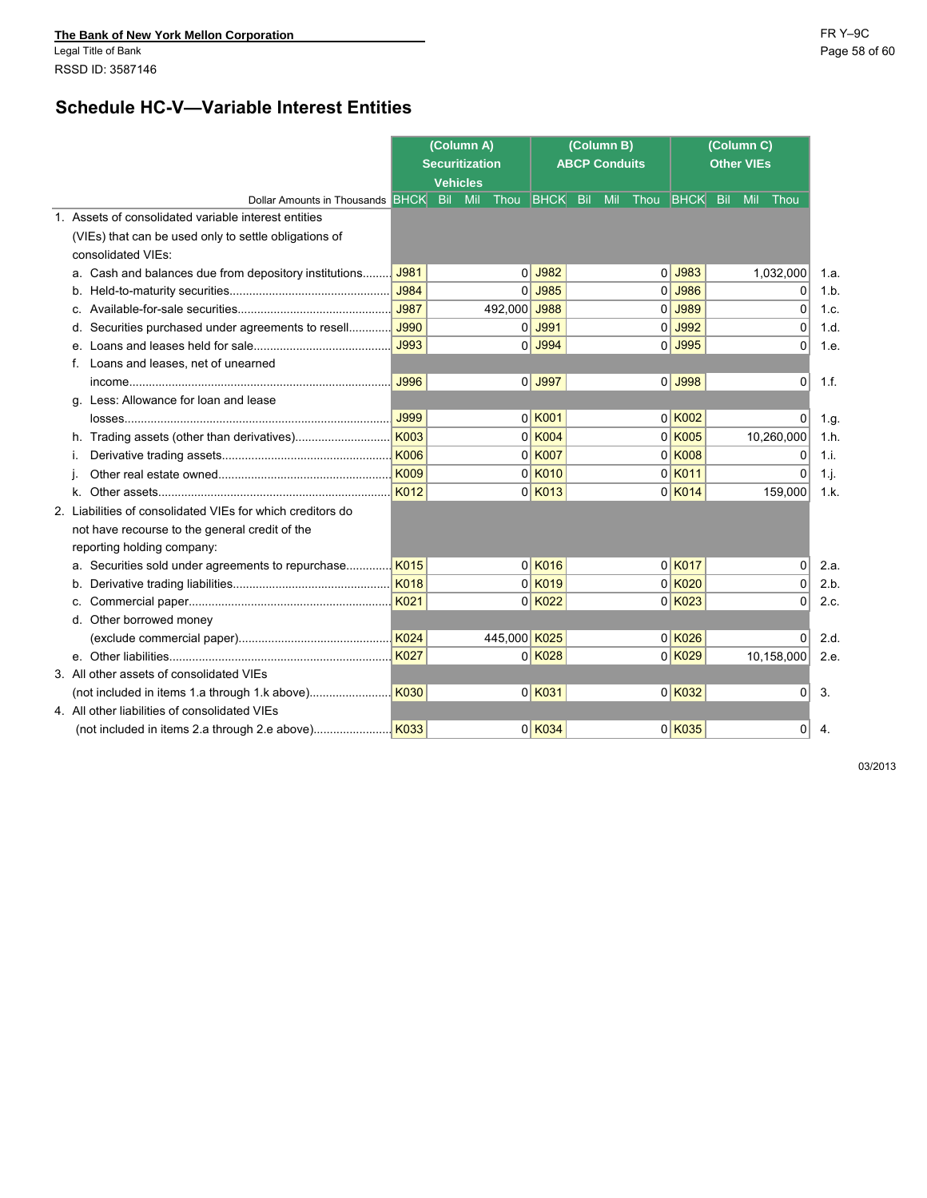The Bank of New York Mellon Corporation
Legal Title of Bank
RSSD ID: 3587146

FR Y–9C

# Schedule HC-V—Variable Interest Entities

| Dollar Amounts in Thousands | BHCK | (Column A) Securitization Vehicles | BHCK | (Column B) ABCP Conduits | BHCK | (Column C) Other VIEs | |
|---|---|---|---|---|---|---|---|
| 1. Assets of consolidated variable interest entities (VIEs) that can be used only to settle obligations of consolidated VIEs: | | | | | | | |
| a. Cash and balances due from depository institutions | J981 | 0 | J982 | 0 | J983 | 1,032,000 | 1.a. |
| b. Held-to-maturity securities | J984 | 0 | J985 | 0 | J986 | 0 | 1.b. |
| c. Available-for-sale securities | J987 | 492,000 | J988 | 0 | J989 | 0 | 1.c. |
| d. Securities purchased under agreements to resell | J990 | 0 | J991 | 0 | J992 | 0 | 1.d. |
| e. Loans and leases held for sale | J993 | 0 | J994 | 0 | J995 | 0 | 1.e. |
| f. Loans and leases, net of unearned income | J996 | 0 | J997 | 0 | J998 | 0 | 1.f. |
| g. Less: Allowance for loan and lease losses | J999 | 0 | K001 | 0 | K002 | 0 | 1.g. |
| h. Trading assets (other than derivatives) | K003 | 0 | K004 | 0 | K005 | 10,260,000 | 1.h. |
| i. Derivative trading assets | K006 | 0 | K007 | 0 | K008 | 0 | 1.i. |
| j. Other real estate owned | K009 | 0 | K010 | 0 | K011 | 0 | 1.j. |
| k. Other assets | K012 | 0 | K013 | 0 | K014 | 159,000 | 1.k. |
| 2. Liabilities of consolidated VIEs for which creditors do not have recourse to the general credit of the reporting holding company: | | | | | | | |
| a. Securities sold under agreements to repurchase | K015 | 0 | K016 | 0 | K017 | 0 | 2.a. |
| b. Derivative trading liabilities | K018 | 0 | K019 | 0 | K020 | 0 | 2.b. |
| c. Commercial paper | K021 | 0 | K022 | 0 | K023 | 0 | 2.c. |
| d. Other borrowed money (exclude commercial paper) | K024 | 445,000 | K025 | 0 | K026 | 0 | 2.d. |
| e. Other liabilities | K027 | 0 | K028 | 0 | K029 | 10,158,000 | 2.e. |
| 3. All other assets of consolidated VIEs (not included in items 1.a through 1.k above) | K030 | 0 | K031 | 0 | K032 | 0 | 3. |
| 4. All other liabilities of consolidated VIEs (not included in items 2.a through 2.e above) | K033 | 0 | K034 | 0 | K035 | 0 | 4. |

03/2013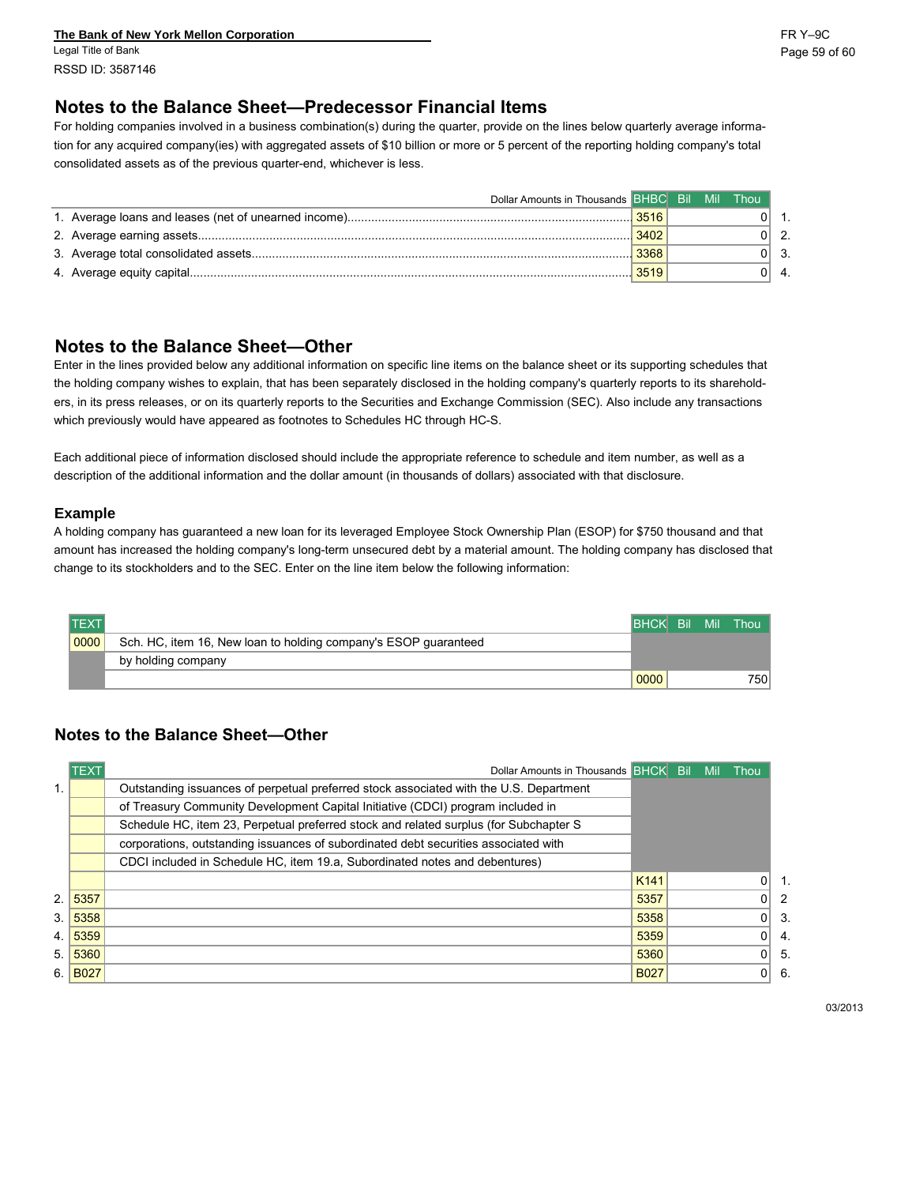The Bank of New York Mellon Corporation
Legal Title of Bank
RSSD ID: 3587146

## Notes to the Balance Sheet—Predecessor Financial Items

For holding companies involved in a business combination(s) during the quarter, provide on the lines below quarterly average information for any acquired company(ies) with aggregated assets of $10 billion or more or 5 percent of the reporting holding company's total consolidated assets as of the previous quarter-end, whichever is less.

| Dollar Amounts in Thousands | BHBC | Bil Mil Thou | |
|---|---|---|---|
| 1. Average loans and leases (net of unearned income) | 3516 | 0 | 1. |
| 2. Average earning assets | 3402 | 0 | 2. |
| 3. Average total consolidated assets | 3368 | 0 | 3. |
| 4. Average equity capital | 3519 | 0 | 4. |

## Notes to the Balance Sheet—Other

Enter in the lines provided below any additional information on specific line items on the balance sheet or its supporting schedules that the holding company wishes to explain, that has been separately disclosed in the holding company's quarterly reports to its shareholders, in its press releases, or on its quarterly reports to the Securities and Exchange Commission (SEC). Also include any transactions which previously would have appeared as footnotes to Schedules HC through HC-S.

Each additional piece of information disclosed should include the appropriate reference to schedule and item number, as well as a description of the additional information and the dollar amount (in thousands of dollars) associated with that disclosure.

### Example

A holding company has guaranteed a new loan for its leveraged Employee Stock Ownership Plan (ESOP) for $750 thousand and that amount has increased the holding company's long-term unsecured debt by a material amount. The holding company has disclosed that change to its stockholders and to the SEC. Enter on the line item below the following information:

| TEXT | | BHCK | Bil Mil Thou |
|---|---|---|---|
| 0000 | Sch. HC, item 16, New loan to holding company's ESOP guaranteed by holding company | 0000 | 750 |

## Notes to the Balance Sheet—Other

| | TEXT | Dollar Amounts in Thousands | BHCK | Bil Mil Thou | |
|---|---|---|---|---|---|
| 1. | | Outstanding issuances of perpetual preferred stock associated with the U.S. Department of Treasury Community Development Capital Initiative (CDCI) program included in Schedule HC, item 23, Perpetual preferred stock and related surplus (for Subchapter S corporations, outstanding issuances of subordinated debt securities associated with CDCI included in Schedule HC, item 19.a, Subordinated notes and debentures) | K141 | 0 | 1. |
| 2. | 5357 | | 5357 | 0 | 2 |
| 3. | 5358 | | 5358 | 0 | 3. |
| 4. | 5359 | | 5359 | 0 | 4. |
| 5. | 5360 | | 5360 | 0 | 5. |
| 6. | B027 | | B027 | 0 | 6. |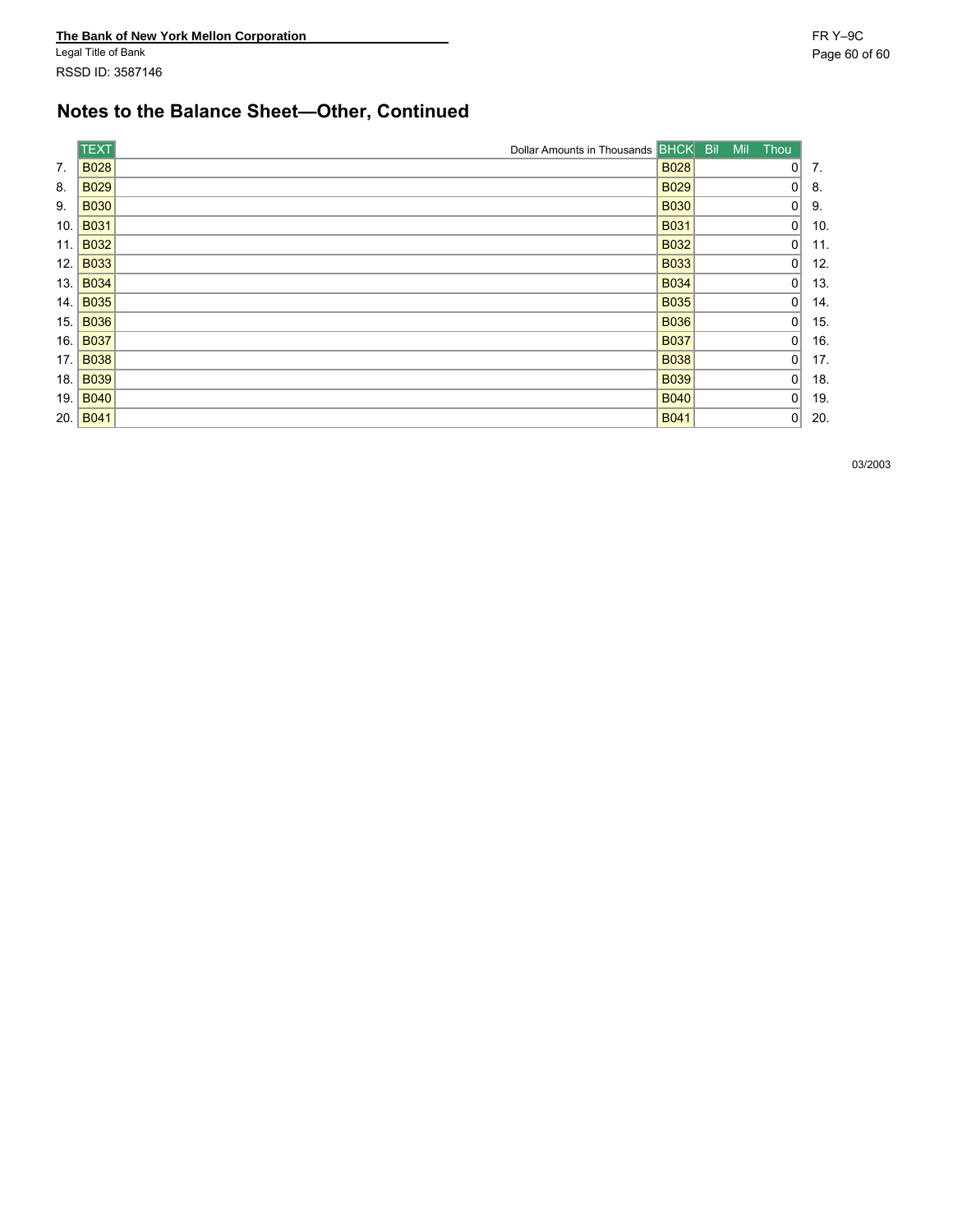# Notes to the Balance Sheet—Other, Continued

| | TEXT | Dollar Amounts in Thousands | BHCK | Bil Mil Thou | |
|---|---|---|---|---|---|
| 7. | B028 | | B028 | 0 | 7. |
| 8. | B029 | | B029 | 0 | 8. |
| 9. | B030 | | B030 | 0 | 9. |
| 10. | B031 | | B031 | 0 | 10. |
| 11. | B032 | | B032 | 0 | 11. |
| 12. | B033 | | B033 | 0 | 12. |
| 13. | B034 | | B034 | 0 | 13. |
| 14. | B035 | | B035 | 0 | 14. |
| 15. | B036 | | B036 | 0 | 15. |
| 16. | B037 | | B037 | 0 | 16. |
| 17. | B038 | | B038 | 0 | 17. |
| 18. | B039 | | B039 | 0 | 18. |
| 19. | B040 | | B040 | 0 | 19. |
| 20. | B041 | | B041 | 0 | 20. |

03/2003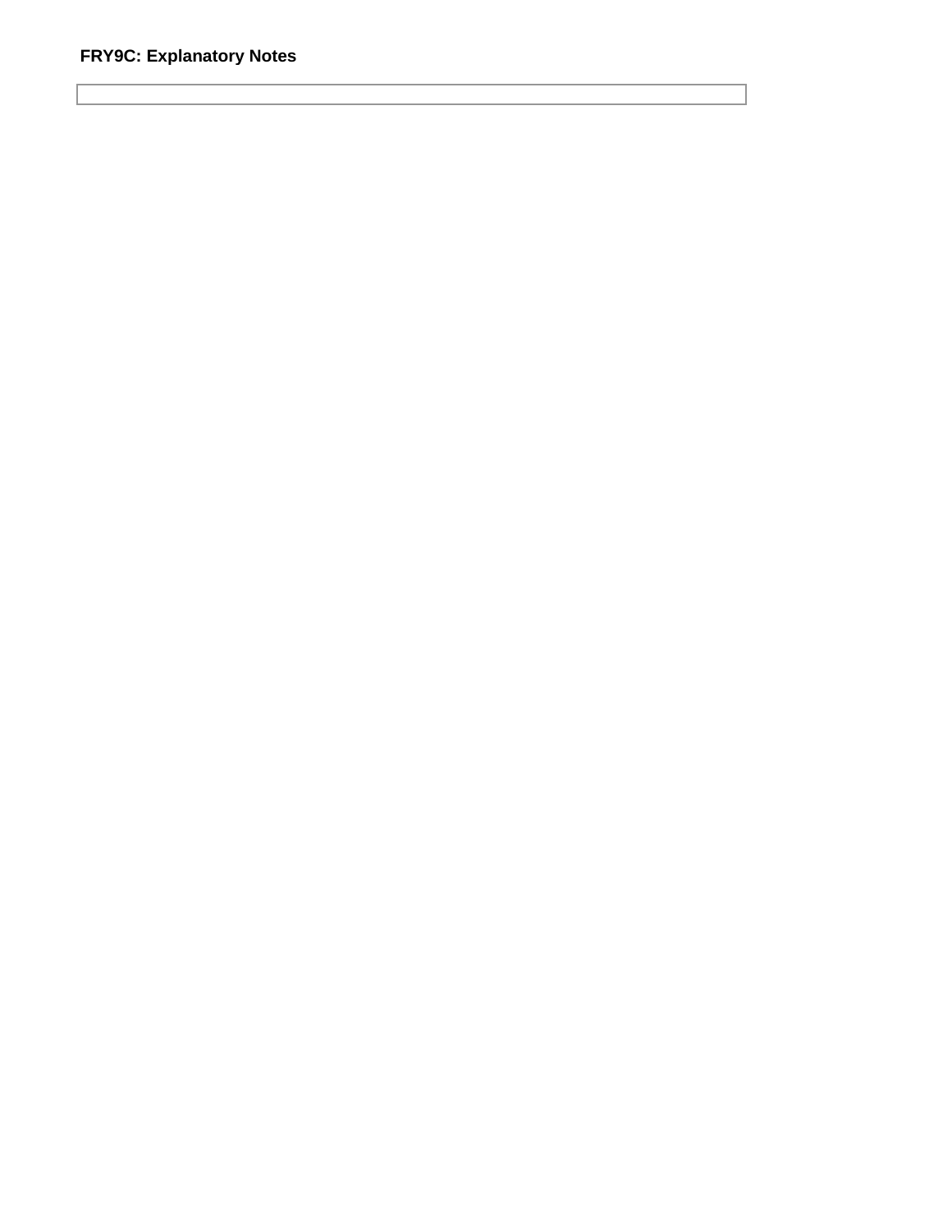**FRY9C: Explanatory Notes**

| |
|---|
| |